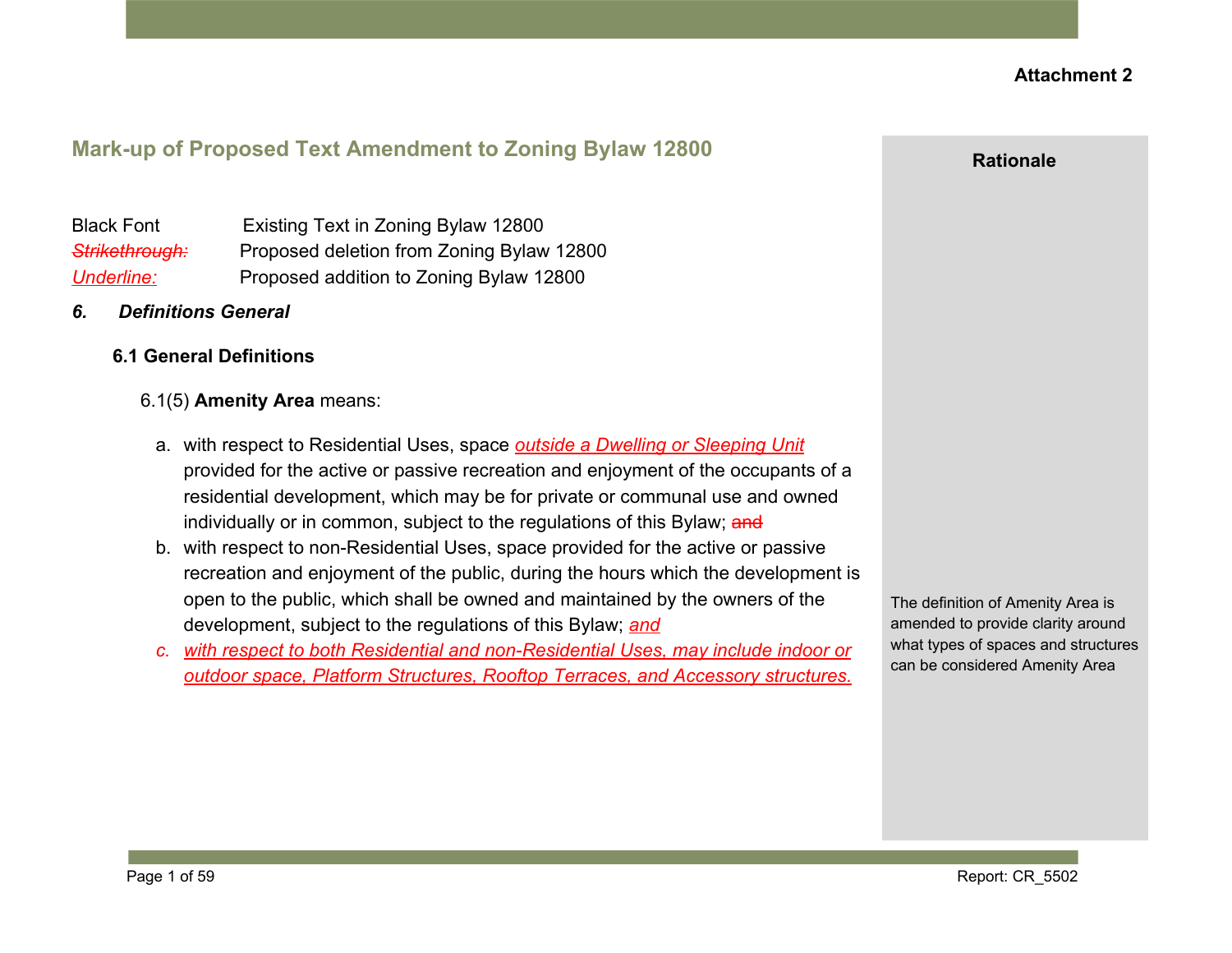**Attachment 2**

## Mark-up of Proposed Text Amendment to Zoning Bylaw 12800

| | |
|---|---|
| Black Font | Existing Text in Zoning Bylaw 12800 |
| ~~*Strikethrough:*~~ | Proposed deletion from Zoning Bylaw 12800 |
| <u>*Underline:*</u> | Proposed addition to Zoning Bylaw 12800 |

### *6. Definitions General*

#### 6.1 General Definitions

6.1(5) **Amenity Area** means:

a. with respect to Residential Uses, space <u>*outside a Dwelling or Sleeping Unit*</u> provided for the active or passive recreation and enjoyment of the occupants of a residential development, which may be for private or communal use and owned individually or in common, subject to the regulations of this Bylaw; ~~and~~

b. with respect to non-Residential Uses, space provided for the active or passive recreation and enjoyment of the public, during the hours which the development is open to the public, which shall be owned and maintained by the owners of the development, subject to the regulations of this Bylaw; <u>*and*</u>

<u>*c. with respect to both Residential and non-Residential Uses, may include indoor or outdoor space, Platform Structures, Rooftop Terraces, and Accessory structures.*</u>

**Rationale**

The definition of Amenity Area is amended to provide clarity around what types of spaces and structures can be considered Amenity Area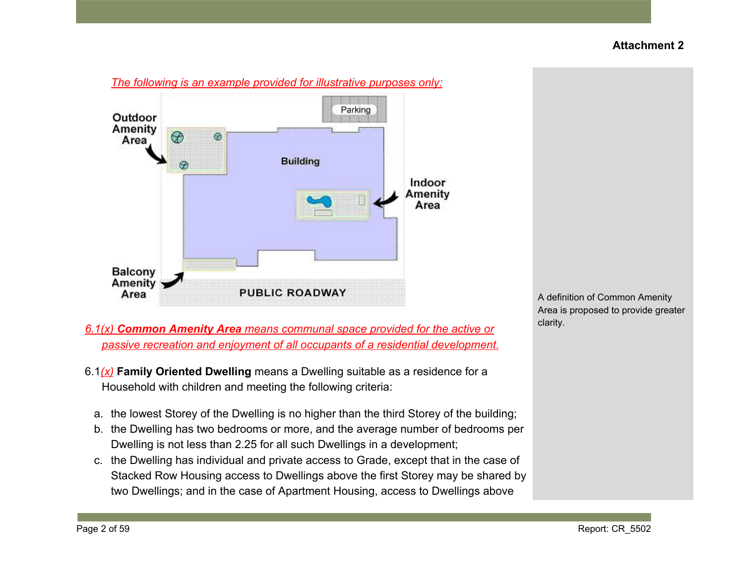*The following is an example provided for illustrative purposes only:*

Outdoor Amenity Area

Parking

Building

Indoor Amenity Area

Balcony Amenity Area

PUBLIC ROADWAY

*6.1(x)* ***Common Amenity Area*** *means communal space provided for the active or passive recreation and enjoyment of all occupants of a residential development.*

6.1*(x)* **Family Oriented Dwelling** means a Dwelling suitable as a residence for a Household with children and meeting the following criteria:

a. the lowest Storey of the Dwelling is no higher than the third Storey of the building;
b. the Dwelling has two bedrooms or more, and the average number of bedrooms per Dwelling is not less than 2.25 for all such Dwellings in a development;
c. the Dwelling has individual and private access to Grade, except that in the case of Stacked Row Housing access to Dwellings above the first Storey may be shared by two Dwellings; and in the case of Apartment Housing, access to Dwellings above

A definition of Common Amenity Area is proposed to provide greater clarity.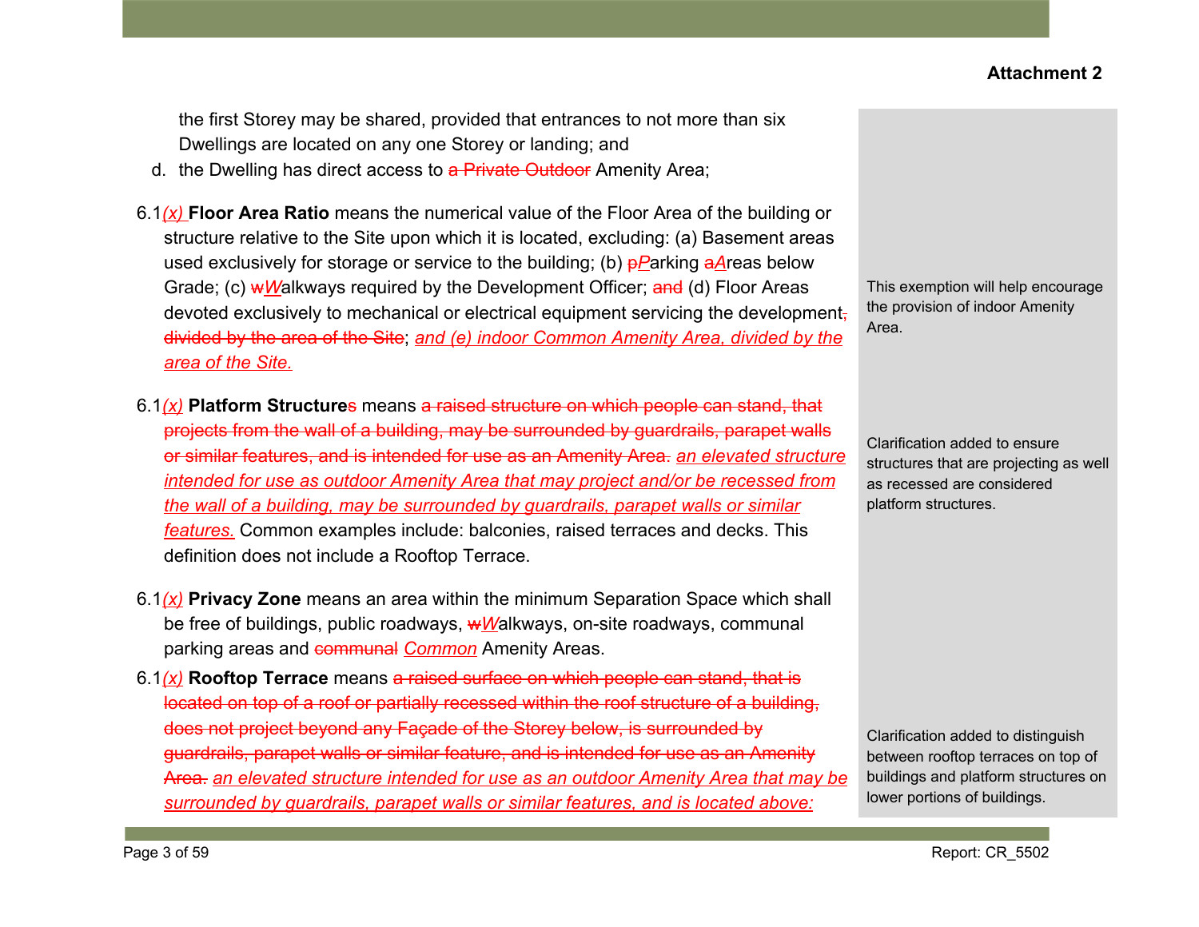the first Storey may be shared, provided that entrances to not more than six Dwellings are located on any one Storey or landing; and

d. the Dwelling has direct access to ~~a Private Outdoor~~ Amenity Area;

6.1*(x)* **Floor Area Ratio** means the numerical value of the Floor Area of the building or structure relative to the Site upon which it is located, excluding: (a) Basement areas used exclusively for storage or service to the building; (b) ~~p~~*P*arking ~~a~~*A*reas below Grade; (c) ~~w~~*W*alkways required by the Development Officer; ~~and~~ (d) Floor Areas devoted exclusively to mechanical or electrical equipment servicing the development~~, divided by the area of the Site~~; *and (e) indoor Common Amenity Area, divided by the area of the Site.*

> This exemption will help encourage the provision of indoor Amenity Area.

6.1*(x)* **Platform Structure~~s~~** means ~~a raised structure on which people can stand, that projects from the wall of a building, may be surrounded by guardrails, parapet walls or similar features, and is intended for use as an Amenity Area.~~ *an elevated structure intended for use as outdoor Amenity Area that may project and/or be recessed from the wall of a building, may be surrounded by guardrails, parapet walls or similar features.* Common examples include: balconies, raised terraces and decks. This definition does not include a Rooftop Terrace.

> Clarification added to ensure structures that are projecting as well as recessed are considered platform structures.

6.1*(x)* **Privacy Zone** means an area within the minimum Separation Space which shall be free of buildings, public roadways, ~~w~~*W*alkways, on-site roadways, communal parking areas and ~~communal~~ *Common* Amenity Areas.

6.1*(x)* **Rooftop Terrace** means ~~a raised surface on which people can stand, that is located on top of a roof or partially recessed within the roof structure of a building, does not project beyond any Façade of the Storey below, is surrounded by guardrails, parapet walls or similar feature, and is intended for use as an Amenity Area.~~ *an elevated structure intended for use as an outdoor Amenity Area that may be surrounded by guardrails, parapet walls or similar features, and is located above:*

> Clarification added to distinguish between rooftop terraces on top of buildings and platform structures on lower portions of buildings.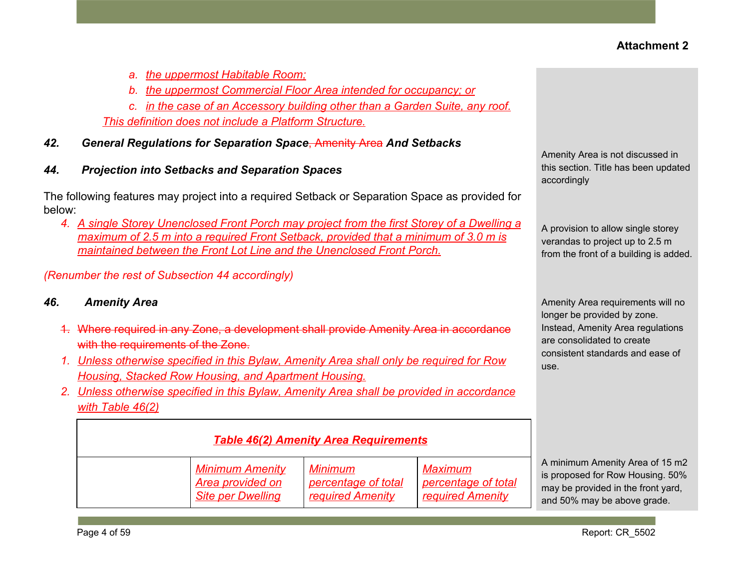Attachment 2

a. *the uppermost Habitable Room;*
b. *the uppermost Commercial Floor Area intended for occupancy; or*
c. *in the case of an Accessory building other than a Garden Suite, any roof.*

*This definition does not include a Platform Structure.*

### *42. General Regulations for Separation Space~~, Amenity Area~~ And Setbacks*

Amenity Area is not discussed in this section. Title has been updated accordingly

### *44. Projection into Setbacks and Separation Spaces*

The following features may project into a required Setback or Separation Space as provided for below:

4. *A single Storey Unenclosed Front Porch may project from the first Storey of a Dwelling a maximum of 2.5 m into a required Front Setback, provided that a minimum of 3.0 m is maintained between the Front Lot Line and the Unenclosed Front Porch.*

A provision to allow single storey verandas to project up to 2.5 m from the front of a building is added.

*(Renumber the rest of Subsection 44 accordingly)*

### *46. Amenity Area*

Amenity Area requirements will no longer be provided by zone. Instead, Amenity Area regulations are consolidated to create consistent standards and ease of use.

~~1. Where required in any Zone, a development shall provide Amenity Area in accordance with the requirements of the Zone.~~

1. *Unless otherwise specified in this Bylaw, Amenity Area shall only be required for Row Housing, Stacked Row Housing, and Apartment Housing.*
2. *Unless otherwise specified in this Bylaw, Amenity Area shall be provided in accordance with Table 46(2)*

| *Table 46(2) Amenity Area Requirements* | | | |
|---|---|---|---|
| | *Minimum Amenity Area provided on Site per Dwelling* | *Minimum percentage of total required Amenity* | *Maximum percentage of total required Amenity* |

A minimum Amenity Area of 15 m2 is proposed for Row Housing. 50% may be provided in the front yard, and 50% may be above grade.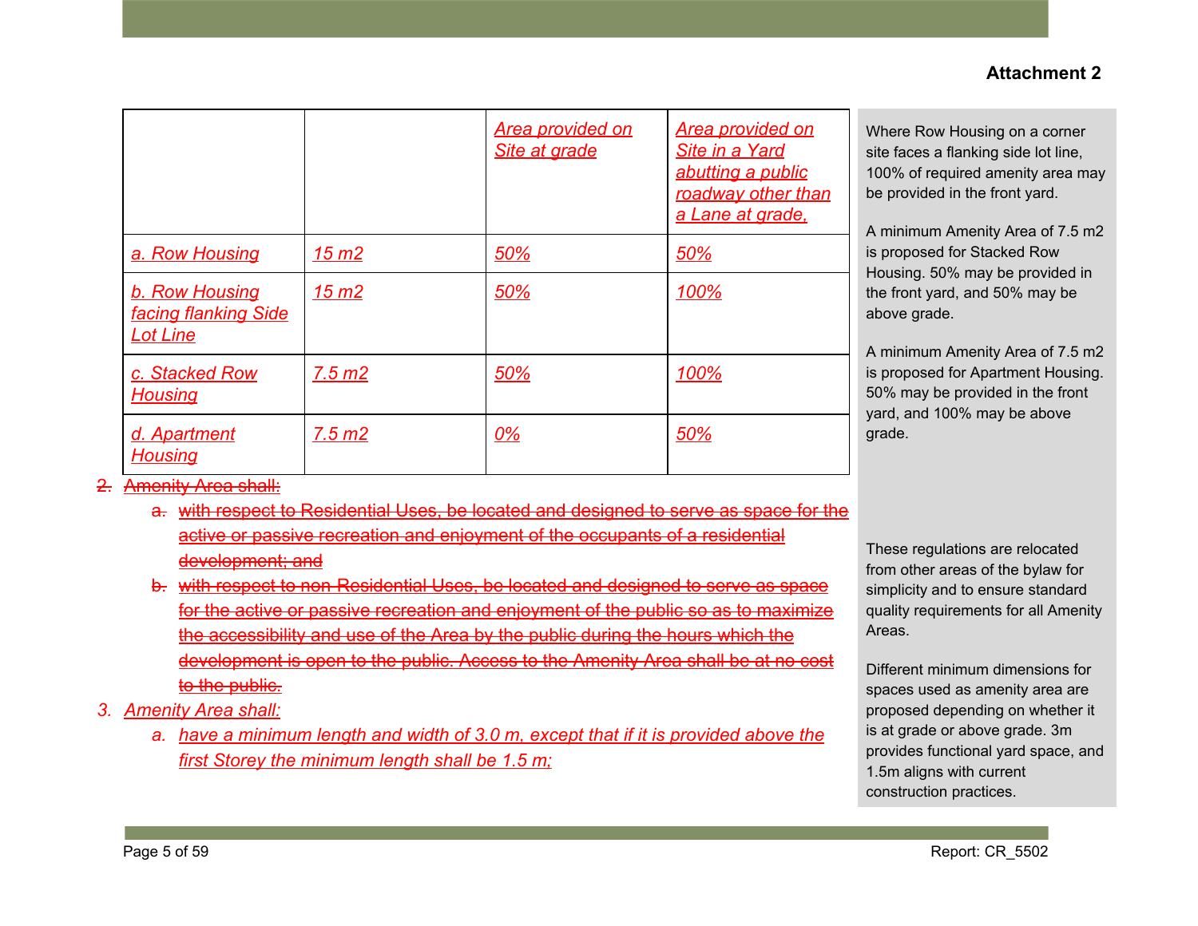**Attachment 2**

| | | Area provided on Site at grade | Area provided on Site in a Yard abutting a public roadway other than a Lane at grade, |
|---|---|---|---|
| a. Row Housing | 15 m2 | 50% | 50% |
| b. Row Housing facing flanking Side Lot Line | 15 m2 | 50% | 100% |
| c. Stacked Row Housing | 7.5 m2 | 50% | 100% |
| d. Apartment Housing | 7.5 m2 | 0% | 50% |

Where Row Housing on a corner site faces a flanking side lot line, 100% of required amenity area may be provided in the front yard.

A minimum Amenity Area of 7.5 m2 is proposed for Stacked Row Housing. 50% may be provided in the front yard, and 50% may be above grade.

A minimum Amenity Area of 7.5 m2 is proposed for Apartment Housing. 50% may be provided in the front yard, and 100% may be above grade.

~~2. Amenity Area shall:~~

~~a. with respect to Residential Uses, be located and designed to serve as space for the active or passive recreation and enjoyment of the occupants of a residential development; and~~

~~b. with respect to non-Residential Uses, be located and designed to serve as space for the active or passive recreation and enjoyment of the public so as to maximize the accessibility and use of the Area by the public during the hours which the development is open to the public. Access to the Amenity Area shall be at no cost to the public.~~

These regulations are relocated from other areas of the bylaw for simplicity and to ensure standard quality requirements for all Amenity Areas.

3. Amenity Area shall:

a. have a minimum length and width of 3.0 m, except that if it is provided above the first Storey the minimum length shall be 1.5 m;

Different minimum dimensions for spaces used as amenity area are proposed depending on whether it is at grade or above grade. 3m provides functional yard space, and 1.5m aligns with current construction practices.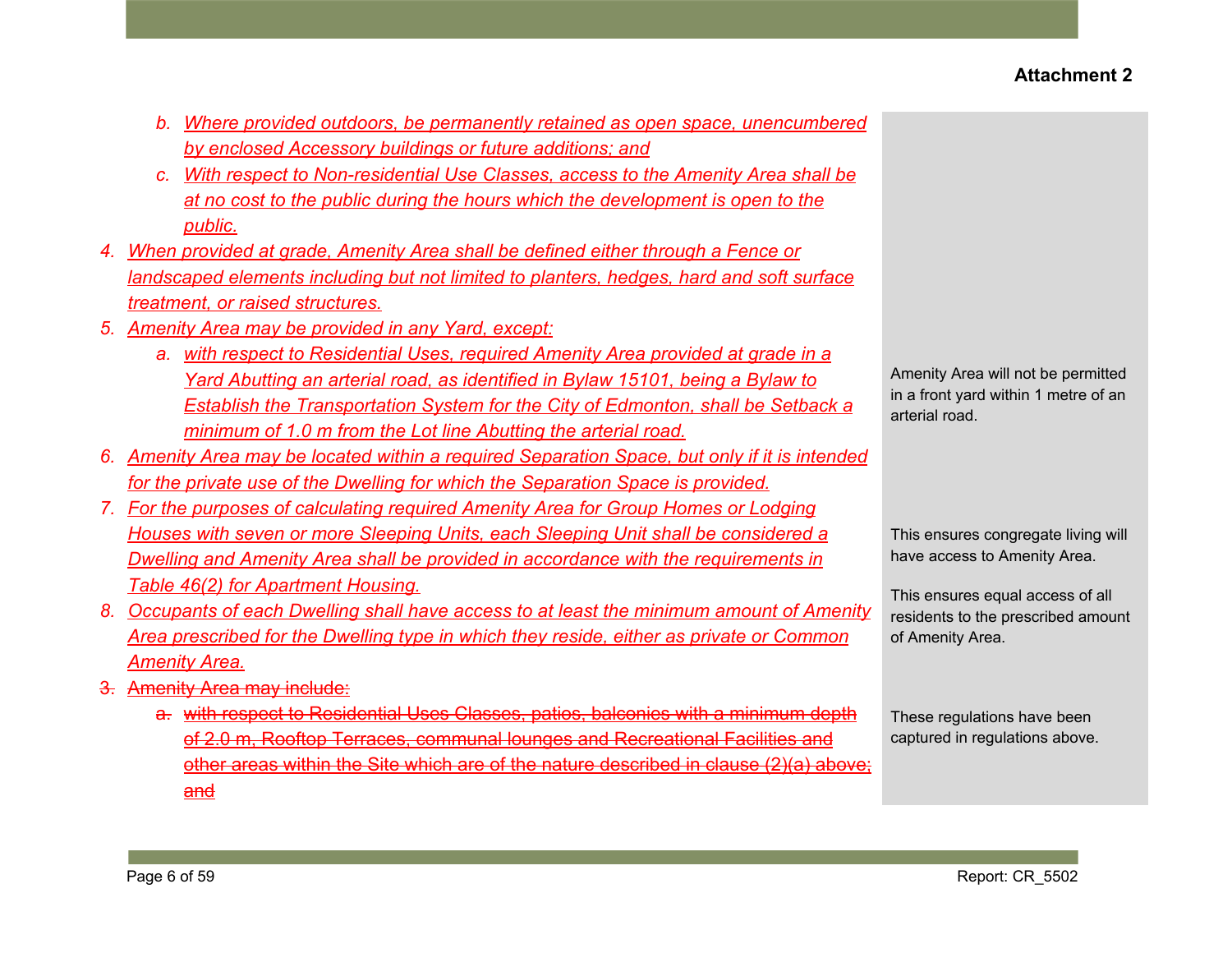**Attachment 2**

| | |
|---|---|
| b. *Where provided outdoors, be permanently retained as open space, unencumbered by enclosed Accessory buildings or future additions; and* | |
| c. *With respect to Non-residential Use Classes, access to the Amenity Area shall be at no cost to the public during the hours which the development is open to the public.* | |
| 4. *When provided at grade, Amenity Area shall be defined either through a Fence or landscaped elements including but not limited to planters, hedges, hard and soft surface treatment, or raised structures.* | |
| 5. *Amenity Area may be provided in any Yard, except:* | |
| a. *with respect to Residential Uses, required Amenity Area provided at grade in a Yard Abutting an arterial road, as identified in Bylaw 15101, being a Bylaw to Establish the Transportation System for the City of Edmonton, shall be Setback a minimum of 1.0 m from the Lot line Abutting the arterial road.* | Amenity Area will not be permitted in a front yard within 1 metre of an arterial road. |
| 6. *Amenity Area may be located within a required Separation Space, but only if it is intended for the private use of the Dwelling for which the Separation Space is provided.* | |
| 7. *For the purposes of calculating required Amenity Area for Group Homes or Lodging Houses with seven or more Sleeping Units, each Sleeping Unit shall be considered a Dwelling and Amenity Area shall be provided in accordance with the requirements in Table 46(2) for Apartment Housing.* | This ensures congregate living will have access to Amenity Area. |
| 8. *Occupants of each Dwelling shall have access to at least the minimum amount of Amenity Area prescribed for the Dwelling type in which they reside, either as private or Common Amenity Area.* | This ensures equal access of all residents to the prescribed amount of Amenity Area. |
| ~~3. Amenity Area may include:~~ | |
| ~~a. with respect to Residential Uses Classes, patios, balconies with a minimum depth of 2.0 m, Rooftop Terraces, communal lounges and Recreational Facilities and other areas within the Site which are of the nature described in clause (2)(a) above; and~~ | These regulations have been captured in regulations above. |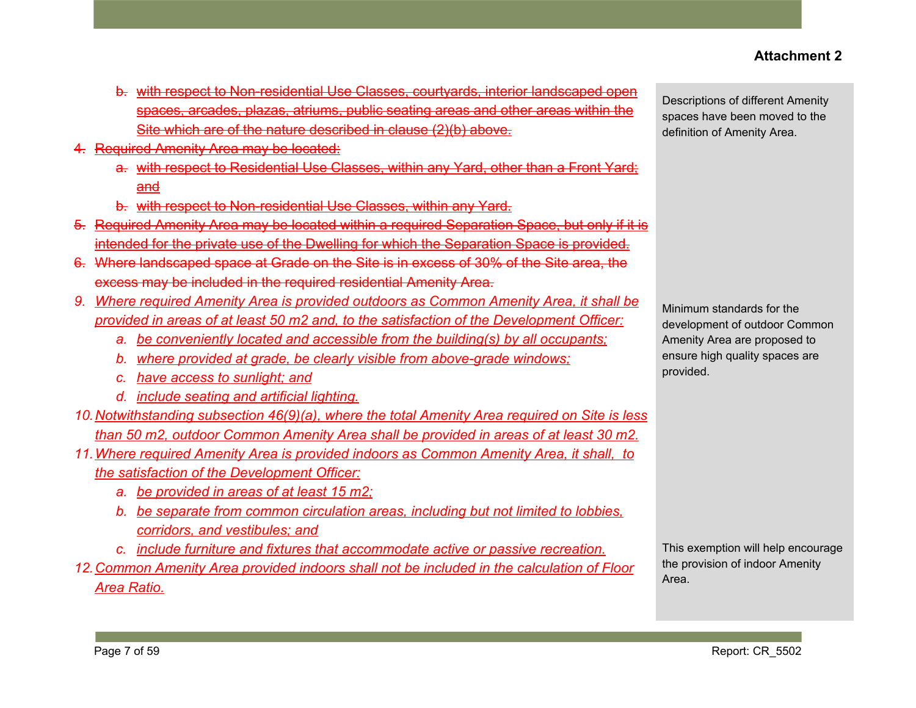**Attachment 2**

b. ~~with respect to Non-residential Use Classes, courtyards, interior landscaped open spaces, arcades, plazas, atriums, public seating areas and other areas within the Site which are of the nature described in clause (2)(b) above.~~

4. ~~Required Amenity Area may be located:~~
   a. ~~with respect to Residential Use Classes, within any Yard, other than a Front Yard; and~~
   b. ~~with respect to Non-residential Use Classes, within any Yard.~~
5. ~~Required Amenity Area may be located within a required Separation Space, but only if it is intended for the private use of the Dwelling for which the Separation Space is provided.~~
6. ~~Where landscaped space at Grade on the Site is in excess of 30% of the Site area, the excess may be included in the required residential Amenity Area.~~

9. *Where required Amenity Area is provided outdoors as Common Amenity Area, it shall be provided in areas of at least 50 m2 and, to the satisfaction of the Development Officer:*
   a. *be conveniently located and accessible from the building(s) by all occupants;*
   b. *where provided at grade, be clearly visible from above-grade windows;*
   c. *have access to sunlight; and*
   d. *include seating and artificial lighting.*
10. *Notwithstanding subsection 46(9)(a), where the total Amenity Area required on Site is less than 50 m2, outdoor Common Amenity Area shall be provided in areas of at least 30 m2.*
11. *Where required Amenity Area is provided indoors as Common Amenity Area, it shall, to the satisfaction of the Development Officer:*
    a. *be provided in areas of at least 15 m2;*
    b. *be separate from common circulation areas, including but not limited to lobbies, corridors, and vestibules; and*
    c. *include furniture and fixtures that accommodate active or passive recreation.*
12. *Common Amenity Area provided indoors shall not be included in the calculation of Floor Area Ratio.*

> Descriptions of different Amenity spaces have been moved to the definition of Amenity Area.

> Minimum standards for the development of outdoor Common Amenity Area are proposed to ensure high quality spaces are provided.

> This exemption will help encourage the provision of indoor Amenity Area.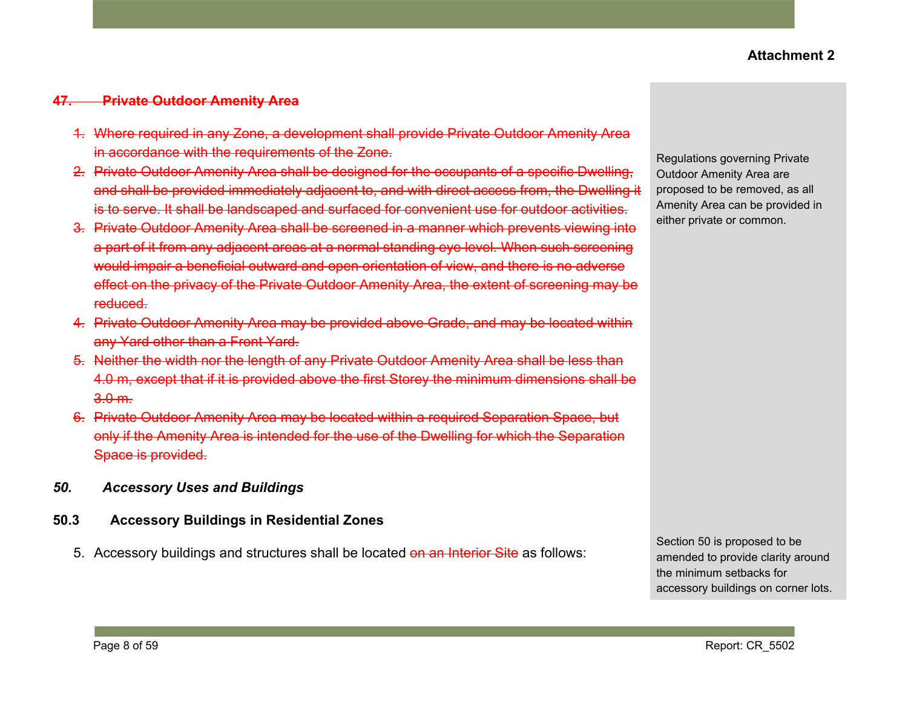**Attachment 2**

### ~~47. Private Outdoor Amenity Area~~

1. ~~Where required in any Zone, a development shall provide Private Outdoor Amenity Area in accordance with the requirements of the Zone.~~
2. ~~Private Outdoor Amenity Area shall be designed for the occupants of a specific Dwelling, and shall be provided immediately adjacent to, and with direct access from, the Dwelling it is to serve. It shall be landscaped and surfaced for convenient use for outdoor activities.~~
3. ~~Private Outdoor Amenity Area shall be screened in a manner which prevents viewing into a part of it from any adjacent areas at a normal standing eye level. When such screening would impair a beneficial outward and open orientation of view, and there is no adverse effect on the privacy of the Private Outdoor Amenity Area, the extent of screening may be reduced.~~
4. ~~Private Outdoor Amenity Area may be provided above Grade, and may be located within any Yard other than a Front Yard.~~
5. ~~Neither the width nor the length of any Private Outdoor Amenity Area shall be less than 4.0 m, except that if it is provided above the first Storey the minimum dimensions shall be 3.0 m.~~
6. ~~Private Outdoor Amenity Area may be located within a required Separation Space, but only if the Amenity Area is intended for the use of the Dwelling for which the Separation Space is provided.~~

Regulations governing Private Outdoor Amenity Area are proposed to be removed, as all Amenity Area can be provided in either private or common.

### *50. Accessory Uses and Buildings*

#### 50.3 Accessory Buildings in Residential Zones

5. Accessory buildings and structures shall be located ~~on an Interior Site~~ as follows:

Section 50 is proposed to be amended to provide clarity around the minimum setbacks for accessory buildings on corner lots.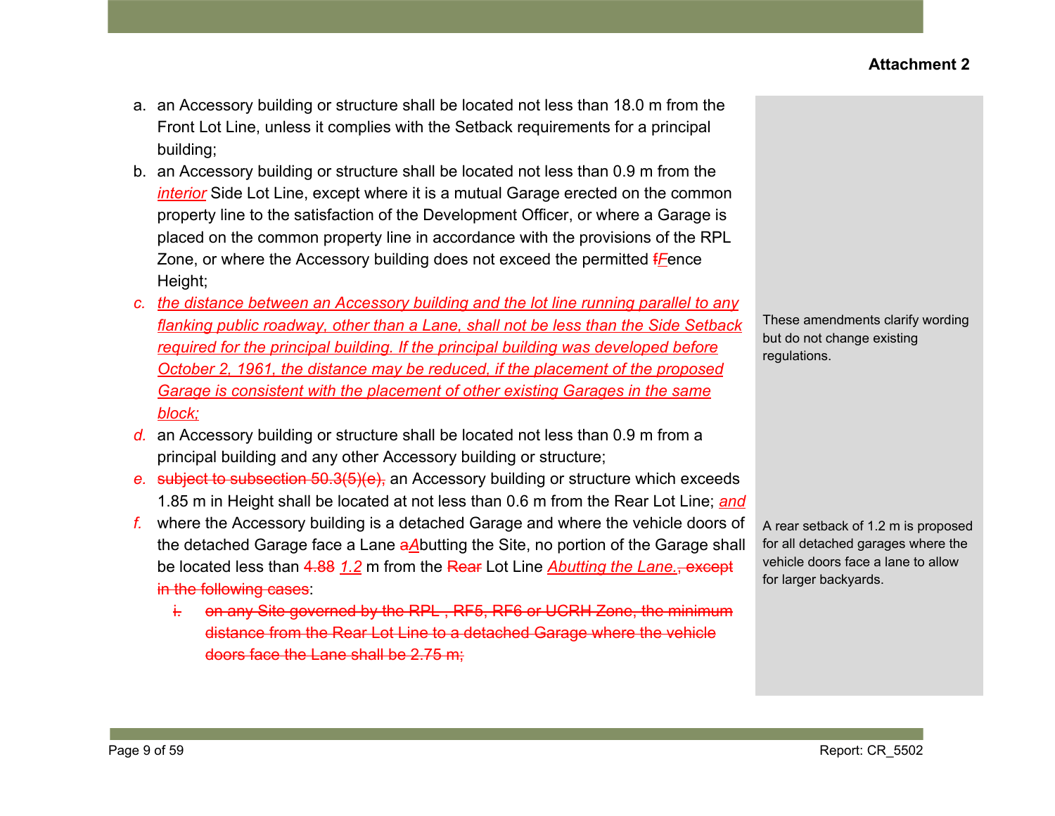**Attachment 2**

a. an Accessory building or structure shall be located not less than 18.0 m from the Front Lot Line, unless it complies with the Setback requirements for a principal building;

b. an Accessory building or structure shall be located not less than 0.9 m from the *interior* Side Lot Line, except where it is a mutual Garage erected on the common property line to the satisfaction of the Development Officer, or where a Garage is placed on the common property line in accordance with the provisions of the RPL Zone, or where the Accessory building does not exceed the permitted ~~f~~*F*ence Height;

*c.* *the distance between an Accessory building and the lot line running parallel to any flanking public roadway, other than a Lane, shall not be less than the Side Setback required for the principal building. If the principal building was developed before October 2, 1961, the distance may be reduced, if the placement of the proposed Garage is consistent with the placement of other existing Garages in the same block;*

*d.* an Accessory building or structure shall be located not less than 0.9 m from a principal building and any other Accessory building or structure;

*e.* ~~subject to subsection 50.3(5)(e),~~ an Accessory building or structure which exceeds 1.85 m in Height shall be located at not less than 0.6 m from the Rear Lot Line; *and*

*f.* where the Accessory building is a detached Garage and where the vehicle doors of the detached Garage face a Lane ~~a~~*A*butting the Site, no portion of the Garage shall be located less than ~~4.88~~ *1.2* m from the ~~Rear~~ Lot Line *Abutting the Lane.*~~, except in the following cases~~:

   ~~i. on any Site governed by the RPL , RF5, RF6 or UCRH Zone, the minimum distance from the Rear Lot Line to a detached Garage where the vehicle doors face the Lane shall be 2.75 m;~~

These amendments clarify wording but do not change existing regulations.

A rear setback of 1.2 m is proposed for all detached garages where the vehicle doors face a lane to allow for larger backyards.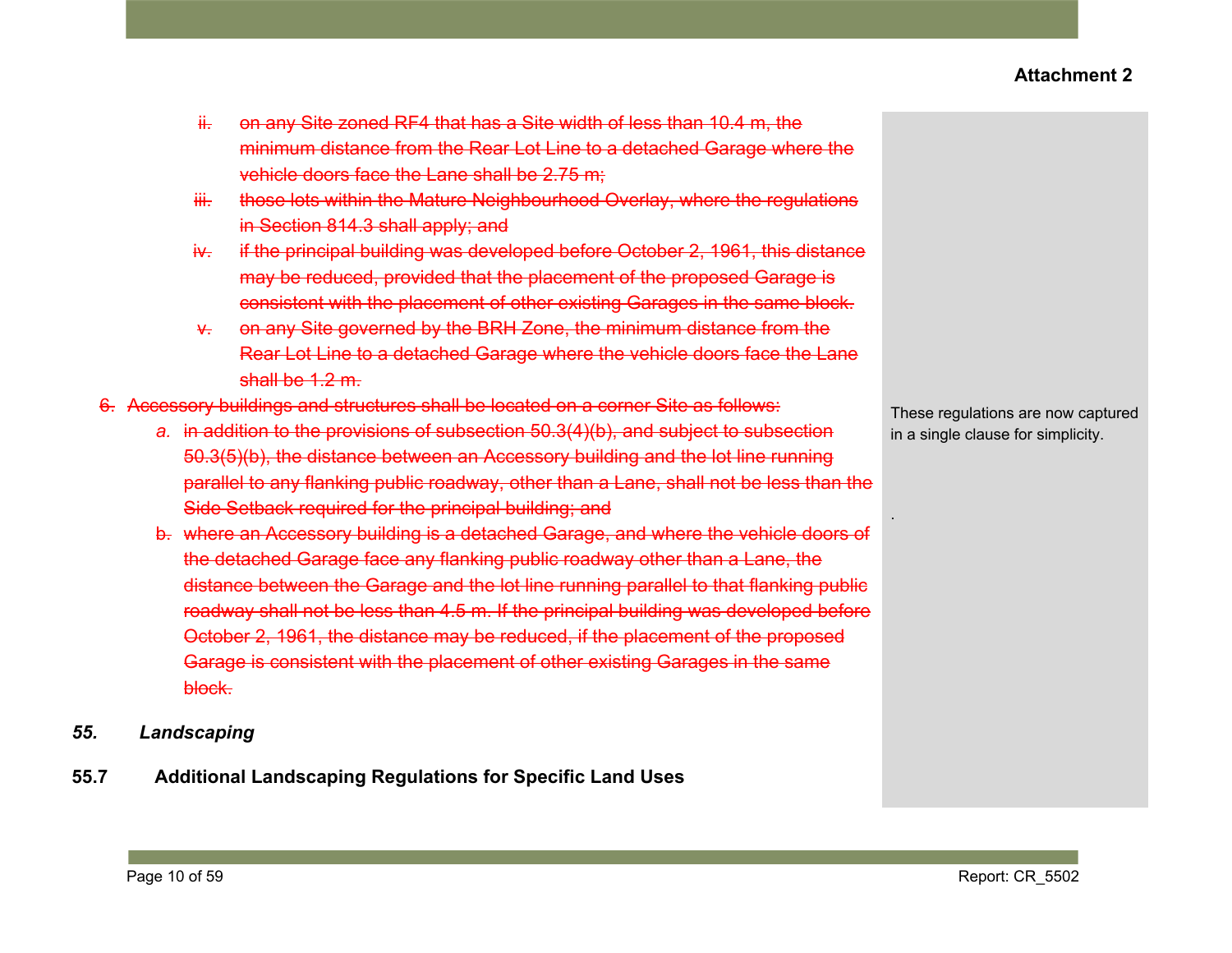**Attachment 2**

~~ii. on any Site zoned RF4 that has a Site width of less than 10.4 m, the minimum distance from the Rear Lot Line to a detached Garage where the vehicle doors face the Lane shall be 2.75 m;~~

~~iii. those lots within the Mature Neighbourhood Overlay, where the regulations in Section 814.3 shall apply; and~~

~~iv. if the principal building was developed before October 2, 1961, this distance may be reduced, provided that the placement of the proposed Garage is consistent with the placement of other existing Garages in the same block.~~

~~v. on any Site governed by the BRH Zone, the minimum distance from the Rear Lot Line to a detached Garage where the vehicle doors face the Lane shall be 1.2 m.~~

~~6. Accessory buildings and structures shall be located on a corner Site as follows:~~

~~*a.* in addition to the provisions of subsection 50.3(4)(b), and subject to subsection 50.3(5)(b), the distance between an Accessory building and the lot line running parallel to any flanking public roadway, other than a Lane, shall not be less than the Side Setback required for the principal building; and~~

~~b. where an Accessory building is a detached Garage, and where the vehicle doors of the detached Garage face any flanking public roadway other than a Lane, the distance between the Garage and the lot line running parallel to that flanking public roadway shall not be less than 4.5 m. If the principal building was developed before October 2, 1961, the distance may be reduced, if the placement of the proposed Garage is consistent with the placement of other existing Garages in the same block.~~

These regulations are now captured in a single clause for simplicity.

.

***55. Landscaping***

**55.7 Additional Landscaping Regulations for Specific Land Uses**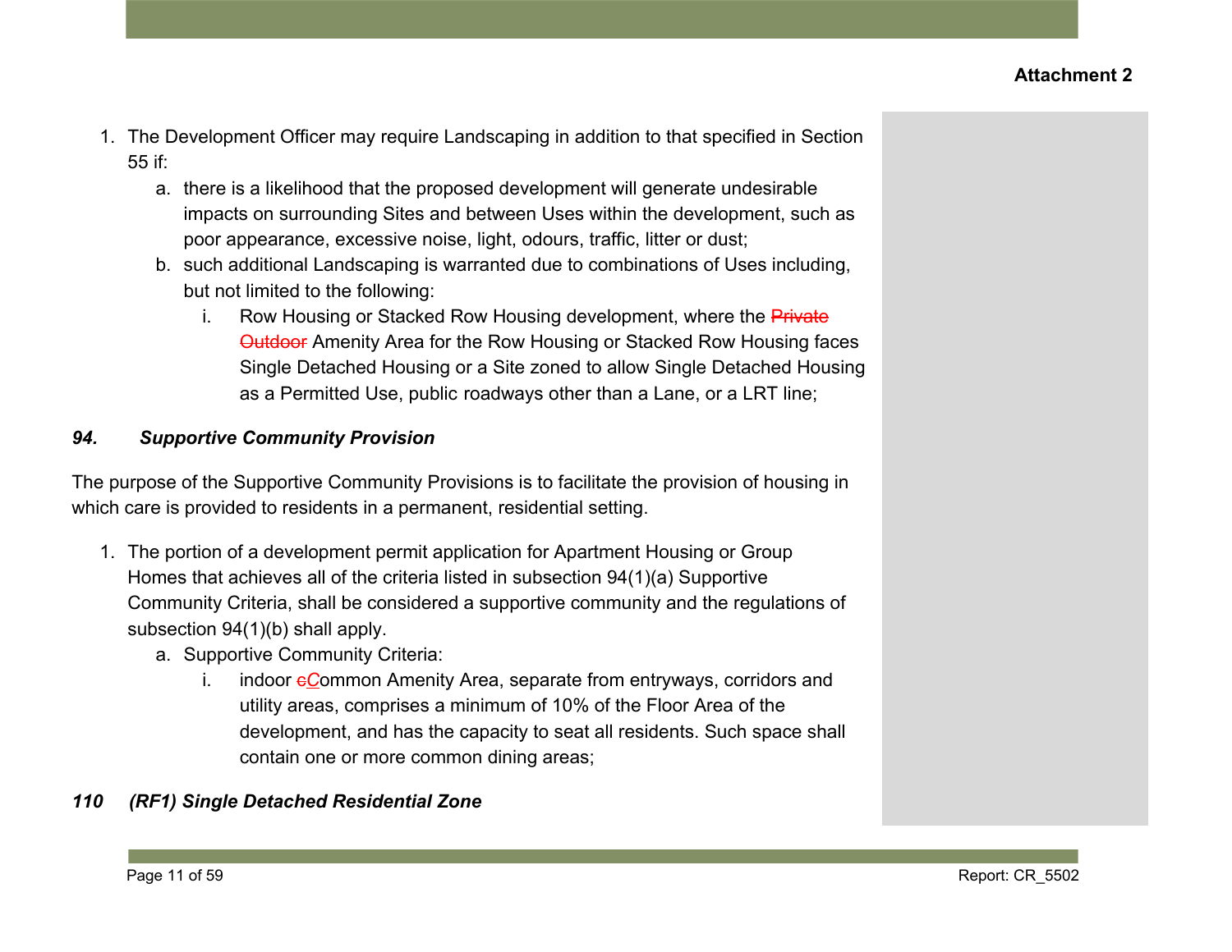1. The Development Officer may require Landscaping in addition to that specified in Section 55 if:
    a. there is a likelihood that the proposed development will generate undesirable impacts on surrounding Sites and between Uses within the development, such as poor appearance, excessive noise, light, odours, traffic, litter or dust;
    b. such additional Landscaping is warranted due to combinations of Uses including, but not limited to the following:
        i. Row Housing or Stacked Row Housing development, where the ~~Private Outdoor~~ Amenity Area for the Row Housing or Stacked Row Housing faces Single Detached Housing or a Site zoned to allow Single Detached Housing as a Permitted Use, public roadways other than a Lane, or a LRT line;

***94. Supportive Community Provision***

The purpose of the Supportive Community Provisions is to facilitate the provision of housing in which care is provided to residents in a permanent, residential setting.

1. The portion of a development permit application for Apartment Housing or Group Homes that achieves all of the criteria listed in subsection 94(1)(a) Supportive Community Criteria, shall be considered a supportive community and the regulations of subsection 94(1)(b) shall apply.
    a. Supportive Community Criteria:
        i. indoor ~~c~~*C*ommon Amenity Area, separate from entryways, corridors and utility areas, comprises a minimum of 10% of the Floor Area of the development, and has the capacity to seat all residents. Such space shall contain one or more common dining areas;

***110 (RF1) Single Detached Residential Zone***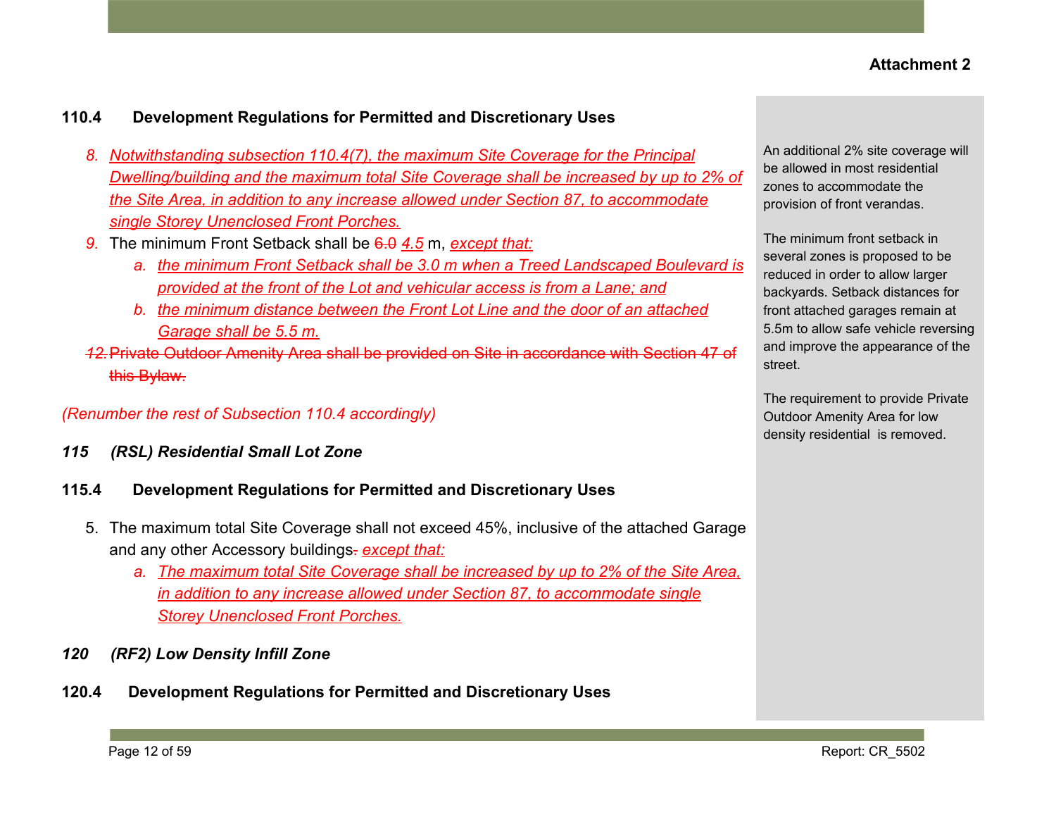**Attachment 2**

**110.4 Development Regulations for Permitted and Discretionary Uses**

8. *Notwithstanding subsection 110.4(7), the maximum Site Coverage for the Principal Dwelling/building and the maximum total Site Coverage shall be increased by up to 2% of the Site Area, in addition to any increase allowed under Section 87, to accommodate single Storey Unenclosed Front Porches.*
9. The minimum Front Setback shall be ~~6.0~~ *4.5* m, *except that:*
   a. *the minimum Front Setback shall be 3.0 m when a Treed Landscaped Boulevard is provided at the front of the Lot and vehicular access is from a Lane; and*
   b. *the minimum distance between the Front Lot Line and the door of an attached Garage shall be 5.5 m.*

~~12. Private Outdoor Amenity Area shall be provided on Site in accordance with Section 47 of this Bylaw.~~

*(Renumber the rest of Subsection 110.4 accordingly)*

***115 (RSL) Residential Small Lot Zone***

**115.4 Development Regulations for Permitted and Discretionary Uses**

5. The maximum total Site Coverage shall not exceed 45%, inclusive of the attached Garage and any other Accessory buildings~~.~~ *except that:*
   a. *The maximum total Site Coverage shall be increased by up to 2% of the Site Area, in addition to any increase allowed under Section 87, to accommodate single Storey Unenclosed Front Porches.*

***120 (RF2) Low Density Infill Zone***

**120.4 Development Regulations for Permitted and Discretionary Uses**

An additional 2% site coverage will be allowed in most residential zones to accommodate the provision of front verandas.

The minimum front setback in several zones is proposed to be reduced in order to allow larger backyards. Setback distances for front attached garages remain at 5.5m to allow safe vehicle reversing and improve the appearance of the street.

The requirement to provide Private Outdoor Amenity Area for low density residential is removed.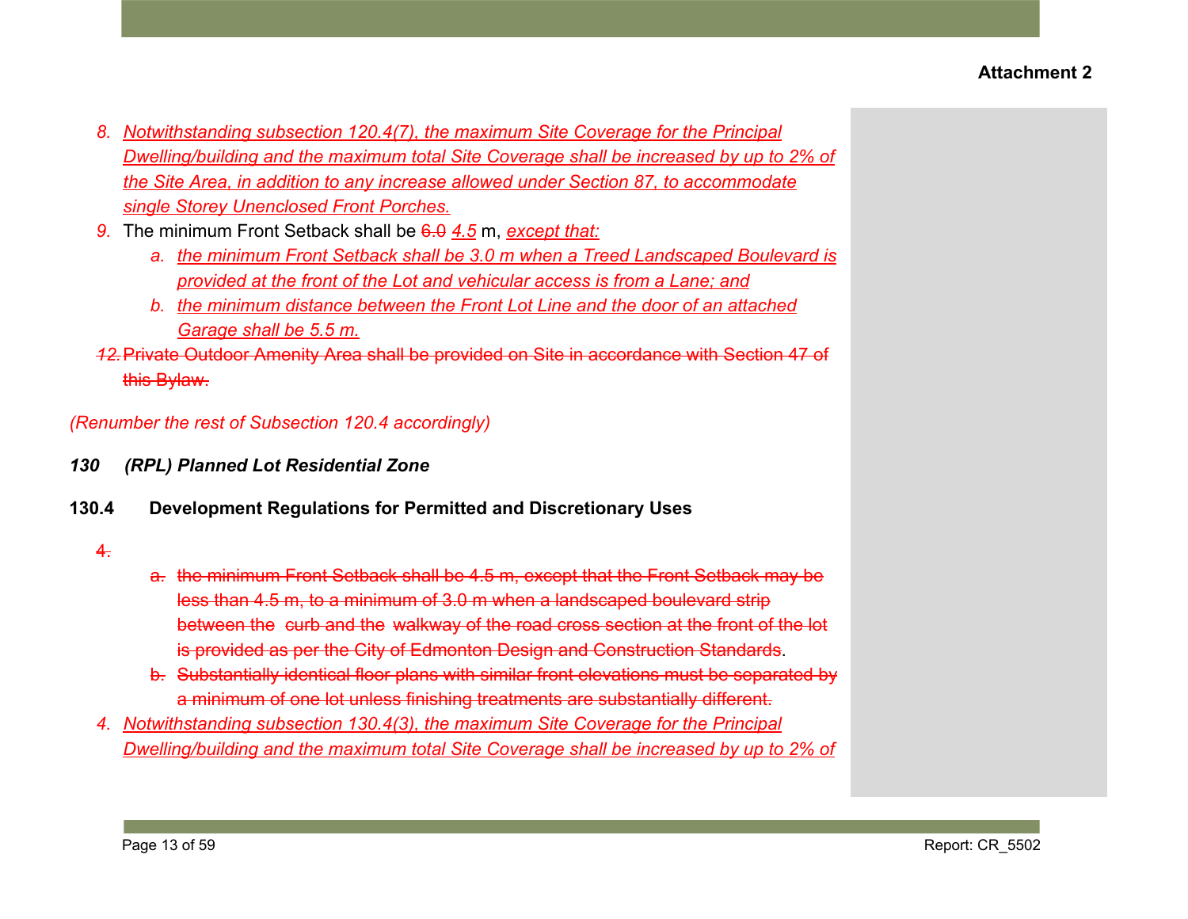Attachment 2

8. *Notwithstanding subsection 120.4(7), the maximum Site Coverage for the Principal Dwelling/building and the maximum total Site Coverage shall be increased by up to 2% of the Site Area, in addition to any increase allowed under Section 87, to accommodate single Storey Unenclosed Front Porches.*
9. The minimum Front Setback shall be ~~6.0~~ *4.5* m, *except that:*
   a. *the minimum Front Setback shall be 3.0 m when a Treed Landscaped Boulevard is provided at the front of the Lot and vehicular access is from a Lane; and*
   b. *the minimum distance between the Front Lot Line and the door of an attached Garage shall be 5.5 m.*

~~12. Private Outdoor Amenity Area shall be provided on Site in accordance with Section 47 of this Bylaw.~~

*(Renumber the rest of Subsection 120.4 accordingly)*

***130 (RPL) Planned Lot Residential Zone***

**130.4 Development Regulations for Permitted and Discretionary Uses**

~~4.~~

~~a. the minimum Front Setback shall be 4.5 m, except that the Front Setback may be less than 4.5 m, to a minimum of 3.0 m when a landscaped boulevard strip between the curb and the walkway of the road cross section at the front of the lot is provided as per the City of Edmonton Design and Construction Standards.~~

~~b. Substantially identical floor plans with similar front elevations must be separated by a minimum of one lot unless finishing treatments are substantially different.~~

4. *Notwithstanding subsection 130.4(3), the maximum Site Coverage for the Principal Dwelling/building and the maximum total Site Coverage shall be increased by up to 2% of*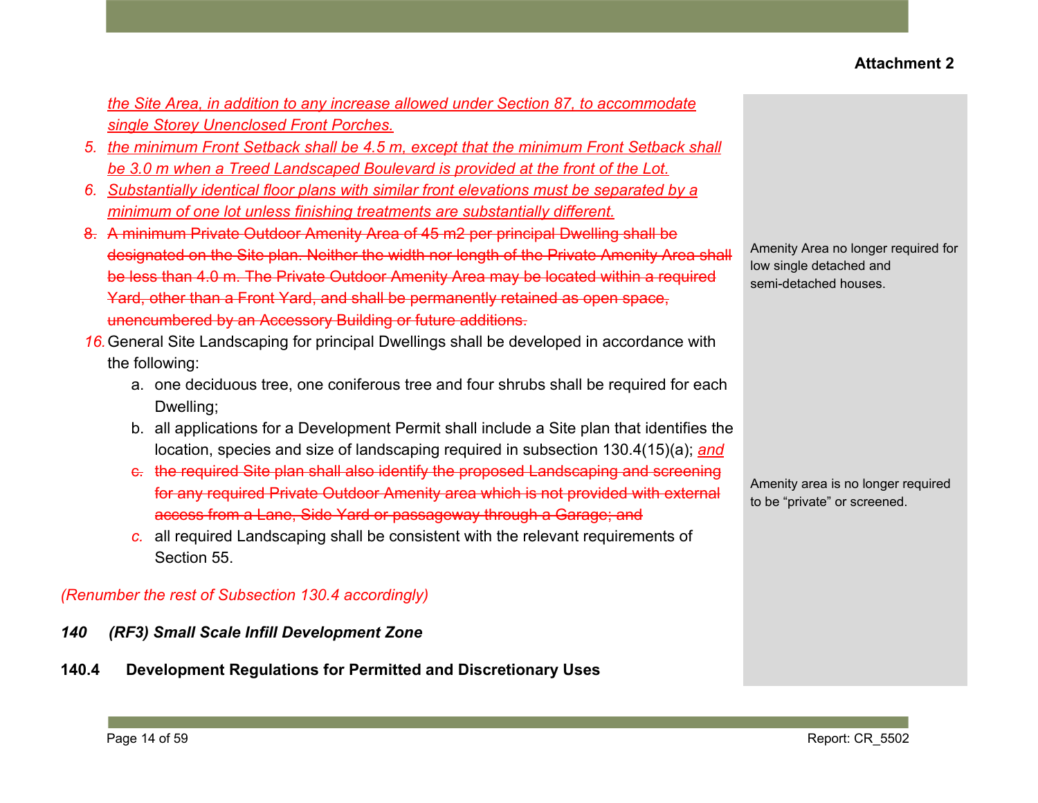the Site Area, in addition to any increase allowed under Section 87, to accommodate single Storey Unenclosed Front Porches.

5. the minimum Front Setback shall be 4.5 m, except that the minimum Front Setback shall be 3.0 m when a Treed Landscaped Boulevard is provided at the front of the Lot.
6. Substantially identical floor plans with similar front elevations must be separated by a minimum of one lot unless finishing treatments are substantially different.
8. ~~A minimum Private Outdoor Amenity Area of 45 m2 per principal Dwelling shall be designated on the Site plan. Neither the width nor length of the Private Amenity Area shall be less than 4.0 m. The Private Outdoor Amenity Area may be located within a required Yard, other than a Front Yard, and shall be permanently retained as open space, unencumbered by an Accessory Building or future additions.~~

Amenity Area no longer required for low single detached and semi-detached houses.

16. General Site Landscaping for principal Dwellings shall be developed in accordance with the following:
    a. one deciduous tree, one coniferous tree and four shrubs shall be required for each Dwelling;
    b. all applications for a Development Permit shall include a Site plan that identifies the location, species and size of landscaping required in subsection 130.4(15)(a); and
    c. ~~the required Site plan shall also identify the proposed Landscaping and screening for any required Private Outdoor Amenity area which is not provided with external access from a Lane, Side Yard or passageway through a Garage; and~~
    c. all required Landscaping shall be consistent with the relevant requirements of Section 55.

Amenity area is no longer required to be "private" or screened.

*(Renumber the rest of Subsection 130.4 accordingly)*

***140 (RF3) Small Scale Infill Development Zone***

**140.4 Development Regulations for Permitted and Discretionary Uses**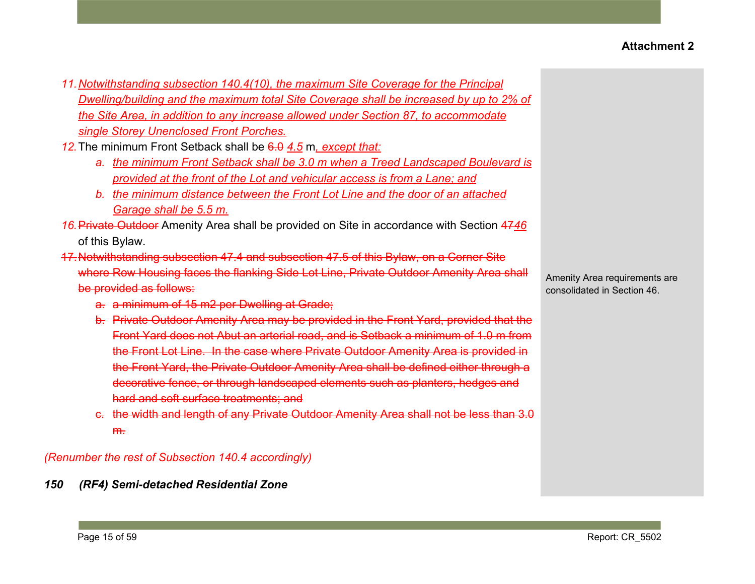**Attachment 2**

11. *Notwithstanding subsection 140.4(10), the maximum Site Coverage for the Principal Dwelling/building and the maximum total Site Coverage shall be increased by up to 2% of the Site Area, in addition to any increase allowed under Section 87, to accommodate single Storey Unenclosed Front Porches.*
12. The minimum Front Setback shall be ~~6.0~~ *4.5* m*, except that:*
    a. *the minimum Front Setback shall be 3.0 m when a Treed Landscaped Boulevard is provided at the front of the Lot and vehicular access is from a Lane; and*
    b. *the minimum distance between the Front Lot Line and the door of an attached Garage shall be 5.5 m.*

16. ~~Private Outdoor~~ Amenity Area shall be provided on Site in accordance with Section ~~47~~*46* of this Bylaw.

~~17. Notwithstanding subsection 47.4 and subsection 47.5 of this Bylaw, on a Corner Site where Row Housing faces the flanking Side Lot Line, Private Outdoor Amenity Area shall be provided as follows:~~
   ~~a. a minimum of 15 m2 per Dwelling at Grade;~~
   ~~b. Private Outdoor Amenity Area may be provided in the Front Yard, provided that the Front Yard does not Abut an arterial road, and is Setback a minimum of 1.0 m from the Front Lot Line. In the case where Private Outdoor Amenity Area is provided in the Front Yard, the Private Outdoor Amenity Area shall be defined either through a decorative fence, or through landscaped elements such as planters, hedges and hard and soft surface treatments; and~~
   ~~c. the width and length of any Private Outdoor Amenity Area shall not be less than 3.0 m.~~

Amenity Area requirements are consolidated in Section 46.

*(Renumber the rest of Subsection 140.4 accordingly)*

***150 (RF4) Semi-detached Residential Zone***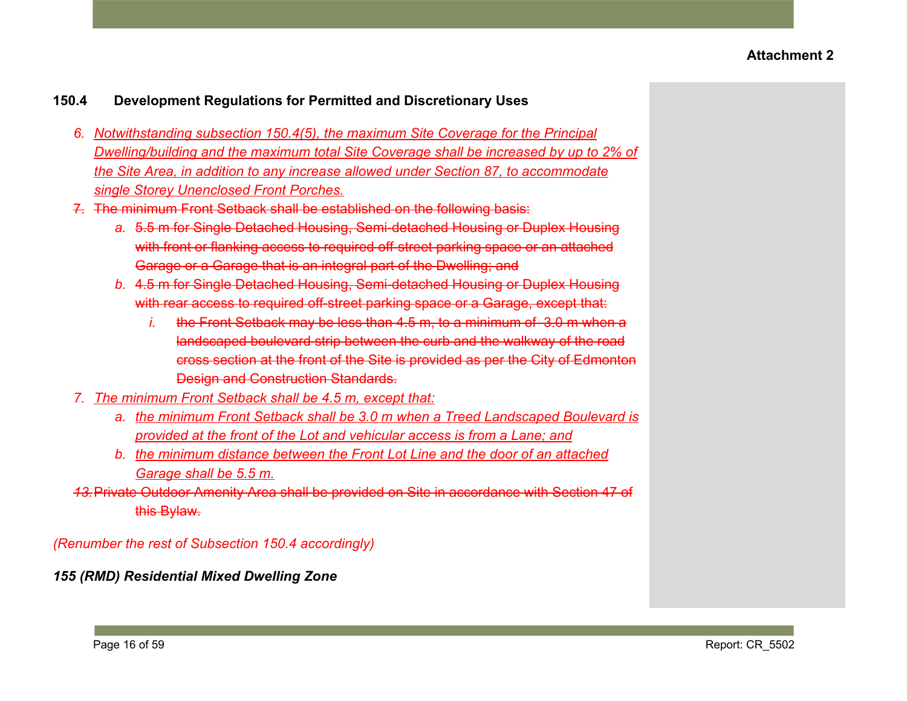**Attachment 2**

### 150.4 Development Regulations for Permitted and Discretionary Uses

6. *Notwithstanding subsection 150.4(5), the maximum Site Coverage for the Principal Dwelling/building and the maximum total Site Coverage shall be increased by up to 2% of the Site Area, in addition to any increase allowed under Section 87, to accommodate single Storey Unenclosed Front Porches.*
7. ~~The minimum Front Setback shall be established on the following basis:~~
    a. ~~5.5 m for Single Detached Housing, Semi-detached Housing or Duplex Housing with front or flanking access to required off-street parking space or an attached Garage or a Garage that is an integral part of the Dwelling; and~~
    b. ~~4.5 m for Single Detached Housing, Semi-detached Housing or Duplex Housing with rear access to required off-street parking space or a Garage, except that:~~
        i. ~~the Front Setback may be less than 4.5 m, to a minimum of 3.0 m when a landscaped boulevard strip between the curb and the walkway of the road cross section at the front of the Site is provided as per the City of Edmonton Design and Construction Standards.~~
7. *The minimum Front Setback shall be 4.5 m, except that:*
    a. *the minimum Front Setback shall be 3.0 m when a Treed Landscaped Boulevard is provided at the front of the Lot and vehicular access is from a Lane; and*
    b. *the minimum distance between the Front Lot Line and the door of an attached Garage shall be 5.5 m.*

~~13. Private Outdoor Amenity Area shall be provided on Site in accordance with Section 47 of this Bylaw.~~

*(Renumber the rest of Subsection 150.4 accordingly)*

***155 (RMD) Residential Mixed Dwelling Zone***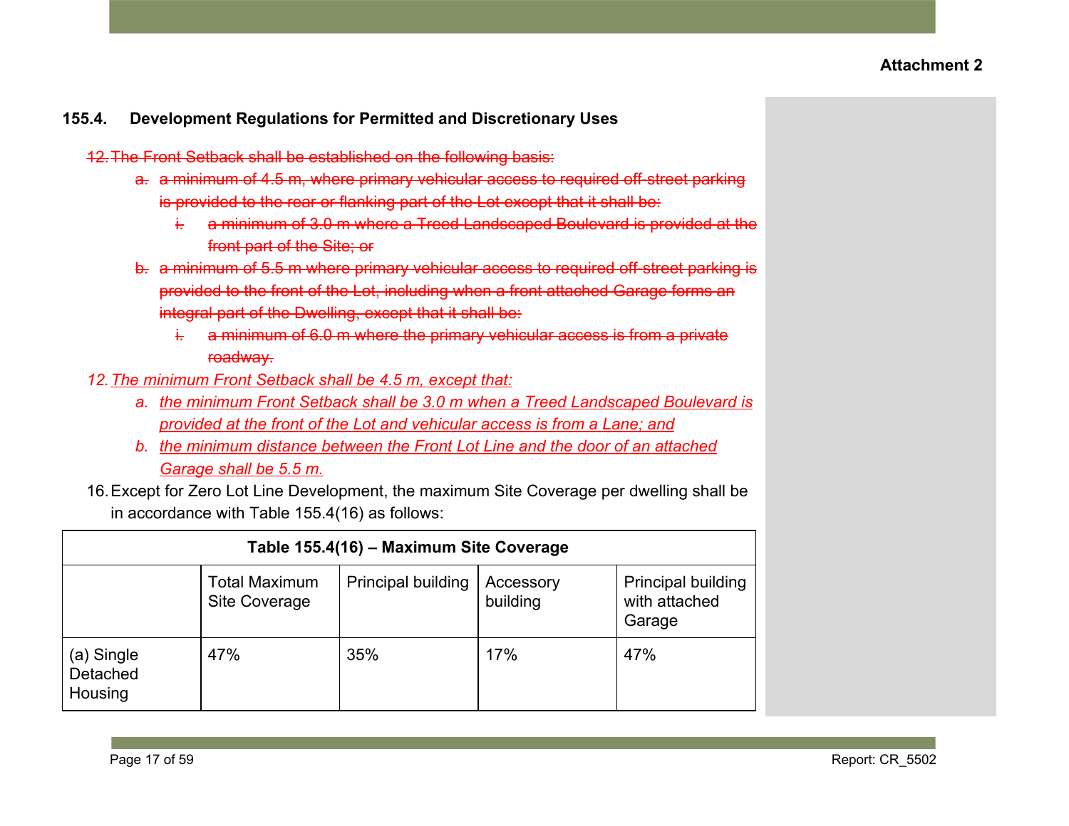**Attachment 2**

### 155.4. Development Regulations for Permitted and Discretionary Uses

~~12. The Front Setback shall be established on the following basis:~~

- ~~a. a minimum of 4.5 m, where primary vehicular access to required off-street parking is provided to the rear or flanking part of the Lot except that it shall be:~~
  - ~~i. a minimum of 3.0 m where a Treed Landscaped Boulevard is provided at the front part of the Site; or~~
- ~~b. a minimum of 5.5 m where primary vehicular access to required off-street parking is provided to the front of the Lot, including when a front attached Garage forms an integral part of the Dwelling, except that it shall be:~~
  - ~~i. a minimum of 6.0 m where the primary vehicular access is from a private roadway.~~

<u>*12. The minimum Front Setback shall be 4.5 m, except that:*</u>

- <u>*a. the minimum Front Setback shall be 3.0 m when a Treed Landscaped Boulevard is provided at the front of the Lot and vehicular access is from a Lane; and*</u>
- <u>*b. the minimum distance between the Front Lot Line and the door of an attached Garage shall be 5.5 m.*</u>

16. Except for Zero Lot Line Development, the maximum Site Coverage per dwelling shall be in accordance with Table 155.4(16) as follows:

**Table 155.4(16) – Maximum Site Coverage**

| | Total Maximum Site Coverage | Principal building | Accessory building | Principal building with attached Garage |
|---|---|---|---|---|
| (a) Single Detached Housing | 47% | 35% | 17% | 47% |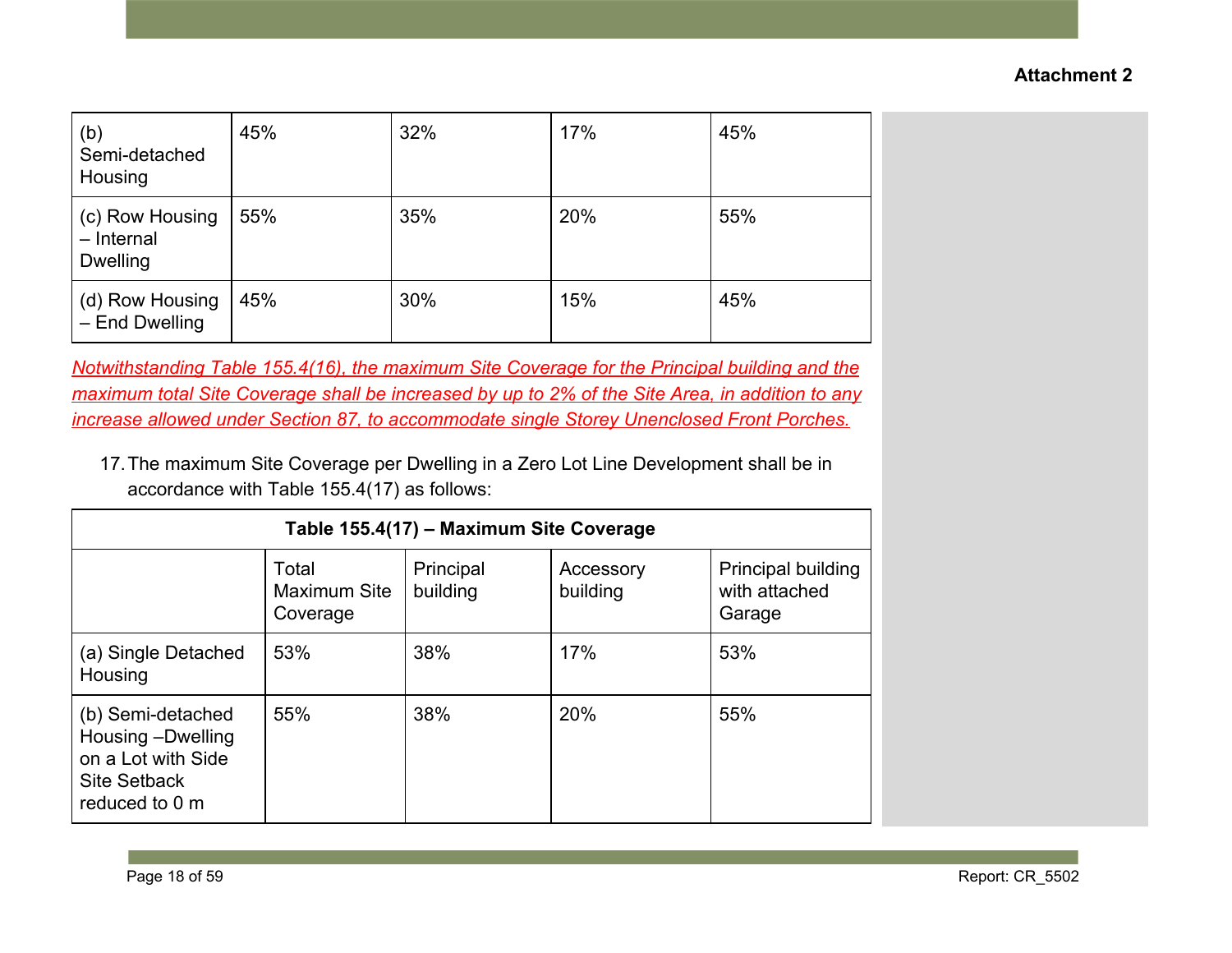| | | | | |
|---|---|---|---|---|
| (b) Semi-detached Housing | 45% | 32% | 17% | 45% |
| (c) Row Housing – Internal Dwelling | 55% | 35% | 20% | 55% |
| (d) Row Housing – End Dwelling | 45% | 30% | 15% | 45% |

*Notwithstanding Table 155.4(16), the maximum Site Coverage for the Principal building and the maximum total Site Coverage shall be increased by up to 2% of the Site Area, in addition to any increase allowed under Section 87, to accommodate single Storey Unenclosed Front Porches.*

17. The maximum Site Coverage per Dwelling in a Zero Lot Line Development shall be in accordance with Table 155.4(17) as follows:

**Table 155.4(17) – Maximum Site Coverage**

| | Total Maximum Site Coverage | Principal building | Accessory building | Principal building with attached Garage |
|---|---|---|---|---|
| (a) Single Detached Housing | 53% | 38% | 17% | 53% |
| (b) Semi-detached Housing –Dwelling on a Lot with Side Site Setback reduced to 0 m | 55% | 38% | 20% | 55% |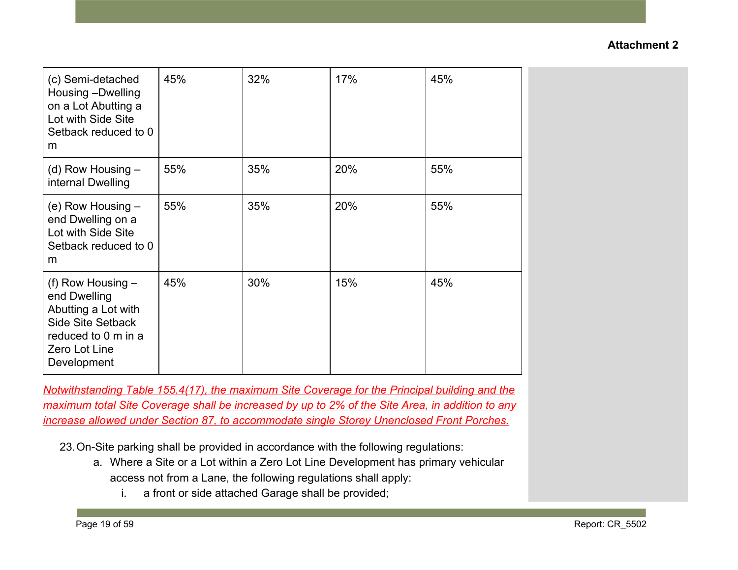**Attachment 2**

| | | | | |
|---|---|---|---|---|
| (c) Semi-detached Housing –Dwelling on a Lot Abutting a Lot with Side Site Setback reduced to 0 m | 45% | 32% | 17% | 45% |
| (d) Row Housing – internal Dwelling | 55% | 35% | 20% | 55% |
| (e) Row Housing – end Dwelling on a Lot with Side Site Setback reduced to 0 m | 55% | 35% | 20% | 55% |
| (f) Row Housing – end Dwelling Abutting a Lot with Side Site Setback reduced to 0 m in a Zero Lot Line Development | 45% | 30% | 15% | 45% |

*Notwithstanding Table 155.4(17), the maximum Site Coverage for the Principal building and the maximum total Site Coverage shall be increased by up to 2% of the Site Area, in addition to any increase allowed under Section 87, to accommodate single Storey Unenclosed Front Porches.*

23. On-Site parking shall be provided in accordance with the following regulations:
    a. Where a Site or a Lot within a Zero Lot Line Development has primary vehicular access not from a Lane, the following regulations shall apply:
        i. a front or side attached Garage shall be provided;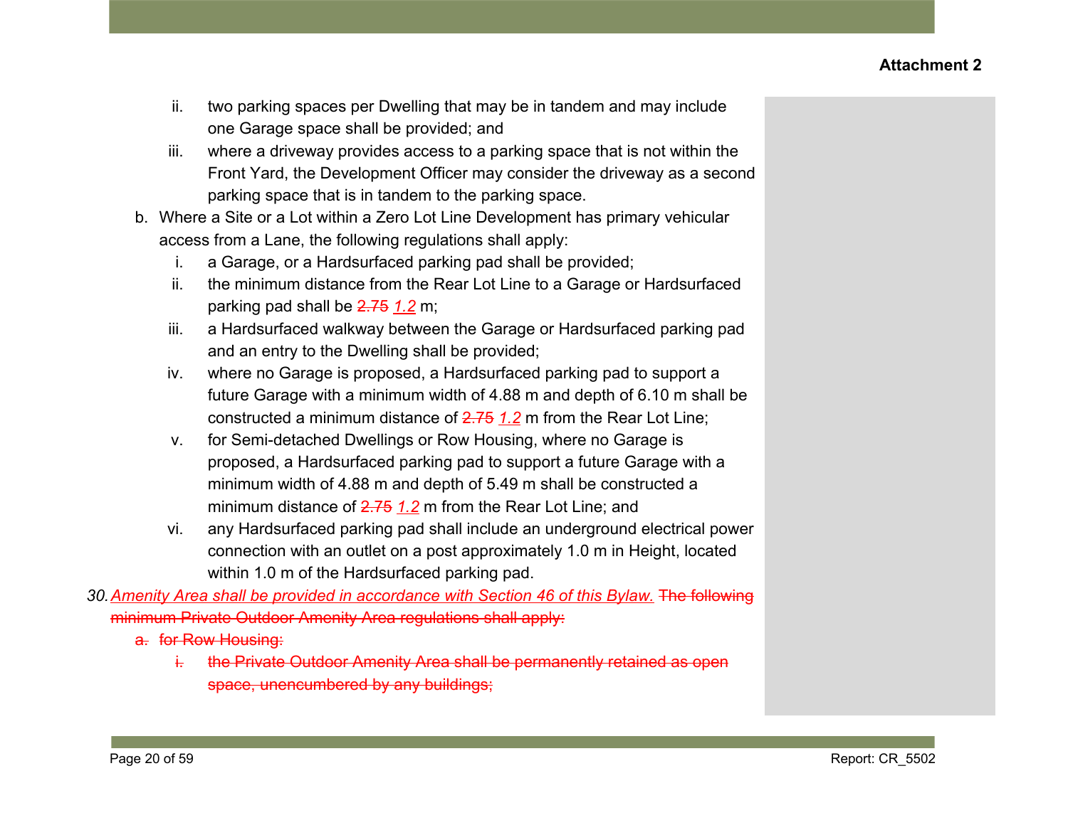ii. two parking spaces per Dwelling that may be in tandem and may include one Garage space shall be provided; and

iii. where a driveway provides access to a parking space that is not within the Front Yard, the Development Officer may consider the driveway as a second parking space that is in tandem to the parking space.

b. Where a Site or a Lot within a Zero Lot Line Development has primary vehicular access from a Lane, the following regulations shall apply:

   i. a Garage, or a Hardsurfaced parking pad shall be provided;

   ii. the minimum distance from the Rear Lot Line to a Garage or Hardsurfaced parking pad shall be ~~2.75~~ *1.2* m;

   iii. a Hardsurfaced walkway between the Garage or Hardsurfaced parking pad and an entry to the Dwelling shall be provided;

   iv. where no Garage is proposed, a Hardsurfaced parking pad to support a future Garage with a minimum width of 4.88 m and depth of 6.10 m shall be constructed a minimum distance of ~~2.75~~ *1.2* m from the Rear Lot Line;

   v. for Semi-detached Dwellings or Row Housing, where no Garage is proposed, a Hardsurfaced parking pad to support a future Garage with a minimum width of 4.88 m and depth of 5.49 m shall be constructed a minimum distance of ~~2.75~~ *1.2* m from the Rear Lot Line; and

   vi. any Hardsurfaced parking pad shall include an underground electrical power connection with an outlet on a post approximately 1.0 m in Height, located within 1.0 m of the Hardsurfaced parking pad.

*30. Amenity Area shall be provided in accordance with Section 46 of this Bylaw.* ~~The following minimum Private Outdoor Amenity Area regulations shall apply:~~

   ~~a. for Row Housing:~~

      ~~i. the Private Outdoor Amenity Area shall be permanently retained as open space, unencumbered by any buildings;~~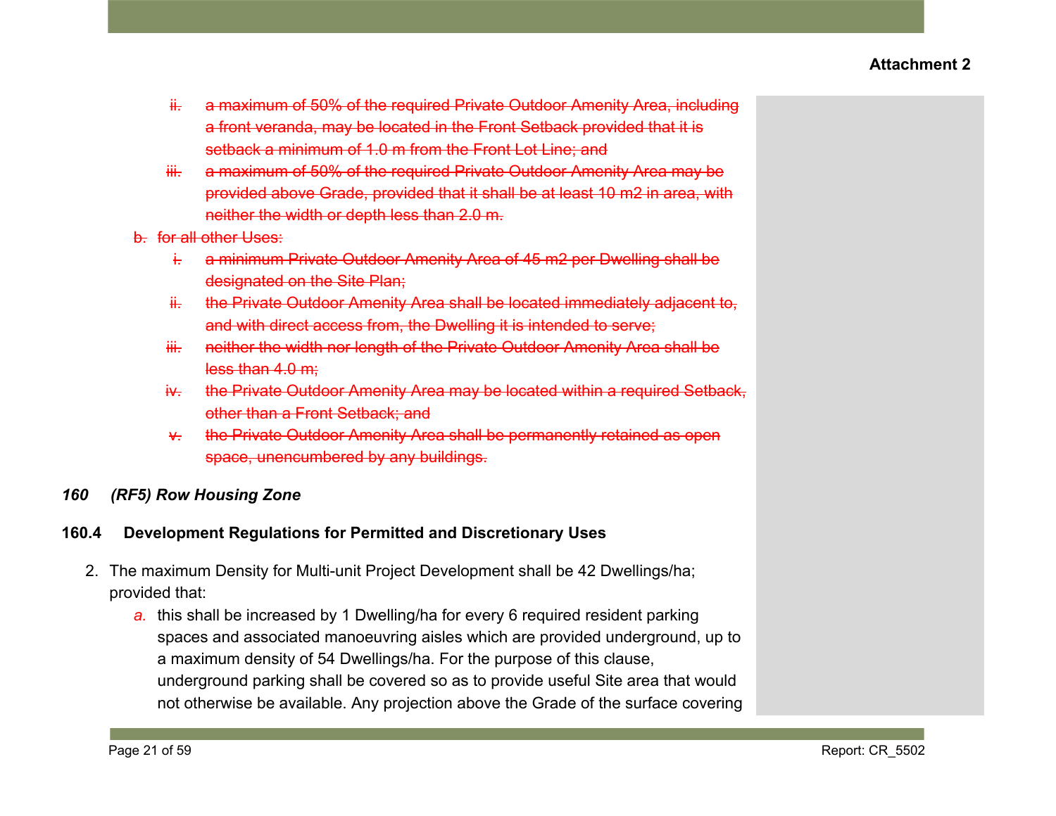**Attachment 2**

~~ii. a maximum of 50% of the required Private Outdoor Amenity Area, including a front veranda, may be located in the Front Setback provided that it is setback a minimum of 1.0 m from the Front Lot Line; and~~

~~iii. a maximum of 50% of the required Private Outdoor Amenity Area may be provided above Grade, provided that it shall be at least 10 m2 in area, with neither the width or depth less than 2.0 m.~~

~~b. for all other Uses:~~

~~i. a minimum Private Outdoor Amenity Area of 45 m2 per Dwelling shall be designated on the Site Plan;~~

~~ii. the Private Outdoor Amenity Area shall be located immediately adjacent to, and with direct access from, the Dwelling it is intended to serve;~~

~~iii. neither the width nor length of the Private Outdoor Amenity Area shall be less than 4.0 m;~~

~~iv. the Private Outdoor Amenity Area may be located within a required Setback, other than a Front Setback; and~~

~~v. the Private Outdoor Amenity Area shall be permanently retained as open space, unencumbered by any buildings.~~

***160 (RF5) Row Housing Zone***

**160.4 Development Regulations for Permitted and Discretionary Uses**

2. The maximum Density for Multi-unit Project Development shall be 42 Dwellings/ha; provided that:
   *a.* this shall be increased by 1 Dwelling/ha for every 6 required resident parking spaces and associated manoeuvring aisles which are provided underground, up to a maximum density of 54 Dwellings/ha. For the purpose of this clause, underground parking shall be covered so as to provide useful Site area that would not otherwise be available. Any projection above the Grade of the surface covering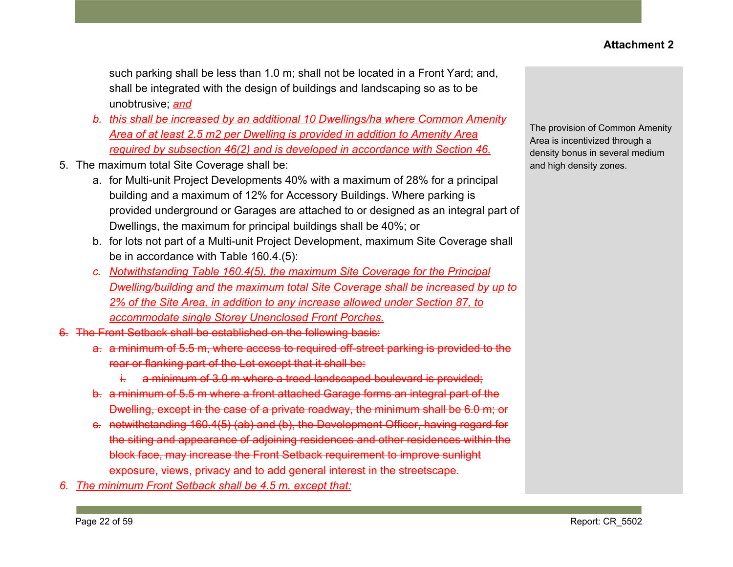**Attachment 2**

such parking shall be less than 1.0 m; shall not be located in a Front Yard; and, shall be integrated with the design of buildings and landscaping so as to be unobtrusive; <ins>*and*</ins>

b. <ins>*this shall be increased by an additional 10 Dwellings/ha where Common Amenity Area of at least 2.5 m2 per Dwelling is provided in addition to Amenity Area required by subsection 46(2) and is developed in accordance with Section 46.*</ins>

> The provision of Common Amenity Area is incentivized through a density bonus in several medium and high density zones.

5. The maximum total Site Coverage shall be:
   a. for Multi-unit Project Developments 40% with a maximum of 28% for a principal building and a maximum of 12% for Accessory Buildings. Where parking is provided underground or Garages are attached to or designed as an integral part of Dwellings, the maximum for principal buildings shall be 40%; or
   b. for lots not part of a Multi-unit Project Development, maximum Site Coverage shall be in accordance with Table 160.4.(5):
   c. <ins>*Notwithstanding Table 160.4(5), the maximum Site Coverage for the Principal Dwelling/building and the maximum total Site Coverage shall be increased by up to 2% of the Site Area, in addition to any increase allowed under Section 87, to accommodate single Storey Unenclosed Front Porches.*</ins>

~~6. The Front Setback shall be established on the following basis:~~
   ~~a. a minimum of 5.5 m, where access to required off-street parking is provided to the rear or flanking part of the Lot except that it shall be:~~
      ~~i. a minimum of 3.0 m where a treed landscaped boulevard is provided;~~
   ~~b. a minimum of 5.5 m where a front attached Garage forms an integral part of the Dwelling, except in the case of a private roadway, the minimum shall be 6.0 m; or~~
   ~~c. notwithstanding 160.4(5) (ab) and (b), the Development Officer, having regard for the siting and appearance of adjoining residences and other residences within the block face, may increase the Front Setback requirement to improve sunlight exposure, views, privacy and to add general interest in the streetscape.~~

<ins>*6. The minimum Front Setback shall be 4.5 m, except that:*</ins>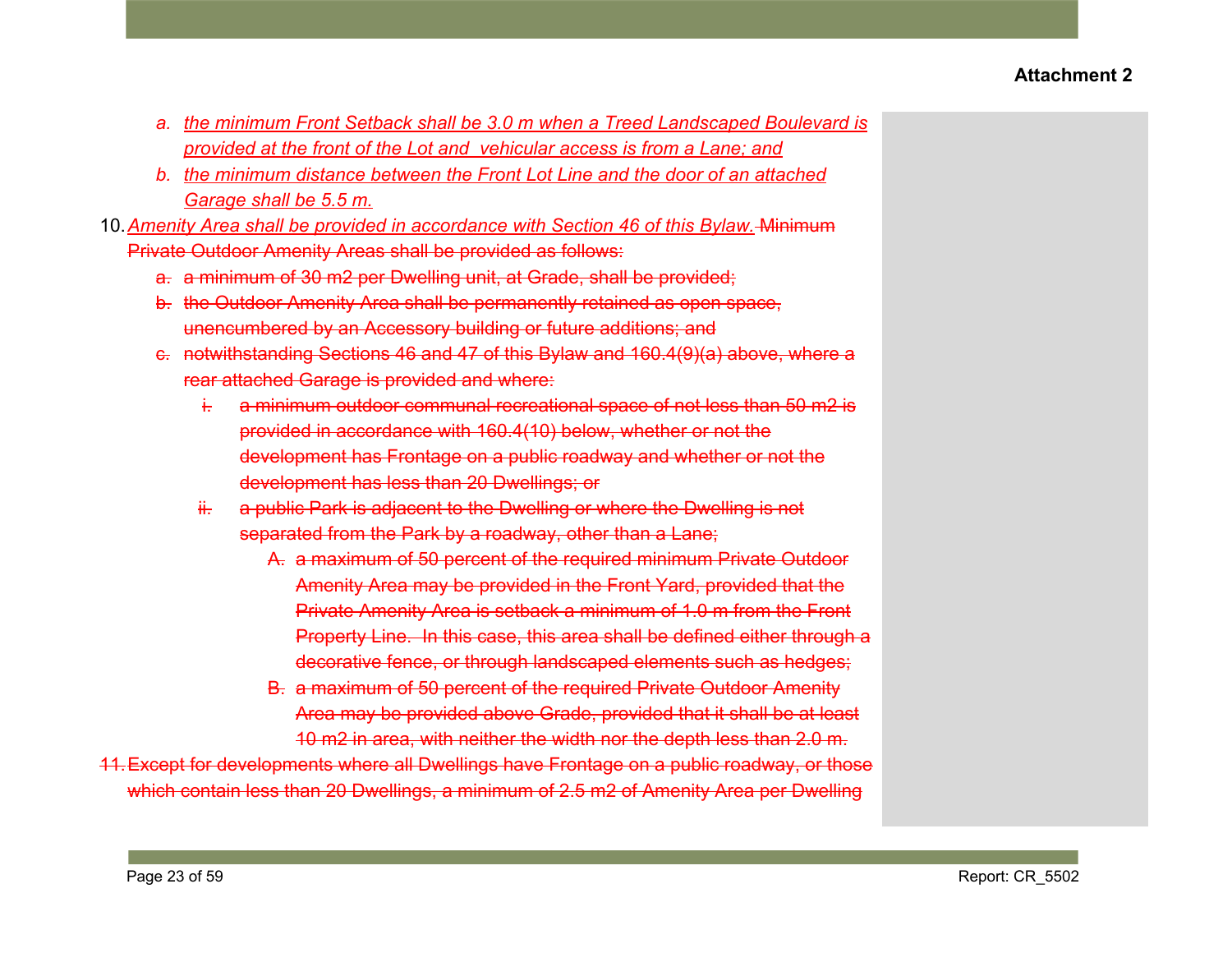**Attachment 2**

a. *the minimum Front Setback shall be 3.0 m when a Treed Landscaped Boulevard is provided at the front of the Lot and vehicular access is from a Lane; and*

b. *the minimum distance between the Front Lot Line and the door of an attached Garage shall be 5.5 m.*

10. *Amenity Area shall be provided in accordance with Section 46 of this Bylaw.* ~~Minimum Private Outdoor Amenity Areas shall be provided as follows:~~

   ~~a. a minimum of 30 m2 per Dwelling unit, at Grade, shall be provided;~~

   ~~b. the Outdoor Amenity Area shall be permanently retained as open space, unencumbered by an Accessory building or future additions; and~~

   ~~c. notwithstanding Sections 46 and 47 of this Bylaw and 160.4(9)(a) above, where a rear attached Garage is provided and where:~~

      ~~i. a minimum outdoor communal recreational space of not less than 50 m2 is provided in accordance with 160.4(10) below, whether or not the development has Frontage on a public roadway and whether or not the development has less than 20 Dwellings; or~~

      ~~ii. a public Park is adjacent to the Dwelling or where the Dwelling is not separated from the Park by a roadway, other than a Lane;~~

         ~~A. a maximum of 50 percent of the required minimum Private Outdoor Amenity Area may be provided in the Front Yard, provided that the Private Amenity Area is setback a minimum of 1.0 m from the Front Property Line. In this case, this area shall be defined either through a decorative fence, or through landscaped elements such as hedges;~~

         ~~B. a maximum of 50 percent of the required Private Outdoor Amenity Area may be provided above Grade, provided that it shall be at least 10 m2 in area, with neither the width nor the depth less than 2.0 m.~~

~~11. Except for developments where all Dwellings have Frontage on a public roadway, or those which contain less than 20 Dwellings, a minimum of 2.5 m2 of Amenity Area per Dwelling~~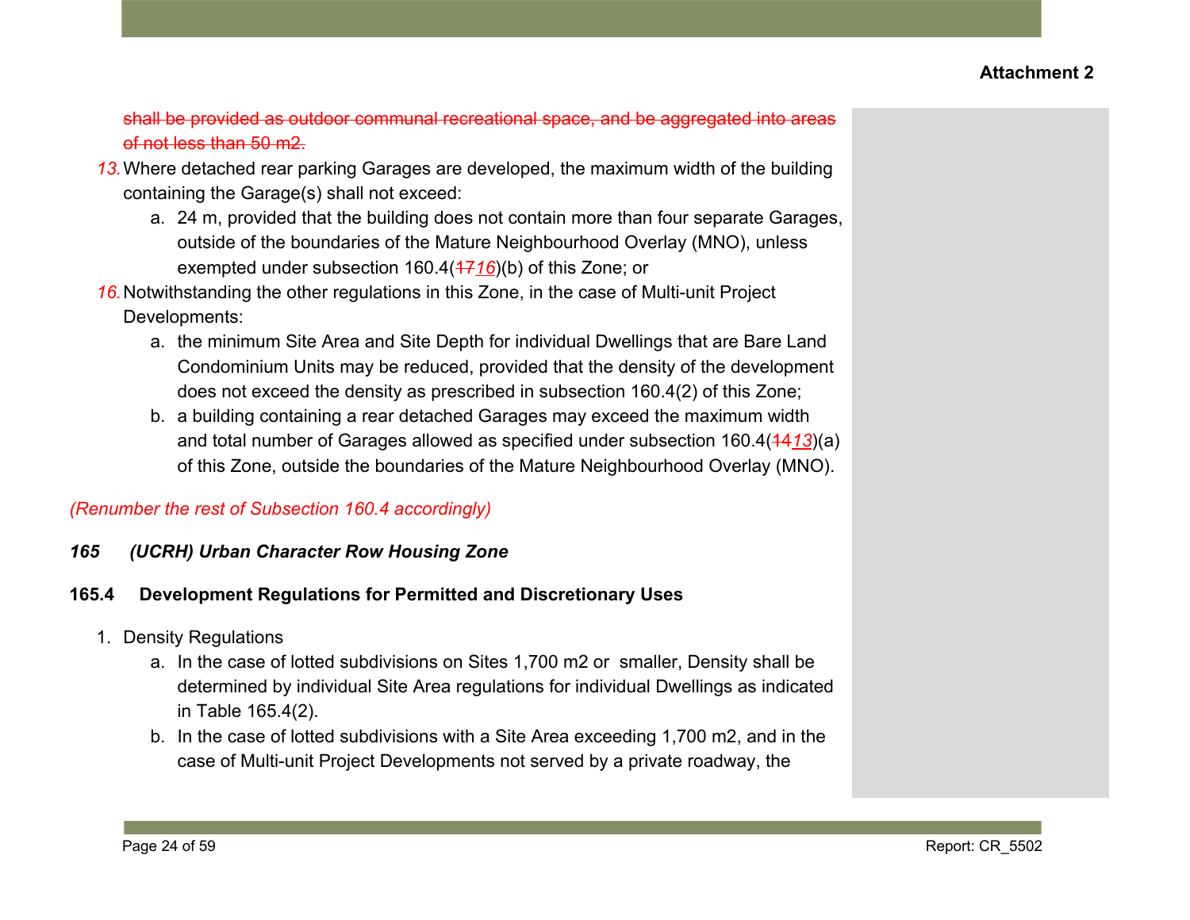Attachment 2

~~shall be provided as outdoor communal recreational space, and be aggregated into areas of not less than 50 m2.~~

*13.* Where detached rear parking Garages are developed, the maximum width of the building containing the Garage(s) shall not exceed:

   a. 24 m, provided that the building does not contain more than four separate Garages, outside of the boundaries of the Mature Neighbourhood Overlay (MNO), unless exempted under subsection 160.4(~~17~~*16*)(b) of this Zone; or

*16.* Notwithstanding the other regulations in this Zone, in the case of Multi-unit Project Developments:

   a. the minimum Site Area and Site Depth for individual Dwellings that are Bare Land Condominium Units may be reduced, provided that the density of the development does not exceed the density as prescribed in subsection 160.4(2) of this Zone;

   b. a building containing a rear detached Garages may exceed the maximum width and total number of Garages allowed as specified under subsection 160.4(~~14~~*13*)(a) of this Zone, outside the boundaries of the Mature Neighbourhood Overlay (MNO).

*(Renumber the rest of Subsection 160.4 accordingly)*

### *165 (UCRH) Urban Character Row Housing Zone*

### 165.4 Development Regulations for Permitted and Discretionary Uses

1. Density Regulations

   a. In the case of lotted subdivisions on Sites 1,700 m2 or smaller, Density shall be determined by individual Site Area regulations for individual Dwellings as indicated in Table 165.4(2).

   b. In the case of lotted subdivisions with a Site Area exceeding 1,700 m2, and in the case of Multi-unit Project Developments not served by a private roadway, the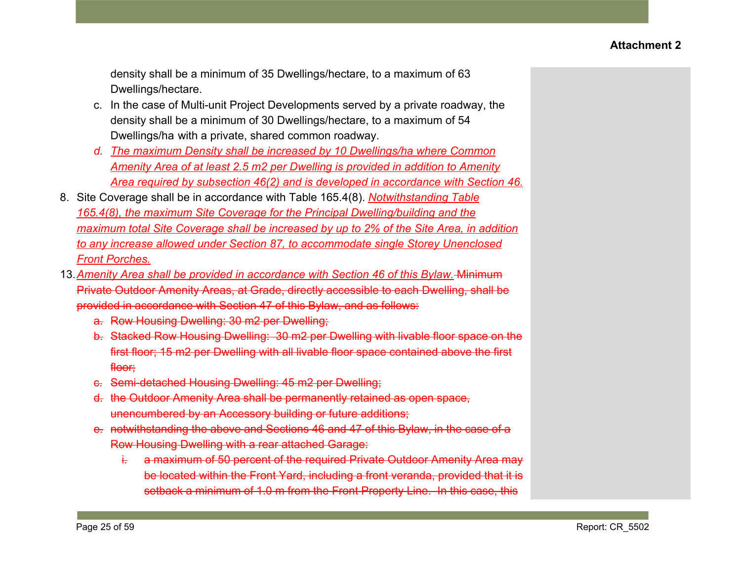density shall be a minimum of 35 Dwellings/hectare, to a maximum of 63 Dwellings/hectare.

c. In the case of Multi-unit Project Developments served by a private roadway, the density shall be a minimum of 30 Dwellings/hectare, to a maximum of 54 Dwellings/ha with a private, shared common roadway.

*<u>d. The maximum Density shall be increased by 10 Dwellings/ha where Common Amenity Area of at least 2.5 m2 per Dwelling is provided in addition to Amenity Area required by subsection 46(2) and is developed in accordance with Section 46.</u>*

8. Site Coverage shall be in accordance with Table 165.4(8). *<u>Notwithstanding Table 165.4(8), the maximum Site Coverage for the Principal Dwelling/building and the maximum total Site Coverage shall be increased by up to 2% of the Site Area, in addition to any increase allowed under Section 87, to accommodate single Storey Unenclosed Front Porches.</u>*

13. *<u>Amenity Area shall be provided in accordance with Section 46 of this Bylaw.</u>* ~~Minimum Private Outdoor Amenity Areas, at Grade, directly accessible to each Dwelling, shall be provided in accordance with Section 47 of this Bylaw, and as follows:~~

   ~~a. Row Housing Dwelling: 30 m2 per Dwelling;~~

   ~~b. Stacked Row Housing Dwelling: 30 m2 per Dwelling with livable floor space on the first floor; 15 m2 per Dwelling with all livable floor space contained above the first floor;~~

   ~~c. Semi-detached Housing Dwelling: 45 m2 per Dwelling;~~

   ~~d. the Outdoor Amenity Area shall be permanently retained as open space, unencumbered by an Accessory building or future additions;~~

   ~~e. notwithstanding the above and Sections 46 and 47 of this Bylaw, in the case of a Row Housing Dwelling with a rear attached Garage:~~

      ~~i. a maximum of 50 percent of the required Private Outdoor Amenity Area may be located within the Front Yard, including a front veranda, provided that it is setback a minimum of 1.0 m from the Front Property Line. In this case, this~~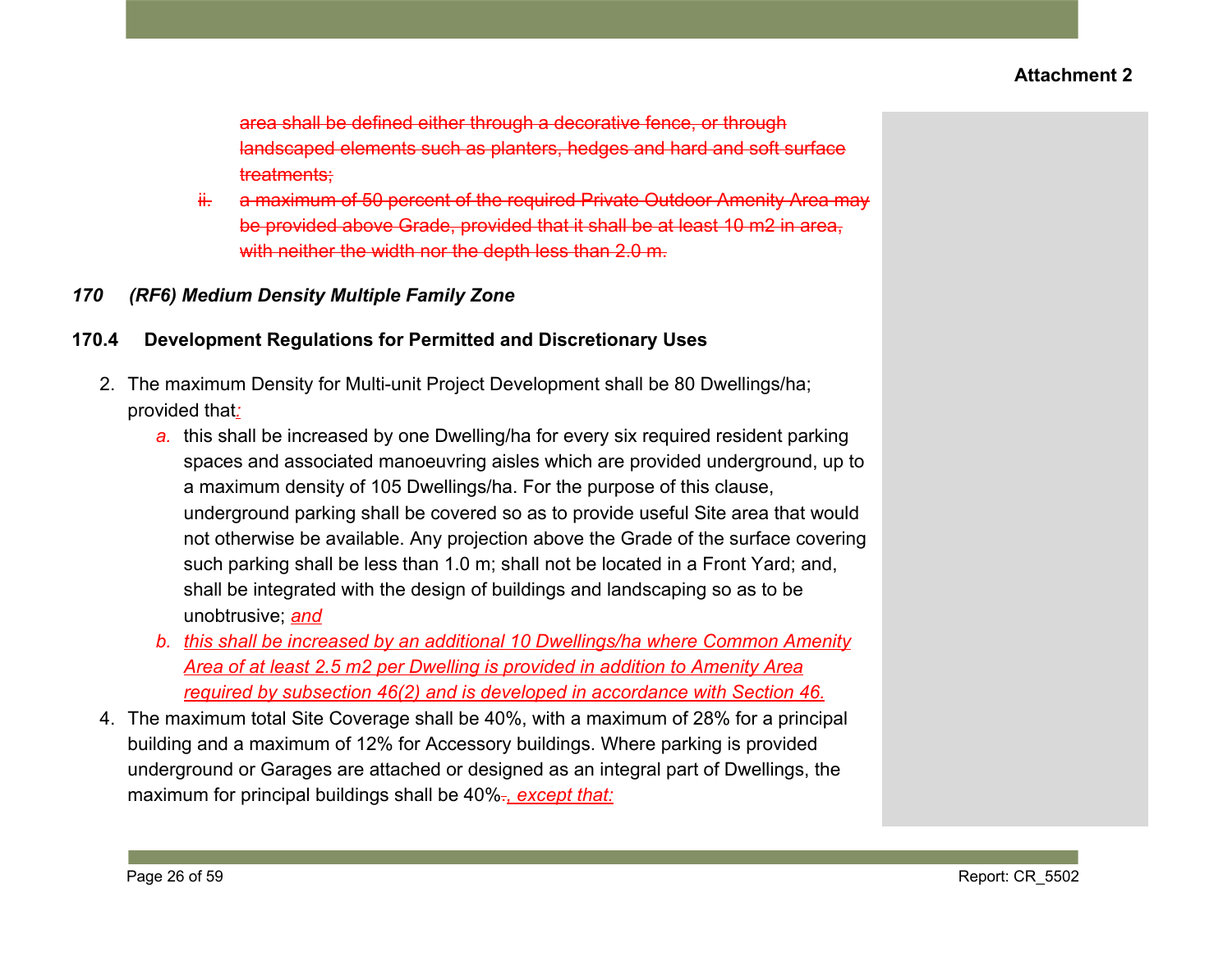~~area shall be defined either through a decorative fence, or through landscaped elements such as planters, hedges and hard and soft surface treatments;~~

~~ii. a maximum of 50 percent of the required Private Outdoor Amenity Area may be provided above Grade, provided that it shall be at least 10 m2 in area, with neither the width nor the depth less than 2.0 m.~~

***170 (RF6) Medium Density Multiple Family Zone***

**170.4 Development Regulations for Permitted and Discretionary Uses**

2. The maximum Density for Multi-unit Project Development shall be 80 Dwellings/ha; provided that*:*
   a. this shall be increased by one Dwelling/ha for every six required resident parking spaces and associated manoeuvring aisles which are provided underground, up to a maximum density of 105 Dwellings/ha. For the purpose of this clause, underground parking shall be covered so as to provide useful Site area that would not otherwise be available. Any projection above the Grade of the surface covering such parking shall be less than 1.0 m; shall not be located in a Front Yard; and, shall be integrated with the design of buildings and landscaping so as to be unobtrusive; *and*
   b. *this shall be increased by an additional 10 Dwellings/ha where Common Amenity Area of at least 2.5 m2 per Dwelling is provided in addition to Amenity Area required by subsection 46(2) and is developed in accordance with Section 46.*
4. The maximum total Site Coverage shall be 40%, with a maximum of 28% for a principal building and a maximum of 12% for Accessory buildings. Where parking is provided underground or Garages are attached or designed as an integral part of Dwellings, the maximum for principal buildings shall be 40%~~.~~*, except that:*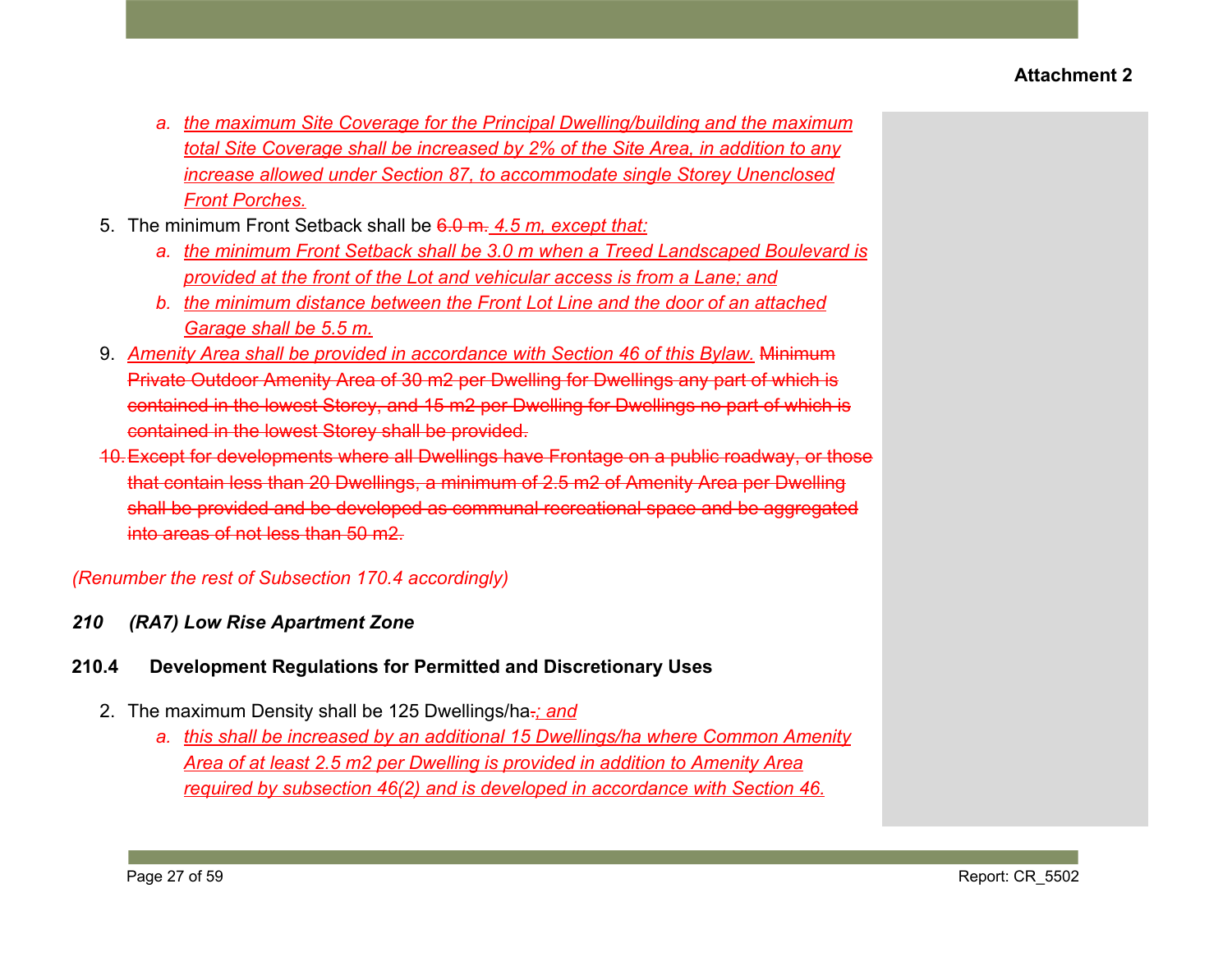a. *the maximum Site Coverage for the Principal Dwelling/building and the maximum total Site Coverage shall be increased by 2% of the Site Area, in addition to any increase allowed under Section 87, to accommodate single Storey Unenclosed Front Porches.*

5. The minimum Front Setback shall be ~~6.0 m.~~ *4.5 m, except that:*
   a. *the minimum Front Setback shall be 3.0 m when a Treed Landscaped Boulevard is provided at the front of the Lot and vehicular access is from a Lane; and*
   b. *the minimum distance between the Front Lot Line and the door of an attached Garage shall be 5.5 m.*

9. *Amenity Area shall be provided in accordance with Section 46 of this Bylaw.* ~~Minimum Private Outdoor Amenity Area of 30 m2 per Dwelling for Dwellings any part of which is contained in the lowest Storey, and 15 m2 per Dwelling for Dwellings no part of which is contained in the lowest Storey shall be provided.~~

~~10. Except for developments where all Dwellings have Frontage on a public roadway, or those that contain less than 20 Dwellings, a minimum of 2.5 m2 of Amenity Area per Dwelling shall be provided and be developed as communal recreational space and be aggregated into areas of not less than 50 m2.~~

*(Renumber the rest of Subsection 170.4 accordingly)*

***210 (RA7) Low Rise Apartment Zone***

**210.4 Development Regulations for Permitted and Discretionary Uses**

2. The maximum Density shall be 125 Dwellings/ha~~.~~*; and*
   a. *this shall be increased by an additional 15 Dwellings/ha where Common Amenity Area of at least 2.5 m2 per Dwelling is provided in addition to Amenity Area required by subsection 46(2) and is developed in accordance with Section 46.*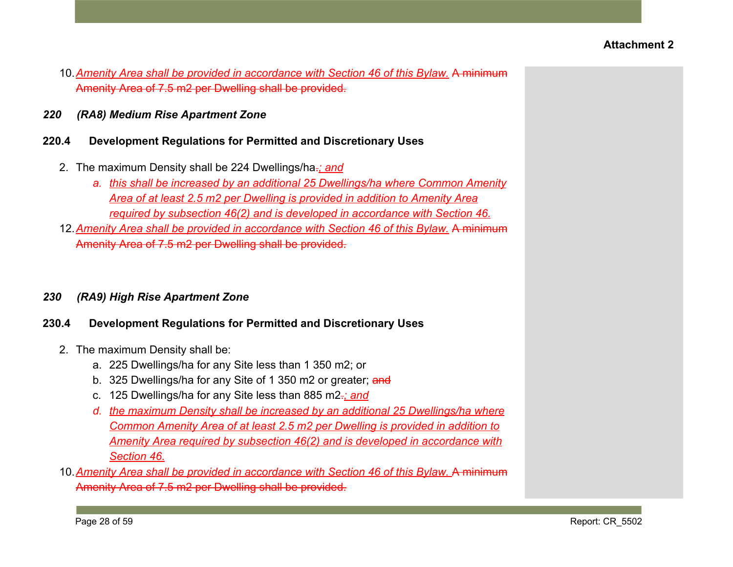10. *Amenity Area shall be provided in accordance with Section 46 of this Bylaw.* ~~A minimum Amenity Area of 7.5 m2 per Dwelling shall be provided.~~

***220 (RA8) Medium Rise Apartment Zone***

**220.4 Development Regulations for Permitted and Discretionary Uses**

2. The maximum Density shall be 224 Dwellings/ha~~.~~*; and*
   a. *this shall be increased by an additional 25 Dwellings/ha where Common Amenity Area of at least 2.5 m2 per Dwelling is provided in addition to Amenity Area required by subsection 46(2) and is developed in accordance with Section 46.*

12. *Amenity Area shall be provided in accordance with Section 46 of this Bylaw.* ~~A minimum Amenity Area of 7.5 m2 per Dwelling shall be provided.~~

***230 (RA9) High Rise Apartment Zone***

**230.4 Development Regulations for Permitted and Discretionary Uses**

2. The maximum Density shall be:
   a. 225 Dwellings/ha for any Site less than 1 350 m2; or
   b. 325 Dwellings/ha for any Site of 1 350 m2 or greater; ~~and~~
   c. 125 Dwellings/ha for any Site less than 885 m2~~.~~*; and*
   d. *the maximum Density shall be increased by an additional 25 Dwellings/ha where Common Amenity Area of at least 2.5 m2 per Dwelling is provided in addition to Amenity Area required by subsection 46(2) and is developed in accordance with Section 46.*

10. *Amenity Area shall be provided in accordance with Section 46 of this Bylaw.* ~~A minimum Amenity Area of 7.5 m2 per Dwelling shall be provided.~~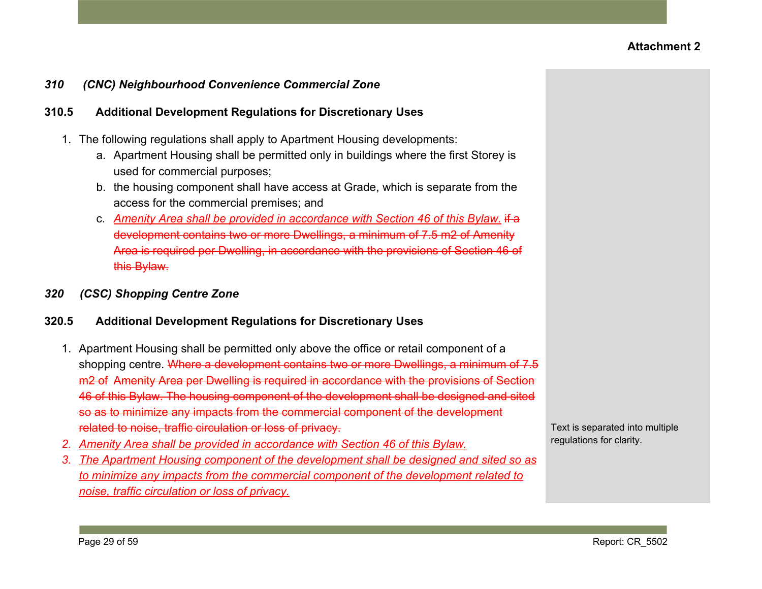Attachment 2

### *310 (CNC) Neighbourhood Convenience Commercial Zone*

#### 310.5 Additional Development Regulations for Discretionary Uses

1. The following regulations shall apply to Apartment Housing developments:
   a. Apartment Housing shall be permitted only in buildings where the first Storey is used for commercial purposes;
   b. the housing component shall have access at Grade, which is separate from the access for the commercial premises; and
   c. *<u>Amenity Area shall be provided in accordance with Section 46 of this Bylaw.</u>* ~~if a development contains two or more Dwellings, a minimum of 7.5 m2 of Amenity Area is required per Dwelling, in accordance with the provisions of Section 46 of this Bylaw.~~

### *320 (CSC) Shopping Centre Zone*

#### 320.5 Additional Development Regulations for Discretionary Uses

1. Apartment Housing shall be permitted only above the office or retail component of a shopping centre. ~~Where a development contains two or more Dwellings, a minimum of 7.5 m2 of Amenity Area per Dwelling is required in accordance with the provisions of Section 46 of this Bylaw. The housing component of the development shall be designed and sited so as to minimize any impacts from the commercial component of the development related to noise, traffic circulation or loss of privacy.~~
2. *<u>Amenity Area shall be provided in accordance with Section 46 of this Bylaw.</u>*
3. *<u>The Apartment Housing component of the development shall be designed and sited so as to minimize any impacts from the commercial component of the development related to noise, traffic circulation or loss of privacy.</u>*

Text is separated into multiple regulations for clarity.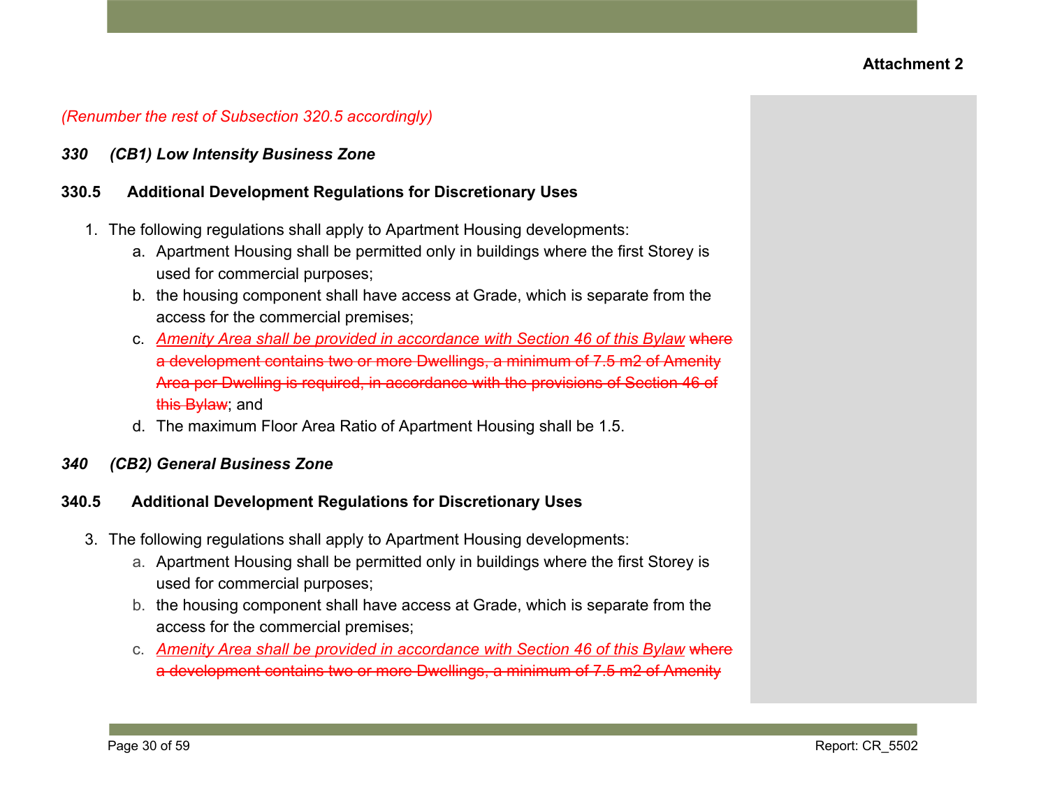Attachment 2

*(Renumber the rest of Subsection 320.5 accordingly)*

***330 (CB1) Low Intensity Business Zone***

**330.5 Additional Development Regulations for Discretionary Uses**

1. The following regulations shall apply to Apartment Housing developments:
   a. Apartment Housing shall be permitted only in buildings where the first Storey is used for commercial purposes;
   b. the housing component shall have access at Grade, which is separate from the access for the commercial premises;
   c. <u>*Amenity Area shall be provided in accordance with Section 46 of this Bylaw*</u> ~~where a development contains two or more Dwellings, a minimum of 7.5 m2 of Amenity Area per Dwelling is required, in accordance with the provisions of Section 46 of this Bylaw~~; and
   d. The maximum Floor Area Ratio of Apartment Housing shall be 1.5.

***340 (CB2) General Business Zone***

**340.5 Additional Development Regulations for Discretionary Uses**

3. The following regulations shall apply to Apartment Housing developments:
   a. Apartment Housing shall be permitted only in buildings where the first Storey is used for commercial purposes;
   b. the housing component shall have access at Grade, which is separate from the access for the commercial premises;
   c. <u>*Amenity Area shall be provided in accordance with Section 46 of this Bylaw*</u> ~~where a development contains two or more Dwellings, a minimum of 7.5 m2 of Amenity~~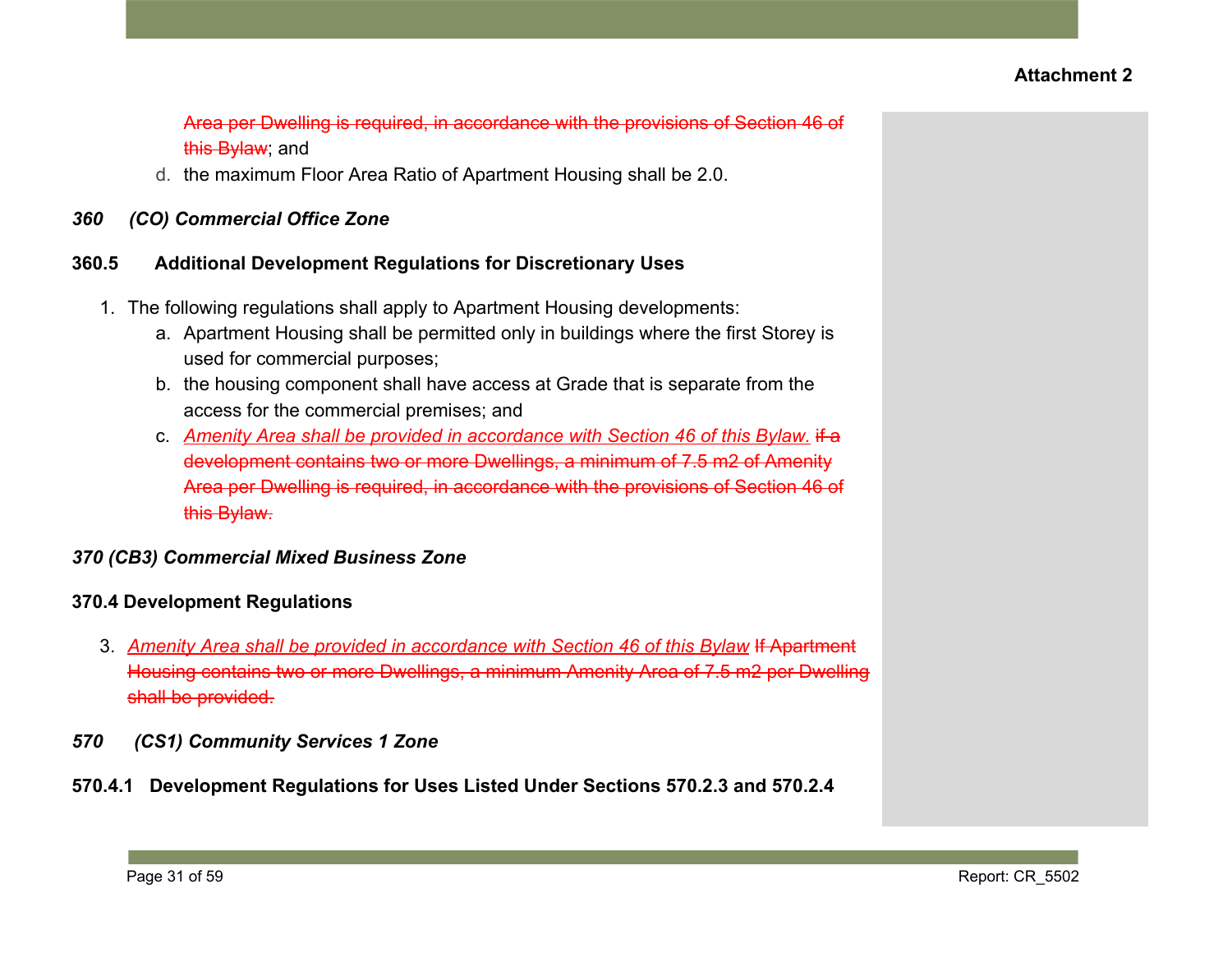Attachment 2

~~Area per Dwelling is required, in accordance with the provisions of Section 46 of this Bylaw~~; and

d. the maximum Floor Area Ratio of Apartment Housing shall be 2.0.

***360 (CO) Commercial Office Zone***

**360.5 Additional Development Regulations for Discretionary Uses**

1. The following regulations shall apply to Apartment Housing developments:
    a. Apartment Housing shall be permitted only in buildings where the first Storey is used for commercial purposes;
    b. the housing component shall have access at Grade that is separate from the access for the commercial premises; and
    c. <u>*Amenity Area shall be provided in accordance with Section 46 of this Bylaw.*</u> ~~if a development contains two or more Dwellings, a minimum of 7.5 m2 of Amenity Area per Dwelling is required, in accordance with the provisions of Section 46 of this Bylaw.~~

***370 (CB3) Commercial Mixed Business Zone***

**370.4 Development Regulations**

3. <u>*Amenity Area shall be provided in accordance with Section 46 of this Bylaw*</u> ~~If Apartment Housing contains two or more Dwellings, a minimum Amenity Area of 7.5 m2 per Dwelling shall be provided.~~

***570 (CS1) Community Services 1 Zone***

**570.4.1 Development Regulations for Uses Listed Under Sections 570.2.3 and 570.2.4**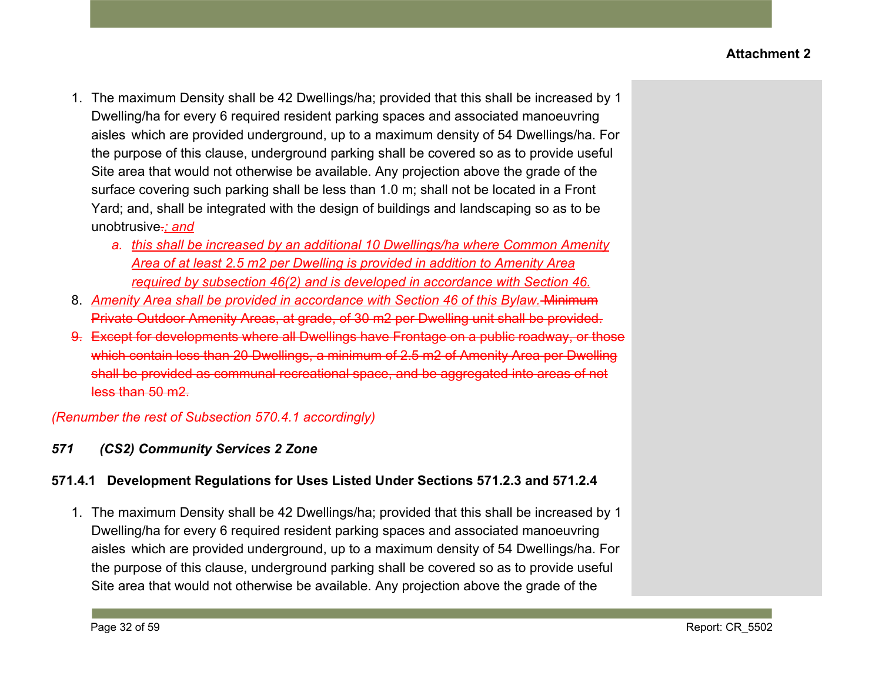**Attachment 2**

1. The maximum Density shall be 42 Dwellings/ha; provided that this shall be increased by 1 Dwelling/ha for every 6 required resident parking spaces and associated manoeuvring aisles which are provided underground, up to a maximum density of 54 Dwellings/ha. For the purpose of this clause, underground parking shall be covered so as to provide useful Site area that would not otherwise be available. Any projection above the grade of the surface covering such parking shall be less than 1.0 m; shall not be located in a Front Yard; and, shall be integrated with the design of buildings and landscaping so as to be unobtrusive~~.~~*; and*
   a. *this shall be increased by an additional 10 Dwellings/ha where Common Amenity Area of at least 2.5 m2 per Dwelling is provided in addition to Amenity Area required by subsection 46(2) and is developed in accordance with Section 46.*

8. *Amenity Area shall be provided in accordance with Section 46 of this Bylaw.* ~~Minimum Private Outdoor Amenity Areas, at grade, of 30 m2 per Dwelling unit shall be provided.~~

~~9. Except for developments where all Dwellings have Frontage on a public roadway, or those which contain less than 20 Dwellings, a minimum of 2.5 m2 of Amenity Area per Dwelling shall be provided as communal recreational space, and be aggregated into areas of not less than 50 m2.~~

*(Renumber the rest of Subsection 570.4.1 accordingly)*

***571 (CS2) Community Services 2 Zone***

**571.4.1 Development Regulations for Uses Listed Under Sections 571.2.3 and 571.2.4**

1. The maximum Density shall be 42 Dwellings/ha; provided that this shall be increased by 1 Dwelling/ha for every 6 required resident parking spaces and associated manoeuvring aisles which are provided underground, up to a maximum density of 54 Dwellings/ha. For the purpose of this clause, underground parking shall be covered so as to provide useful Site area that would not otherwise be available. Any projection above the grade of the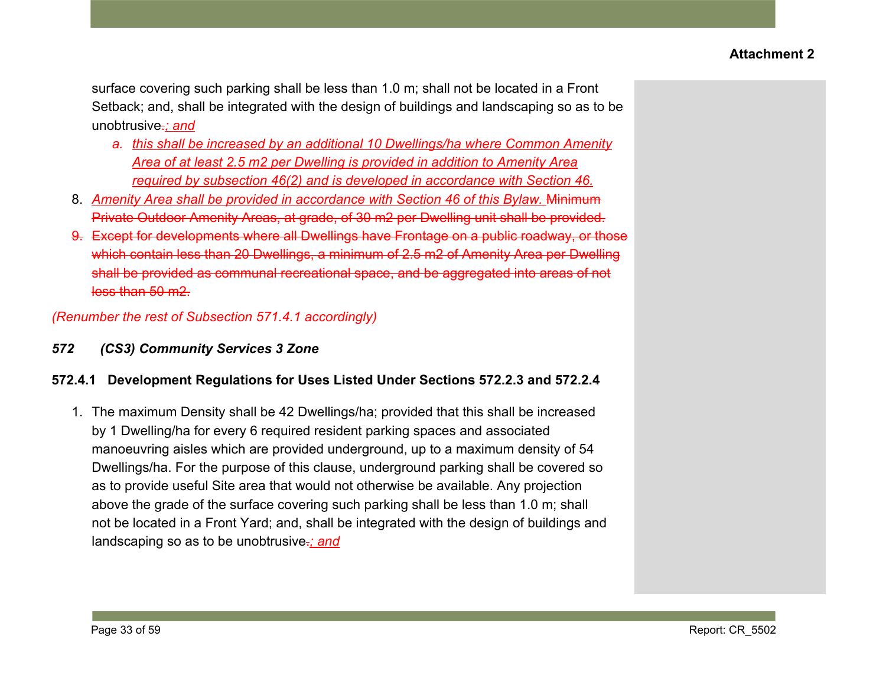surface covering such parking shall be less than 1.0 m; shall not be located in a Front Setback; and, shall be integrated with the design of buildings and landscaping so as to be unobtrusive~~.~~*; and*

   a. *this shall be increased by an additional 10 Dwellings/ha where Common Amenity Area of at least 2.5 m2 per Dwelling is provided in addition to Amenity Area required by subsection 46(2) and is developed in accordance with Section 46.*

8. *Amenity Area shall be provided in accordance with Section 46 of this Bylaw.* ~~Minimum Private Outdoor Amenity Areas, at grade, of 30 m2 per Dwelling unit shall be provided.~~
9. ~~Except for developments where all Dwellings have Frontage on a public roadway, or those which contain less than 20 Dwellings, a minimum of 2.5 m2 of Amenity Area per Dwelling shall be provided as communal recreational space, and be aggregated into areas of not less than 50 m2.~~

*(Renumber the rest of Subsection 571.4.1 accordingly)*

### *572 (CS3) Community Services 3 Zone*

#### 572.4.1 Development Regulations for Uses Listed Under Sections 572.2.3 and 572.2.4

1. The maximum Density shall be 42 Dwellings/ha; provided that this shall be increased by 1 Dwelling/ha for every 6 required resident parking spaces and associated manoeuvring aisles which are provided underground, up to a maximum density of 54 Dwellings/ha. For the purpose of this clause, underground parking shall be covered so as to provide useful Site area that would not otherwise be available. Any projection above the grade of the surface covering such parking shall be less than 1.0 m; shall not be located in a Front Yard; and, shall be integrated with the design of buildings and landscaping so as to be unobtrusive~~.~~*; and*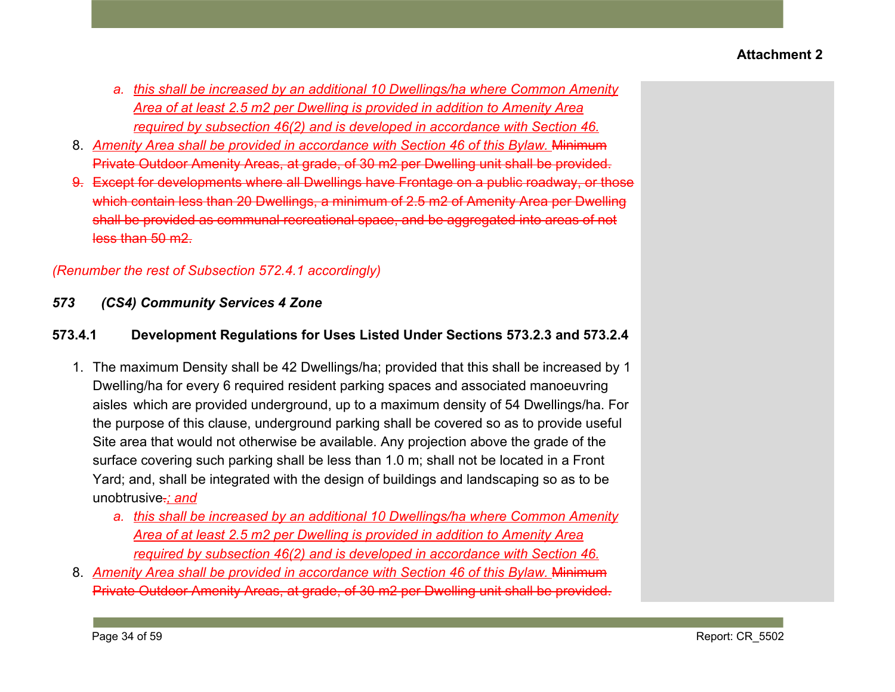Attachment 2

   a. *this shall be increased by an additional 10 Dwellings/ha where Common Amenity Area of at least 2.5 m2 per Dwelling is provided in addition to Amenity Area required by subsection 46(2) and is developed in accordance with Section 46.*

8. *Amenity Area shall be provided in accordance with Section 46 of this Bylaw.* ~~Minimum Private Outdoor Amenity Areas, at grade, of 30 m2 per Dwelling unit shall be provided.~~
9. ~~Except for developments where all Dwellings have Frontage on a public roadway, or those which contain less than 20 Dwellings, a minimum of 2.5 m2 of Amenity Area per Dwelling shall be provided as communal recreational space, and be aggregated into areas of not less than 50 m2.~~

*(Renumber the rest of Subsection 572.4.1 accordingly)*

### *573 (CS4) Community Services 4 Zone*

#### 573.4.1 Development Regulations for Uses Listed Under Sections 573.2.3 and 573.2.4

1. The maximum Density shall be 42 Dwellings/ha; provided that this shall be increased by 1 Dwelling/ha for every 6 required resident parking spaces and associated manoeuvring aisles which are provided underground, up to a maximum density of 54 Dwellings/ha. For the purpose of this clause, underground parking shall be covered so as to provide useful Site area that would not otherwise be available. Any projection above the grade of the surface covering such parking shall be less than 1.0 m; shall not be located in a Front Yard; and, shall be integrated with the design of buildings and landscaping so as to be unobtrusive~~.~~*; and*
   a. *this shall be increased by an additional 10 Dwellings/ha where Common Amenity Area of at least 2.5 m2 per Dwelling is provided in addition to Amenity Area required by subsection 46(2) and is developed in accordance with Section 46.*

8. *Amenity Area shall be provided in accordance with Section 46 of this Bylaw.* ~~Minimum Private Outdoor Amenity Areas, at grade, of 30 m2 per Dwelling unit shall be provided.~~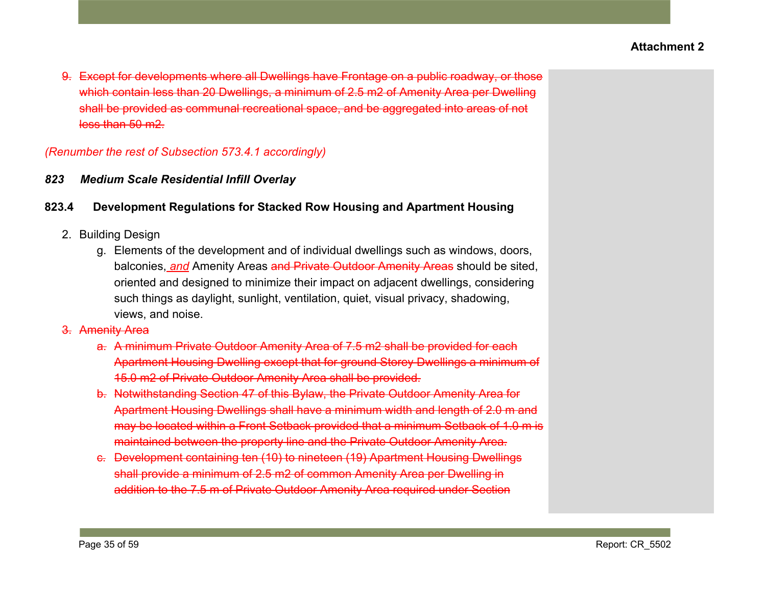**Attachment 2**

9. ~~Except for developments where all Dwellings have Frontage on a public roadway, or those which contain less than 20 Dwellings, a minimum of 2.5 m2 of Amenity Area per Dwelling shall be provided as communal recreational space, and be aggregated into areas of not less than 50 m2.~~

*(Renumber the rest of Subsection 573.4.1 accordingly)*

### *823 Medium Scale Residential Infill Overlay*

#### 823.4 Development Regulations for Stacked Row Housing and Apartment Housing

2. Building Design
   g. Elements of the development and of individual dwellings such as windows, doors, balconies, *and* Amenity Areas ~~and Private Outdoor Amenity Areas~~ should be sited, oriented and designed to minimize their impact on adjacent dwellings, considering such things as daylight, sunlight, ventilation, quiet, visual privacy, shadowing, views, and noise.

3. ~~Amenity Area~~
   a. ~~A minimum Private Outdoor Amenity Area of 7.5 m2 shall be provided for each Apartment Housing Dwelling except that for ground Storey Dwellings a minimum of 15.0 m2 of Private Outdoor Amenity Area shall be provided.~~
   b. ~~Notwithstanding Section 47 of this Bylaw, the Private Outdoor Amenity Area for Apartment Housing Dwellings shall have a minimum width and length of 2.0 m and may be located within a Front Setback provided that a minimum Setback of 1.0 m is maintained between the property line and the Private Outdoor Amenity Area.~~
   c. ~~Development containing ten (10) to nineteen (19) Apartment Housing Dwellings shall provide a minimum of 2.5 m2 of common Amenity Area per Dwelling in addition to the 7.5 m of Private Outdoor Amenity Area required under Section~~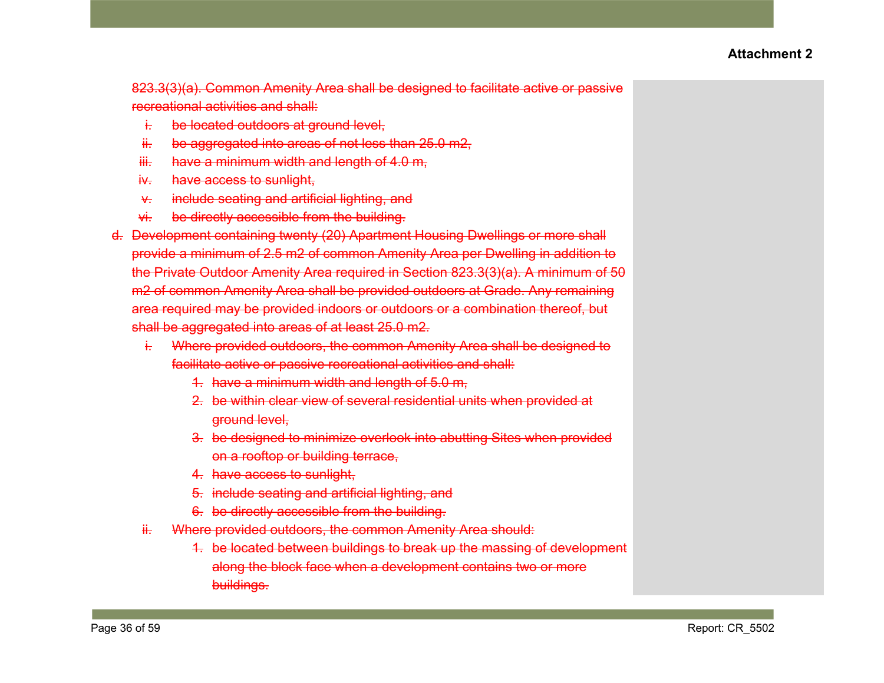**Attachment 2**

~~823.3(3)(a). Common Amenity Area shall be designed to facilitate active or passive recreational activities and shall:~~

~~i. be located outdoors at ground level,~~
~~ii. be aggregated into areas of not less than 25.0 m2,~~
~~iii. have a minimum width and length of 4.0 m,~~
~~iv. have access to sunlight,~~
~~v. include seating and artificial lighting, and~~
~~vi. be directly accessible from the building.~~

~~d. Development containing twenty (20) Apartment Housing Dwellings or more shall provide a minimum of 2.5 m2 of common Amenity Area per Dwelling in addition to the Private Outdoor Amenity Area required in Section 823.3(3)(a). A minimum of 50 m2 of common Amenity Area shall be provided outdoors at Grade. Any remaining area required may be provided indoors or outdoors or a combination thereof, but shall be aggregated into areas of at least 25.0 m2.~~

~~i. Where provided outdoors, the common Amenity Area shall be designed to facilitate active or passive recreational activities and shall:~~
~~1. have a minimum width and length of 5.0 m,~~
~~2. be within clear view of several residential units when provided at ground level,~~
~~3. be designed to minimize overlook into abutting Sites when provided on a rooftop or building terrace,~~
~~4. have access to sunlight,~~
~~5. include seating and artificial lighting, and~~
~~6. be directly accessible from the building.~~

~~ii. Where provided outdoors, the common Amenity Area should:~~
~~1. be located between buildings to break up the massing of development along the block face when a development contains two or more buildings.~~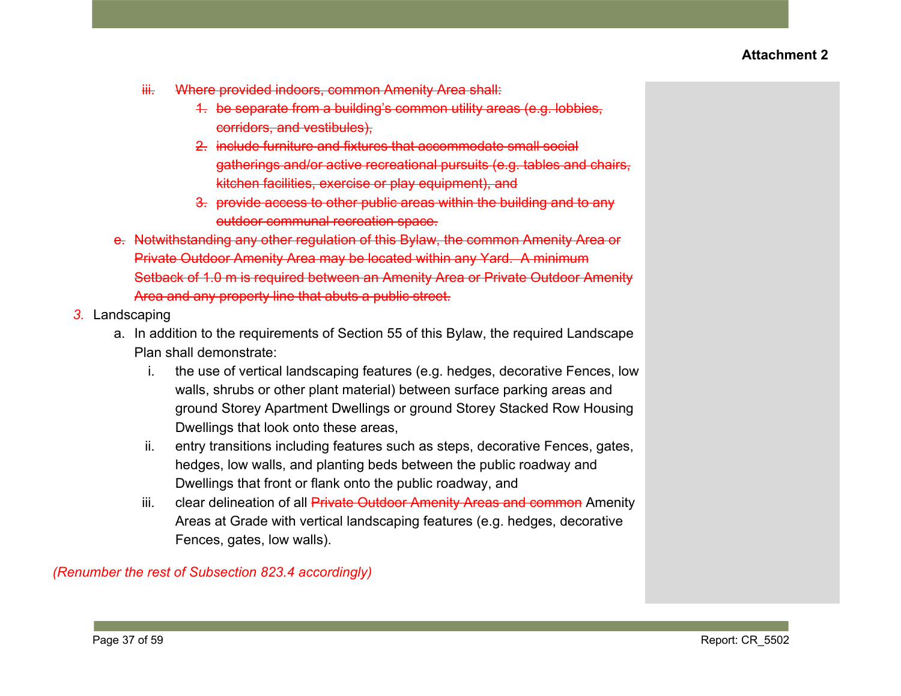**Attachment 2**

~~iii. Where provided indoors, common Amenity Area shall:~~

~~1. be separate from a building's common utility areas (e.g. lobbies, corridors, and vestibules),~~

~~2. include furniture and fixtures that accommodate small social gatherings and/or active recreational pursuits (e.g. tables and chairs, kitchen facilities, exercise or play equipment), and~~

~~3. provide access to other public areas within the building and to any outdoor communal recreation space.~~

~~e. Notwithstanding any other regulation of this Bylaw, the common Amenity Area or Private Outdoor Amenity Area may be located within any Yard. A minimum Setback of 1.0 m is required between an Amenity Area or Private Outdoor Amenity Area and any property line that abuts a public street.~~

*3.* Landscaping

a. In addition to the requirements of Section 55 of this Bylaw, the required Landscape Plan shall demonstrate:

i. the use of vertical landscaping features (e.g. hedges, decorative Fences, low walls, shrubs or other plant material) between surface parking areas and ground Storey Apartment Dwellings or ground Storey Stacked Row Housing Dwellings that look onto these areas,

ii. entry transitions including features such as steps, decorative Fences, gates, hedges, low walls, and planting beds between the public roadway and Dwellings that front or flank onto the public roadway, and

iii. clear delineation of all ~~Private Outdoor Amenity Areas and common~~ Amenity Areas at Grade with vertical landscaping features (e.g. hedges, decorative Fences, gates, low walls).

*(Renumber the rest of Subsection 823.4 accordingly)*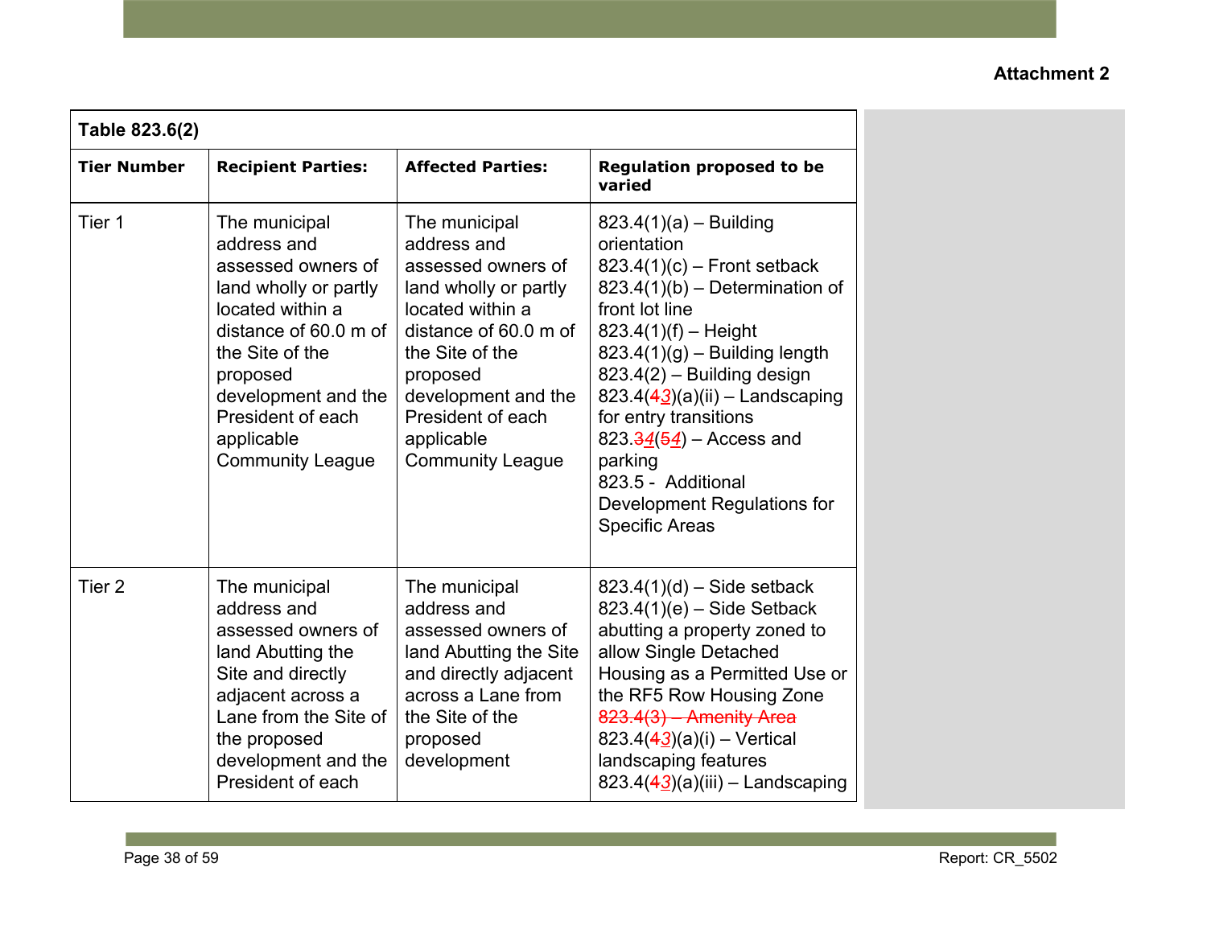**Attachment 2**

| **Table 823.6(2)** | | | |
|---|---|---|---|
| **Tier Number** | **Recipient Parties:** | **Affected Parties:** | **Regulation proposed to be varied** |
| Tier 1 | The municipal address and assessed owners of land wholly or partly located within a distance of 60.0 m of the Site of the proposed development and the President of each applicable Community League | The municipal address and assessed owners of land wholly or partly located within a distance of 60.0 m of the Site of the proposed development and the President of each applicable Community League | 823.4(1)(a) – Building orientation<br>823.4(1)(c) – Front setback<br>823.4(1)(b) – Determination of front lot line<br>823.4(1)(f) – Height<br>823.4(1)(g) – Building length<br>823.4(2) – Building design<br>823.4(~~4~~3)(a)(ii) – Landscaping for entry transitions<br>823.~~3~~4(~~5~~4) – Access and parking<br>823.5 - Additional Development Regulations for Specific Areas |
| Tier 2 | The municipal address and assessed owners of land Abutting the Site and directly adjacent across a Lane from the Site of the proposed development and the President of each | The municipal address and assessed owners of land Abutting the Site and directly adjacent across a Lane from the Site of the proposed development | 823.4(1)(d) – Side setback<br>823.4(1)(e) – Side Setback abutting a property zoned to allow Single Detached Housing as a Permitted Use or the RF5 Row Housing Zone<br>~~823.4(3) – Amenity Area~~<br>823.4(~~4~~3)(a)(i) – Vertical landscaping features<br>823.4(~~4~~3)(a)(iii) – Landscaping |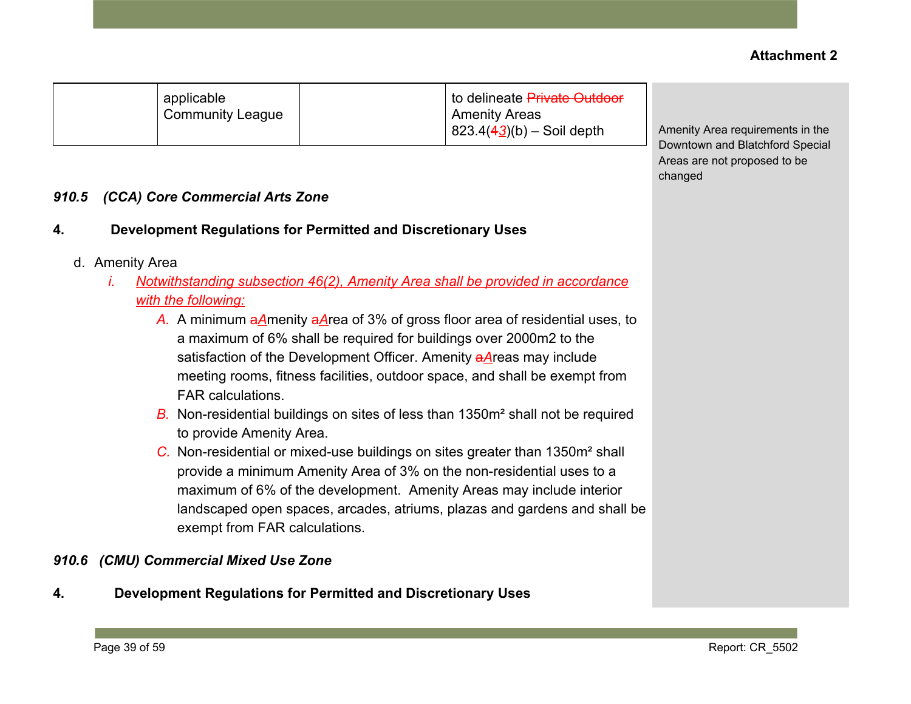**Attachment 2**

| | applicable Community League | | to delineate ~~Private Outdoor~~ Amenity Areas 823.4(~~4~~3)(b) – Soil depth |
|---|---|---|---|

Amenity Area requirements in the Downtown and Blatchford Special Areas are not proposed to be changed

***910.5 (CCA) Core Commercial Arts Zone***

**4. Development Regulations for Permitted and Discretionary Uses**

d. Amenity Area

*i.* <u>*Notwithstanding subsection 46(2), Amenity Area shall be provided in accordance with the following:*</u>

*A.* A minimum ~~a~~<u>*A*</u>menity ~~a~~<u>*A*</u>rea of 3% of gross floor area of residential uses, to a maximum of 6% shall be required for buildings over 2000m2 to the satisfaction of the Development Officer. Amenity ~~a~~<u>*A*</u>reas may include meeting rooms, fitness facilities, outdoor space, and shall be exempt from FAR calculations.

*B.* Non-residential buildings on sites of less than 1350m² shall not be required to provide Amenity Area.

*C.* Non-residential or mixed-use buildings on sites greater than 1350m² shall provide a minimum Amenity Area of 3% on the non-residential uses to a maximum of 6% of the development. Amenity Areas may include interior landscaped open spaces, arcades, atriums, plazas and gardens and shall be exempt from FAR calculations.

***910.6 (CMU) Commercial Mixed Use Zone***

**4. Development Regulations for Permitted and Discretionary Uses**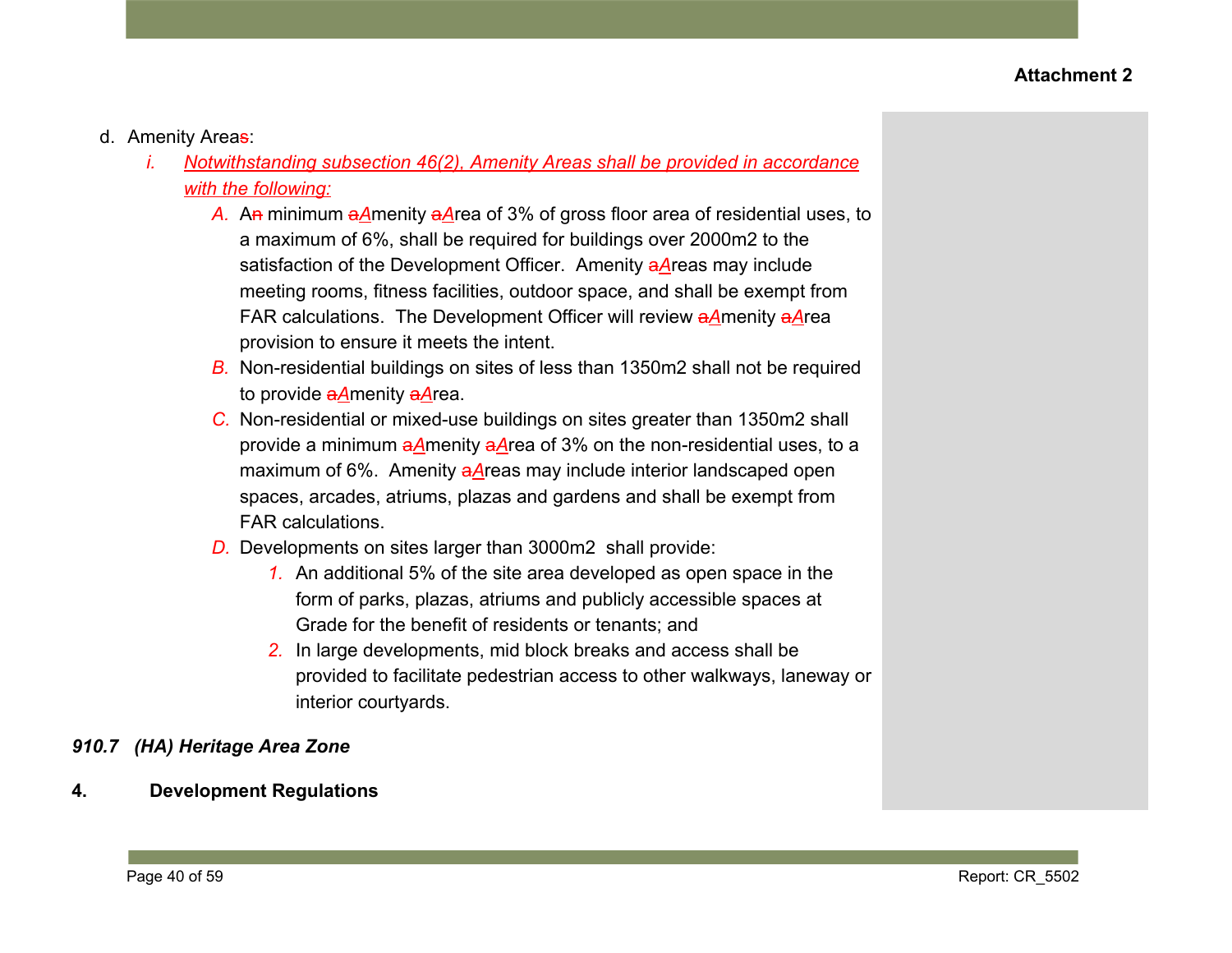**Attachment 2**

d. Amenity Areas:

   i. *Notwithstanding subsection 46(2), Amenity Areas shall be provided in accordance with the following:*

      A. An minimum aAmenity aArea of 3% of gross floor area of residential uses, to a maximum of 6%, shall be required for buildings over 2000m2 to the satisfaction of the Development Officer. Amenity aAreas may include meeting rooms, fitness facilities, outdoor space, and shall be exempt from FAR calculations. The Development Officer will review aAmenity aArea provision to ensure it meets the intent.

      B. Non-residential buildings on sites of less than 1350m2 shall not be required to provide aAmenity aArea.

      C. Non-residential or mixed-use buildings on sites greater than 1350m2 shall provide a minimum aAmenity aArea of 3% on the non-residential uses, to a maximum of 6%. Amenity aAreas may include interior landscaped open spaces, arcades, atriums, plazas and gardens and shall be exempt from FAR calculations.

      D. Developments on sites larger than 3000m2 shall provide:

         1. An additional 5% of the site area developed as open space in the form of parks, plazas, atriums and publicly accessible spaces at Grade for the benefit of residents or tenants; and

         2. In large developments, mid block breaks and access shall be provided to facilitate pedestrian access to other walkways, laneway or interior courtyards.

***910.7 (HA) Heritage Area Zone***

**4. Development Regulations**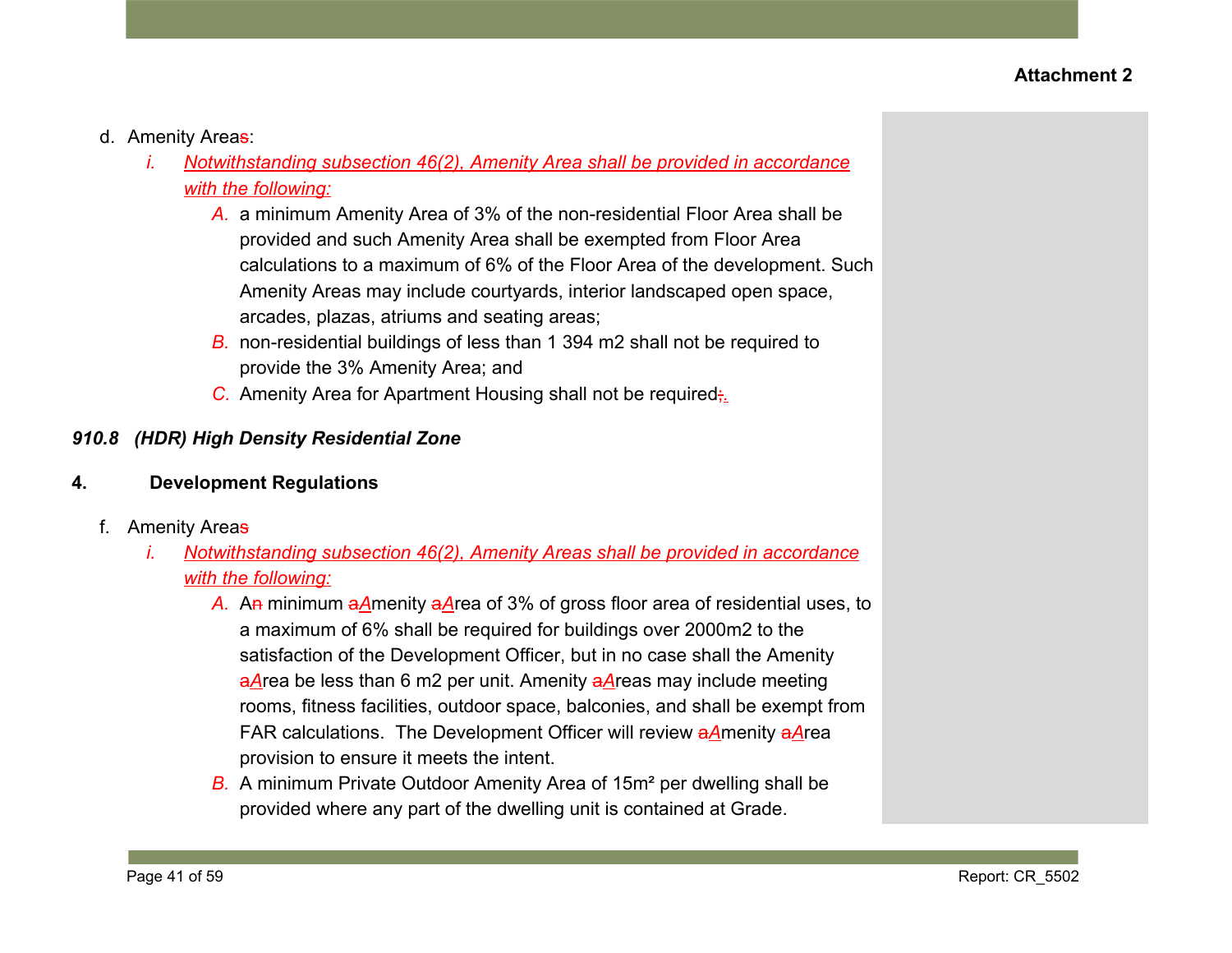**Attachment 2**

d. Amenity Areas:

  i. *Notwithstanding subsection 46(2), Amenity Area shall be provided in accordance with the following:*

    A. a minimum Amenity Area of 3% of the non-residential Floor Area shall be provided and such Amenity Area shall be exempted from Floor Area calculations to a maximum of 6% of the Floor Area of the development. Such Amenity Areas may include courtyards, interior landscaped open space, arcades, plazas, atriums and seating areas;

    B. non-residential buildings of less than 1 394 m2 shall not be required to provide the 3% Amenity Area; and

    C. Amenity Area for Apartment Housing shall not be required;.

***910.8 (HDR) High Density Residential Zone***

**4. Development Regulations**

f. Amenity Areas

  i. *Notwithstanding subsection 46(2), Amenity Areas shall be provided in accordance with the following:*

    A. An minimum aAmenity aArea of 3% of gross floor area of residential uses, to a maximum of 6% shall be required for buildings over 2000m2 to the satisfaction of the Development Officer, but in no case shall the Amenity aArea be less than 6 m2 per unit. Amenity aAreas may include meeting rooms, fitness facilities, outdoor space, balconies, and shall be exempt from FAR calculations. The Development Officer will review aAmenity aArea provision to ensure it meets the intent.

    B. A minimum Private Outdoor Amenity Area of 15m² per dwelling shall be provided where any part of the dwelling unit is contained at Grade.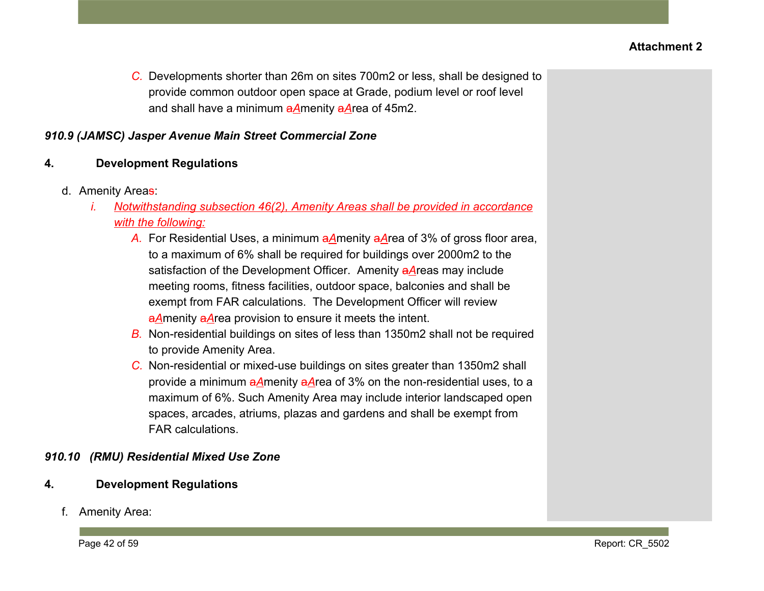**Attachment 2**

C. Developments shorter than 26m on sites 700m2 or less, shall be designed to provide common outdoor open space at Grade, podium level or roof level and shall have a minimum ~~a~~<u>A</u>menity ~~a~~<u>A</u>rea of 45m2.

***910.9 (JAMSC) Jasper Avenue Main Street Commercial Zone***

**4. Development Regulations**

d. Amenity Area~~s~~:

i. <u>*Notwithstanding subsection 46(2), Amenity Areas shall be provided in accordance with the following:*</u>

A. For Residential Uses, a minimum ~~a~~<u>A</u>menity ~~a~~<u>A</u>rea of 3% of gross floor area, to a maximum of 6% shall be required for buildings over 2000m2 to the satisfaction of the Development Officer. Amenity ~~a~~<u>A</u>reas may include meeting rooms, fitness facilities, outdoor space, balconies and shall be exempt from FAR calculations. The Development Officer will review ~~a~~<u>A</u>menity ~~a~~<u>A</u>rea provision to ensure it meets the intent.

B. Non-residential buildings on sites of less than 1350m2 shall not be required to provide Amenity Area.

C. Non-residential or mixed-use buildings on sites greater than 1350m2 shall provide a minimum ~~a~~<u>A</u>menity ~~a~~<u>A</u>rea of 3% on the non-residential uses, to a maximum of 6%. Such Amenity Area may include interior landscaped open spaces, arcades, atriums, plazas and gardens and shall be exempt from FAR calculations.

***910.10 (RMU) Residential Mixed Use Zone***

**4. Development Regulations**

f. Amenity Area: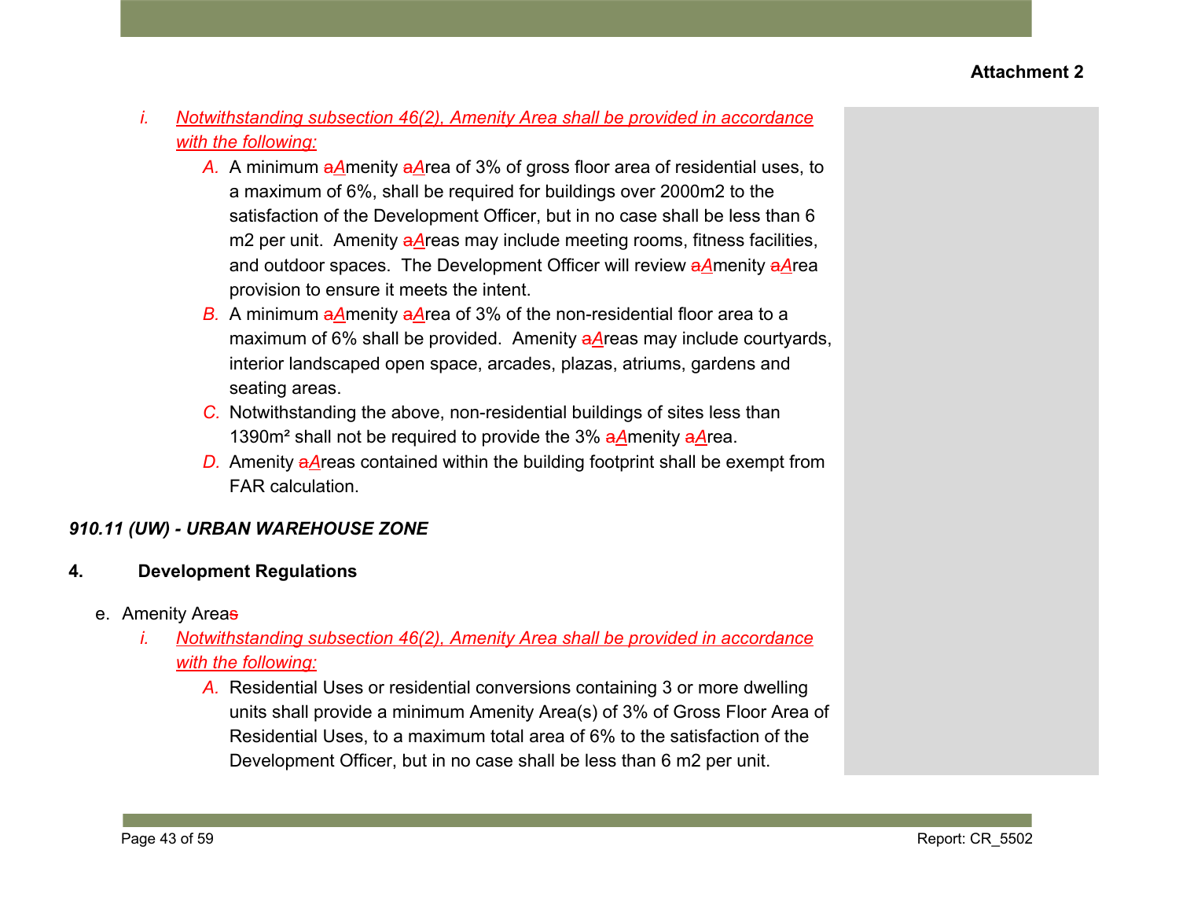**Attachment 2**

- *i. Notwithstanding subsection 46(2), Amenity Area shall be provided in accordance with the following:*
  - *A.* A minimum ~~a~~*A*menity ~~a~~*A*rea of 3% of gross floor area of residential uses, to a maximum of 6%, shall be required for buildings over 2000m2 to the satisfaction of the Development Officer, but in no case shall be less than 6 m2 per unit. Amenity ~~a~~*A*reas may include meeting rooms, fitness facilities, and outdoor spaces. The Development Officer will review ~~a~~*A*menity ~~a~~*A*rea provision to ensure it meets the intent.
  - *B.* A minimum ~~a~~*A*menity ~~a~~*A*rea of 3% of the non-residential floor area to a maximum of 6% shall be provided. Amenity ~~a~~*A*reas may include courtyards, interior landscaped open space, arcades, plazas, atriums, gardens and seating areas.
  - *C.* Notwithstanding the above, non-residential buildings of sites less than 1390m² shall not be required to provide the 3% ~~a~~*A*menity ~~a~~*A*rea.
  - *D.* Amenity ~~a~~*A*reas contained within the building footprint shall be exempt from FAR calculation.

***910.11 (UW) - URBAN WAREHOUSE ZONE***

**4. Development Regulations**

e. Amenity Area~~s~~

- *i. Notwithstanding subsection 46(2), Amenity Area shall be provided in accordance with the following:*
  - *A.* Residential Uses or residential conversions containing 3 or more dwelling units shall provide a minimum Amenity Area(s) of 3% of Gross Floor Area of Residential Uses, to a maximum total area of 6% to the satisfaction of the Development Officer, but in no case shall be less than 6 m2 per unit.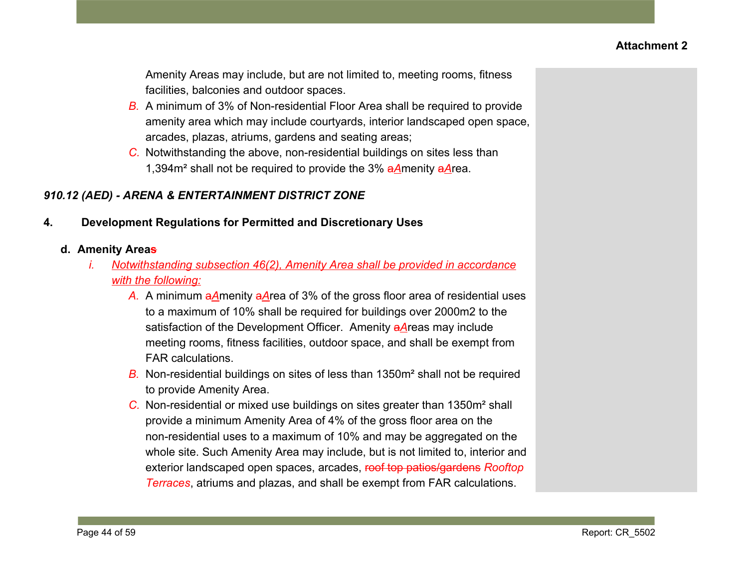Amenity Areas may include, but are not limited to, meeting rooms, fitness facilities, balconies and outdoor spaces.

*B.* A minimum of 3% of Non-residential Floor Area shall be required to provide amenity area which may include courtyards, interior landscaped open space, arcades, plazas, atriums, gardens and seating areas;

*C.* Notwithstanding the above, non-residential buildings on sites less than 1,394m² shall not be required to provide the 3% ~~a~~*A*menity ~~a~~*A*rea.

### *910.12 (AED) - ARENA & ENTERTAINMENT DISTRICT ZONE*

**4. Development Regulations for Permitted and Discretionary Uses**

**d. Amenity Area~~s~~**

*i.* *Notwithstanding subsection 46(2), Amenity Area shall be provided in accordance with the following:*

*A.* A minimum ~~a~~*A*menity ~~a~~*A*rea of 3% of the gross floor area of residential uses to a maximum of 10% shall be required for buildings over 2000m2 to the satisfaction of the Development Officer. Amenity ~~a~~*A*reas may include meeting rooms, fitness facilities, outdoor space, and shall be exempt from FAR calculations.

*B.* Non-residential buildings on sites of less than 1350m² shall not be required to provide Amenity Area.

*C.* Non-residential or mixed use buildings on sites greater than 1350m² shall provide a minimum Amenity Area of 4% of the gross floor area on the non-residential uses to a maximum of 10% and may be aggregated on the whole site. Such Amenity Area may include, but is not limited to, interior and exterior landscaped open spaces, arcades, ~~roof top patios/gardens~~ *Rooftop Terraces*, atriums and plazas, and shall be exempt from FAR calculations.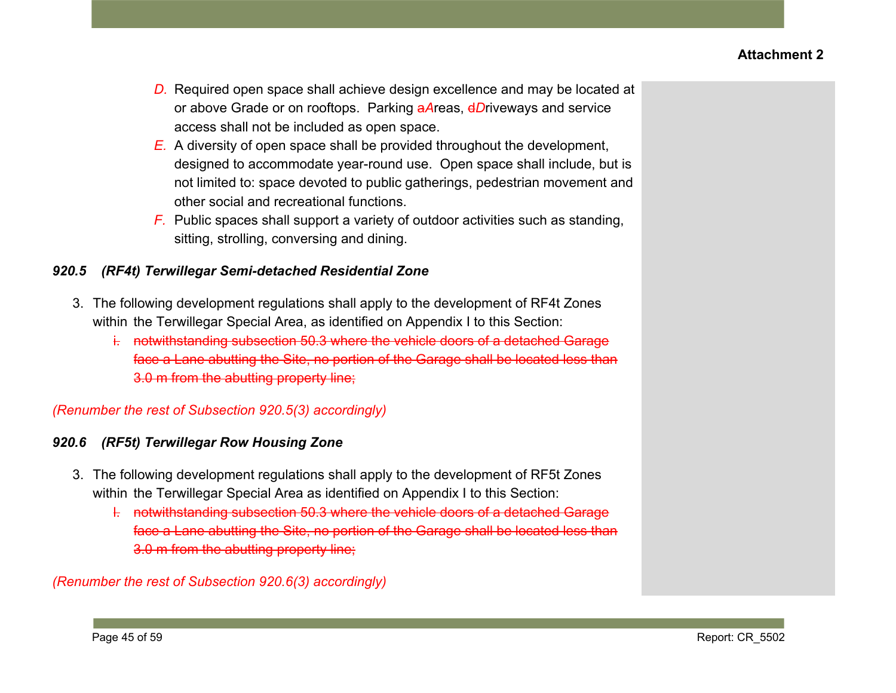**Attachment 2**

*D.* Required open space shall achieve design excellence and may be located at or above Grade or on rooftops. Parking ~~a~~*A*reas, ~~d~~*D*riveways and service access shall not be included as open space.

*E.* A diversity of open space shall be provided throughout the development, designed to accommodate year-round use. Open space shall include, but is not limited to: space devoted to public gatherings, pedestrian movement and other social and recreational functions.

*F.* Public spaces shall support a variety of outdoor activities such as standing, sitting, strolling, conversing and dining.

### *920.5 (RF4t) Terwillegar Semi-detached Residential Zone*

3. The following development regulations shall apply to the development of RF4t Zones within the Terwillegar Special Area, as identified on Appendix I to this Section:
   ~~i. notwithstanding subsection 50.3 where the vehicle doors of a detached Garage face a Lane abutting the Site, no portion of the Garage shall be located less than 3.0 m from the abutting property line;~~

*(Renumber the rest of Subsection 920.5(3) accordingly)*

### *920.6 (RF5t) Terwillegar Row Housing Zone*

3. The following development regulations shall apply to the development of RF5t Zones within the Terwillegar Special Area as identified on Appendix I to this Section:
   ~~I. notwithstanding subsection 50.3 where the vehicle doors of a detached Garage face a Lane abutting the Site, no portion of the Garage shall be located less than 3.0 m from the abutting property line;~~

*(Renumber the rest of Subsection 920.6(3) accordingly)*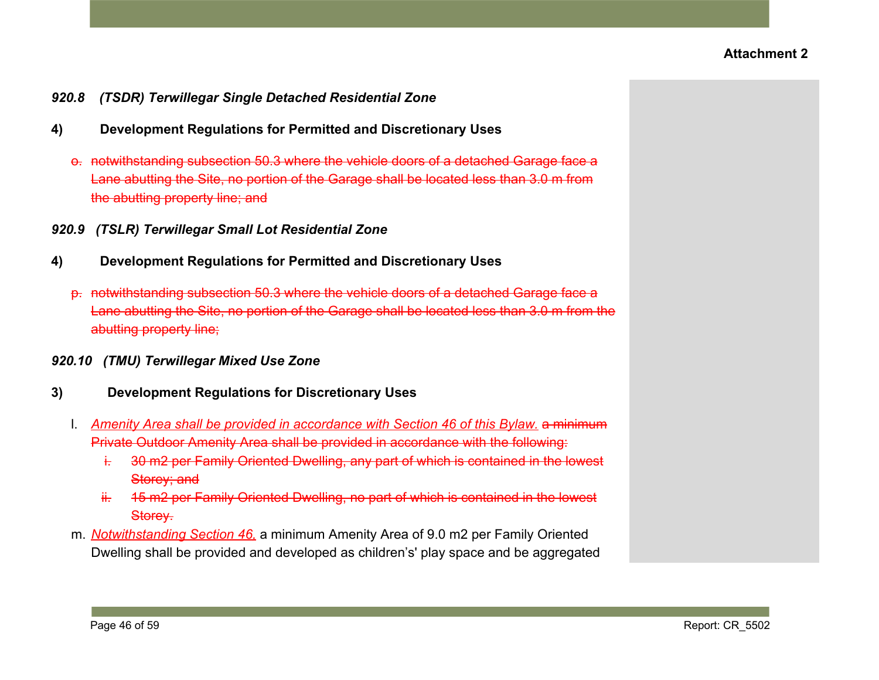Attachment 2

***920.8 (TSDR) Terwillegar Single Detached Residential Zone***

**4) Development Regulations for Permitted and Discretionary Uses**

~~o. notwithstanding subsection 50.3 where the vehicle doors of a detached Garage face a Lane abutting the Site, no portion of the Garage shall be located less than 3.0 m from the abutting property line; and~~

***920.9 (TSLR) Terwillegar Small Lot Residential Zone***

**4) Development Regulations for Permitted and Discretionary Uses**

~~p. notwithstanding subsection 50.3 where the vehicle doors of a detached Garage face a Lane abutting the Site, no portion of the Garage shall be located less than 3.0 m from the abutting property line;~~

***920.10 (TMU) Terwillegar Mixed Use Zone***

**3) Development Regulations for Discretionary Uses**

l. <u>*Amenity Area shall be provided in accordance with Section 46 of this Bylaw.*</u> ~~a minimum Private Outdoor Amenity Area shall be provided in accordance with the following:~~
   - ~~i. 30 m2 per Family Oriented Dwelling, any part of which is contained in the lowest Storey; and~~
   - ~~ii. 15 m2 per Family Oriented Dwelling, no part of which is contained in the lowest Storey.~~

m. <u>*Notwithstanding Section 46,*</u> a minimum Amenity Area of 9.0 m2 per Family Oriented Dwelling shall be provided and developed as children's' play space and be aggregated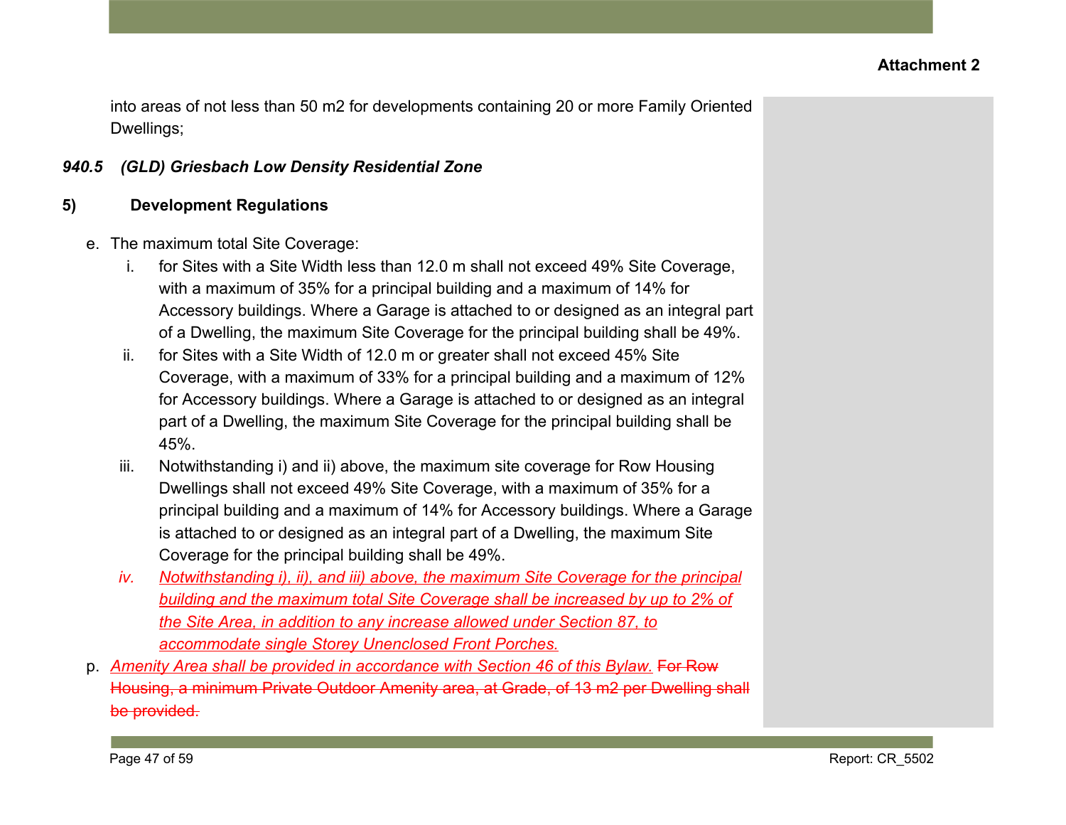into areas of not less than 50 m2 for developments containing 20 or more Family Oriented Dwellings;

### *940.5 (GLD) Griesbach Low Density Residential Zone*

**5) Development Regulations**

e. The maximum total Site Coverage:

   i. for Sites with a Site Width less than 12.0 m shall not exceed 49% Site Coverage, with a maximum of 35% for a principal building and a maximum of 14% for Accessory buildings. Where a Garage is attached to or designed as an integral part of a Dwelling, the maximum Site Coverage for the principal building shall be 49%.

   ii. for Sites with a Site Width of 12.0 m or greater shall not exceed 45% Site Coverage, with a maximum of 33% for a principal building and a maximum of 12% for Accessory buildings. Where a Garage is attached to or designed as an integral part of a Dwelling, the maximum Site Coverage for the principal building shall be 45%.

   iii. Notwithstanding i) and ii) above, the maximum site coverage for Row Housing Dwellings shall not exceed 49% Site Coverage, with a maximum of 35% for a principal building and a maximum of 14% for Accessory buildings. Where a Garage is attached to or designed as an integral part of a Dwelling, the maximum Site Coverage for the principal building shall be 49%.

   *iv.* *<u>Notwithstanding i), ii), and iii) above, the maximum Site Coverage for the principal building and the maximum total Site Coverage shall be increased by up to 2% of the Site Area, in addition to any increase allowed under Section 87, to accommodate single Storey Unenclosed Front Porches.</u>*

p. *<u>Amenity Area shall be provided in accordance with Section 46 of this Bylaw.</u>* ~~For Row Housing, a minimum Private Outdoor Amenity area, at Grade, of 13 m2 per Dwelling shall be provided.~~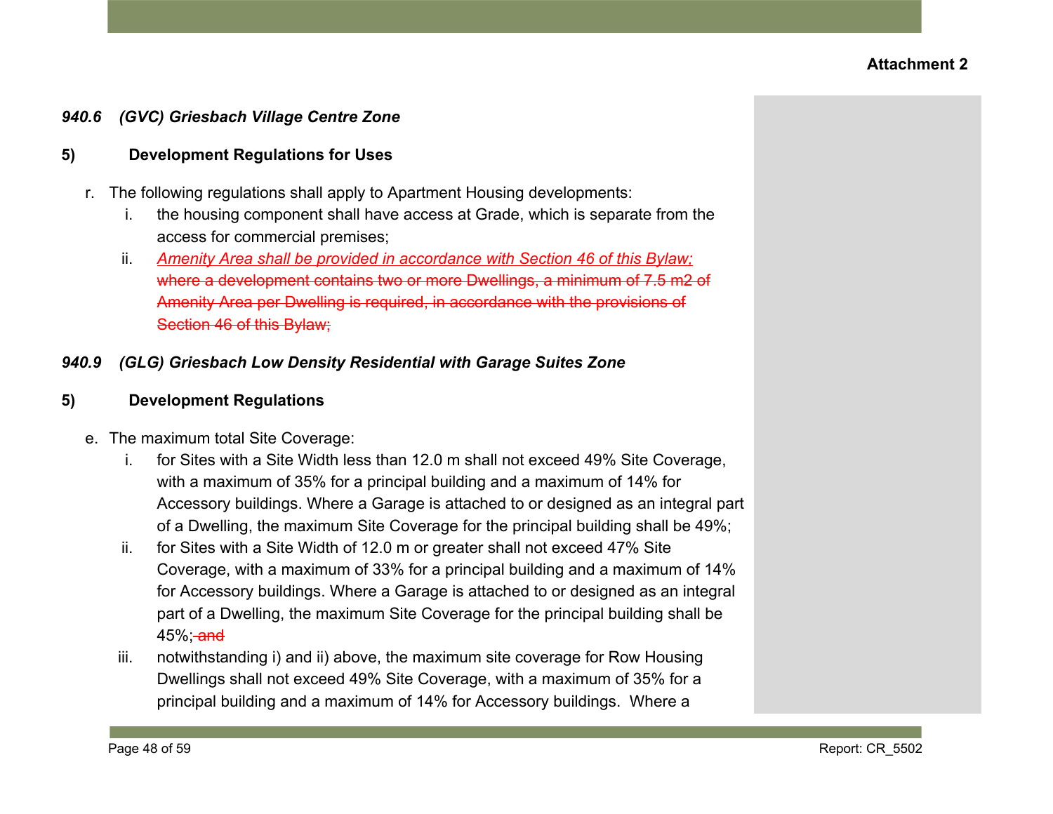**Attachment 2**

### *940.6 (GVC) Griesbach Village Centre Zone*

**5) Development Regulations for Uses**

r. The following regulations shall apply to Apartment Housing developments:

   i. the housing component shall have access at Grade, which is separate from the access for commercial premises;

   ii. <u>*Amenity Area shall be provided in accordance with Section 46 of this Bylaw;*</u> ~~where a development contains two or more Dwellings, a minimum of 7.5 m2 of Amenity Area per Dwelling is required, in accordance with the provisions of Section 46 of this Bylaw;~~

### *940.9 (GLG) Griesbach Low Density Residential with Garage Suites Zone*

**5) Development Regulations**

e. The maximum total Site Coverage:

   i. for Sites with a Site Width less than 12.0 m shall not exceed 49% Site Coverage, with a maximum of 35% for a principal building and a maximum of 14% for Accessory buildings. Where a Garage is attached to or designed as an integral part of a Dwelling, the maximum Site Coverage for the principal building shall be 49%;

   ii. for Sites with a Site Width of 12.0 m or greater shall not exceed 47% Site Coverage, with a maximum of 33% for a principal building and a maximum of 14% for Accessory buildings. Where a Garage is attached to or designed as an integral part of a Dwelling, the maximum Site Coverage for the principal building shall be 45%;~~ and~~

   iii. notwithstanding i) and ii) above, the maximum site coverage for Row Housing Dwellings shall not exceed 49% Site Coverage, with a maximum of 35% for a principal building and a maximum of 14% for Accessory buildings. Where a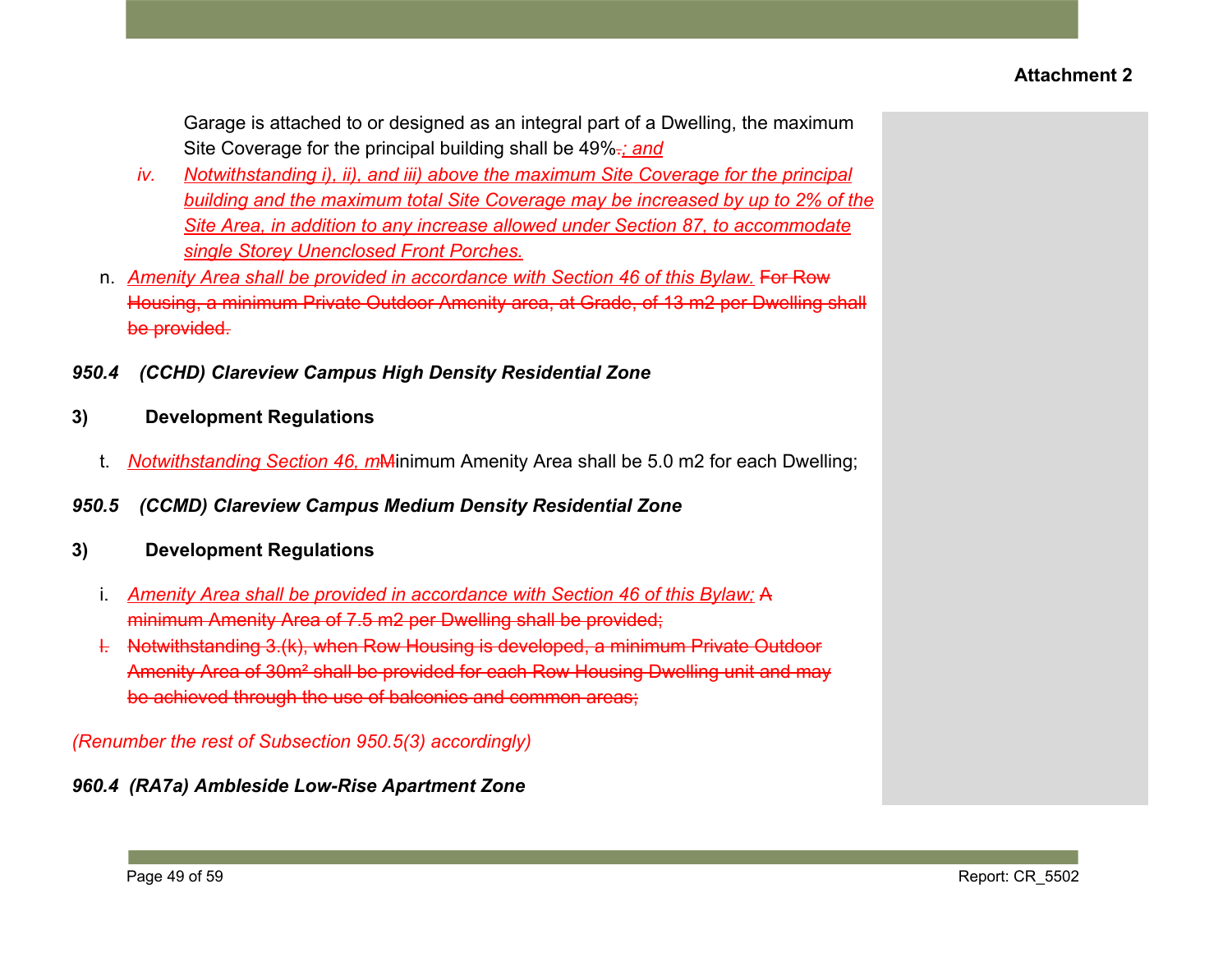Garage is attached to or designed as an integral part of a Dwelling, the maximum Site Coverage for the principal building shall be 49%~~.~~*; and*

iv. *Notwithstanding i), ii), and iii) above the maximum Site Coverage for the principal building and the maximum total Site Coverage may be increased by up to 2% of the Site Area, in addition to any increase allowed under Section 87, to accommodate single Storey Unenclosed Front Porches.*

n. *Amenity Area shall be provided in accordance with Section 46 of this Bylaw.* ~~For Row Housing, a minimum Private Outdoor Amenity area, at Grade, of 13 m2 per Dwelling shall be provided.~~

***950.4 (CCHD) Clareview Campus High Density Residential Zone***

**3) Development Regulations**

t. *Notwithstanding Section 46, m*~~M~~inimum Amenity Area shall be 5.0 m2 for each Dwelling;

***950.5 (CCMD) Clareview Campus Medium Density Residential Zone***

**3) Development Regulations**

i. *Amenity Area shall be provided in accordance with Section 46 of this Bylaw;* ~~A minimum Amenity Area of 7.5 m2 per Dwelling shall be provided;~~

~~l. Notwithstanding 3.(k), when Row Housing is developed, a minimum Private Outdoor Amenity Area of 30m² shall be provided for each Row Housing Dwelling unit and may be achieved through the use of balconies and common areas;~~

*(Renumber the rest of Subsection 950.5(3) accordingly)*

***960.4 (RA7a) Ambleside Low-Rise Apartment Zone***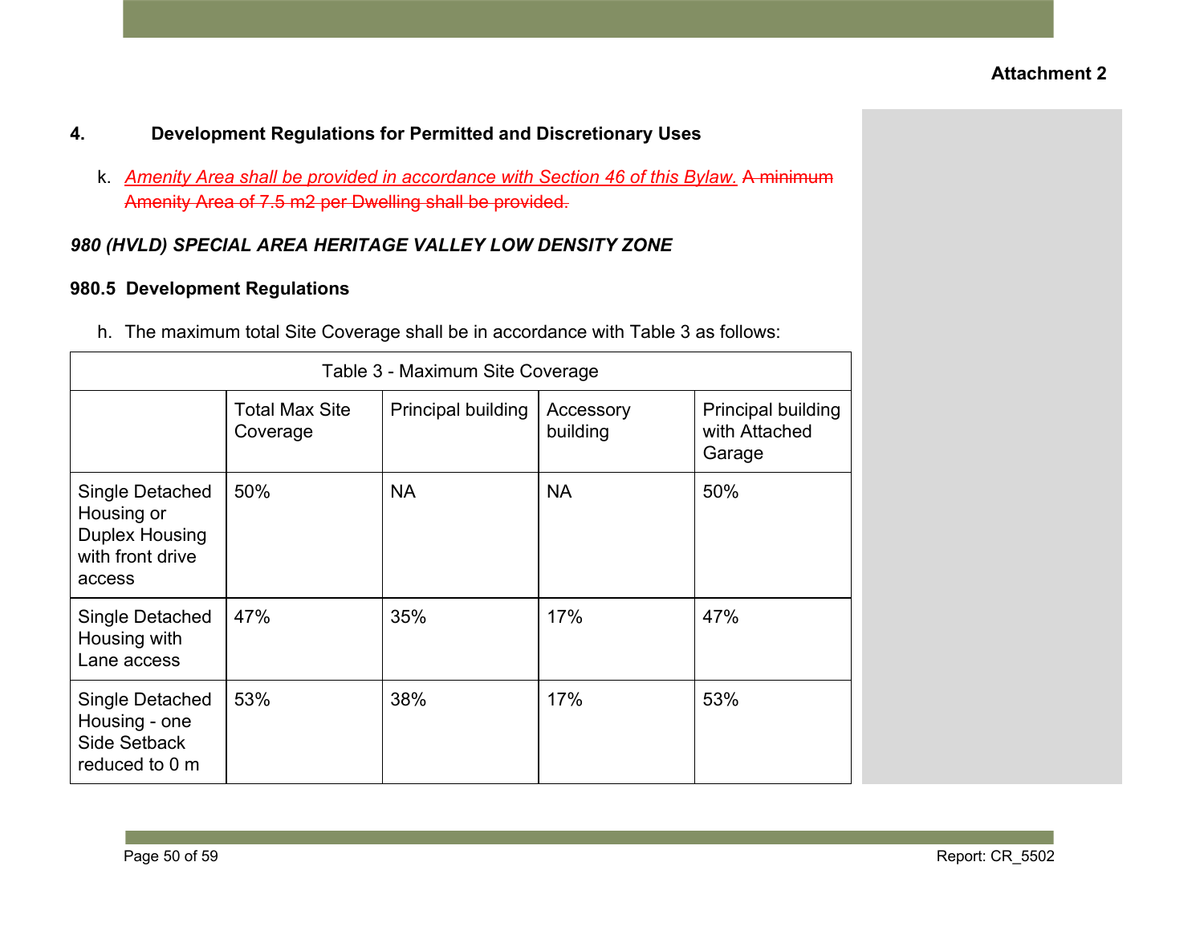**Attachment 2**

## 4. Development Regulations for Permitted and Discretionary Uses

k. *Amenity Area shall be provided in accordance with Section 46 of this Bylaw.* ~~A minimum Amenity Area of 7.5 m2 per Dwelling shall be provided.~~

### *980 (HVLD) SPECIAL AREA HERITAGE VALLEY LOW DENSITY ZONE*

### 980.5 Development Regulations

h. The maximum total Site Coverage shall be in accordance with Table 3 as follows:

| Table 3 - Maximum Site Coverage | | | | |
|---|---|---|---|---|
| | Total Max Site Coverage | Principal building | Accessory building | Principal building with Attached Garage |
| Single Detached Housing or Duplex Housing with front drive access | 50% | NA | NA | 50% |
| Single Detached Housing with Lane access | 47% | 35% | 17% | 47% |
| Single Detached Housing - one Side Setback reduced to 0 m | 53% | 38% | 17% | 53% |

Report: CR_5502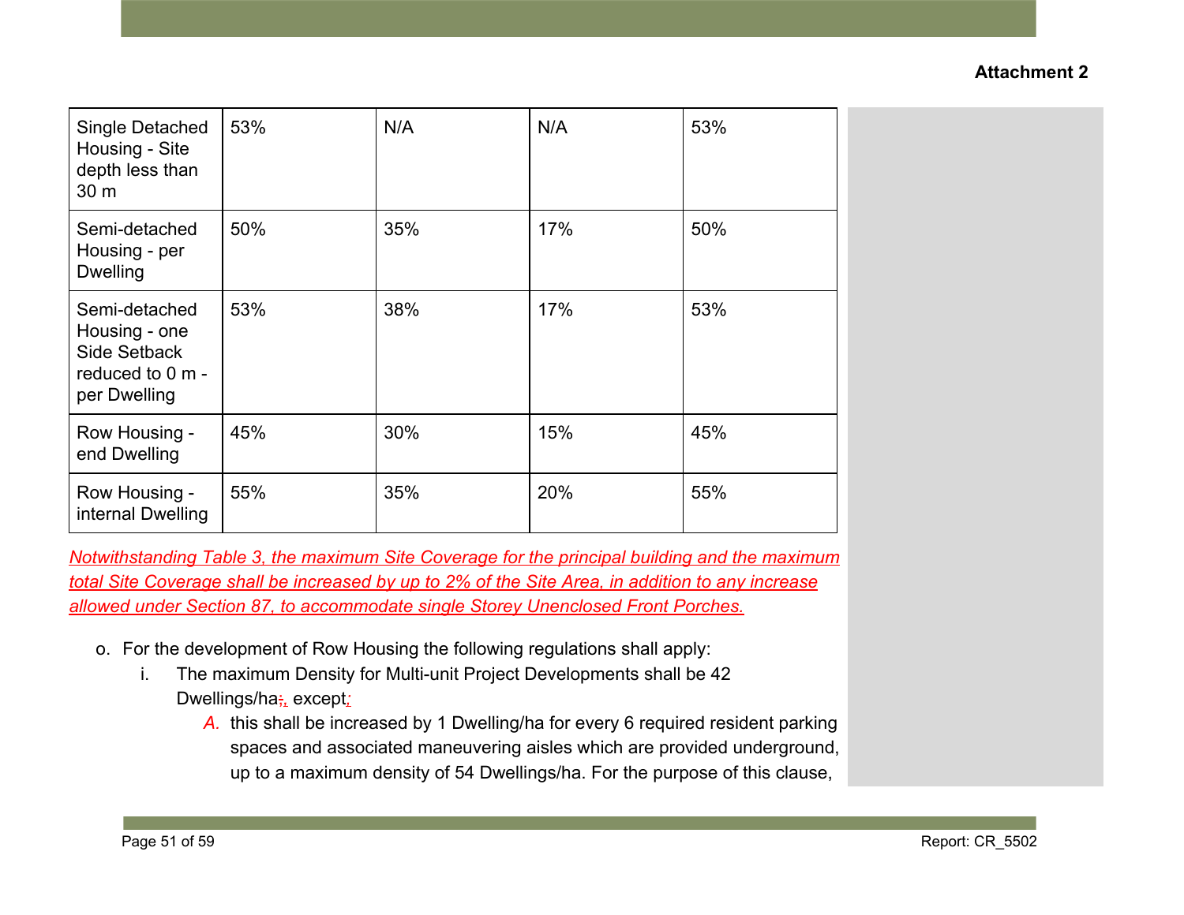Attachment 2

| | | | | |
|---|---|---|---|---|
| Single Detached Housing - Site depth less than 30 m | 53% | N/A | N/A | 53% |
| Semi-detached Housing - per Dwelling | 50% | 35% | 17% | 50% |
| Semi-detached Housing - one Side Setback reduced to 0 m - per Dwelling | 53% | 38% | 17% | 53% |
| Row Housing - end Dwelling | 45% | 30% | 15% | 45% |
| Row Housing - internal Dwelling | 55% | 35% | 20% | 55% |

*Notwithstanding Table 3, the maximum Site Coverage for the principal building and the maximum total Site Coverage shall be increased by up to 2% of the Site Area, in addition to any increase allowed under Section 87, to accommodate single Storey Unenclosed Front Porches.*

o. For the development of Row Housing the following regulations shall apply:

   i. The maximum Density for Multi-unit Project Developments shall be 42 Dwellings/ha;, except;

      *A.* this shall be increased by 1 Dwelling/ha for every 6 required resident parking spaces and associated maneuvering aisles which are provided underground, up to a maximum density of 54 Dwellings/ha. For the purpose of this clause,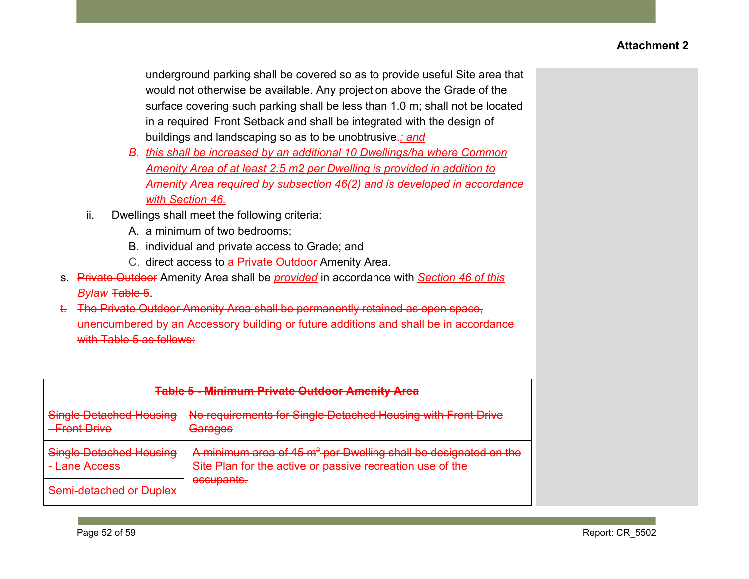**Attachment 2**

underground parking shall be covered so as to provide useful Site area that would not otherwise be available. Any projection above the Grade of the surface covering such parking shall be less than 1.0 m; shall not be located in a required Front Setback and shall be integrated with the design of buildings and landscaping so as to be unobtrusive~~.~~*; and*

B. *this shall be increased by an additional 10 Dwellings/ha where Common Amenity Area of at least 2.5 m2 per Dwelling is provided in addition to Amenity Area required by subsection 46(2) and is developed in accordance with Section 46.*

ii. Dwellings shall meet the following criteria:

A. a minimum of two bedrooms;

B. individual and private access to Grade; and

C. direct access to ~~a Private Outdoor~~ Amenity Area.

s. ~~Private Outdoor~~ Amenity Area shall be *provided* in accordance with *Section 46 of this Bylaw* ~~Table 5~~.

~~t. The Private Outdoor Amenity Area shall be permanently retained as open space, unencumbered by an Accessory building or future additions and shall be in accordance with Table 5 as follows:~~

| ~~Table 5 - Minimum Private Outdoor Amenity Area~~ | |
|---|---|
| ~~Single Detached Housing - Front Drive~~ | ~~No requirements for Single Detached Housing with Front Drive Garages~~ |
| ~~Single Detached Housing - Lane Access~~ | ~~A minimum area of 45 m² per Dwelling shall be designated on the Site Plan for the active or passive recreation use of the occupants.~~ |
| ~~Semi-detached or Duplex~~ | |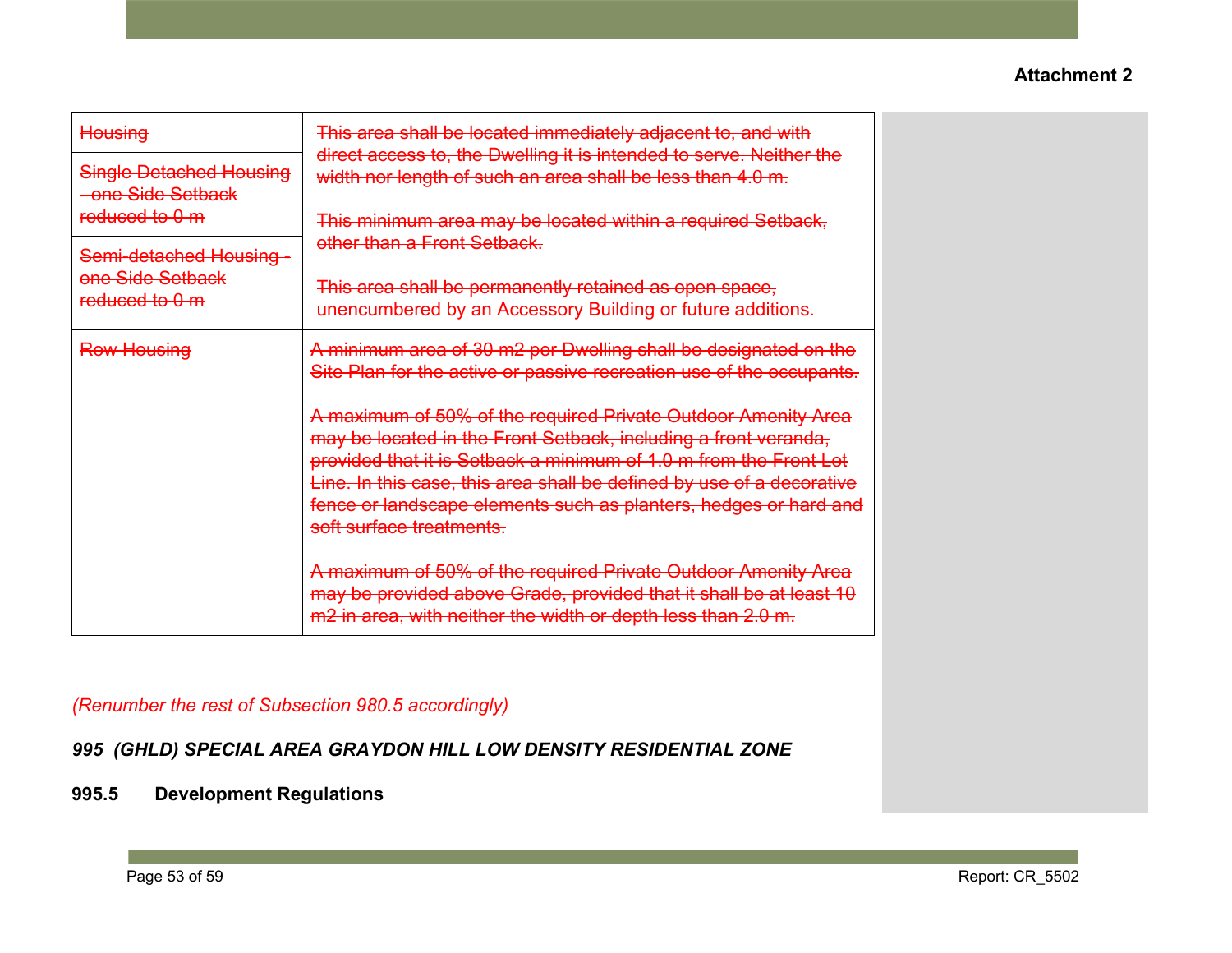**Attachment 2**

| ~~Housing~~ | ~~This area shall be located immediately adjacent to, and with direct access to, the Dwelling it is intended to serve. Neither the width nor length of such an area shall be less than 4.0 m.~~<br><br>~~This minimum area may be located within a required Setback, other than a Front Setback.~~<br><br>~~This area shall be permanently retained as open space, unencumbered by an Accessory Building or future additions.~~ |
|---|---|
| ~~Single Detached Housing - one Side Setback reduced to 0 m~~ | |
| ~~Semi-detached Housing - one Side Setback reduced to 0 m~~ | |
| ~~Row Housing~~ | ~~A minimum area of 30 m2 per Dwelling shall be designated on the Site Plan for the active or passive recreation use of the occupants.~~<br><br>~~A maximum of 50% of the required Private Outdoor Amenity Area may be located in the Front Setback, including a front veranda, provided that it is Setback a minimum of 1.0 m from the Front Lot Line. In this case, this area shall be defined by use of a decorative fence or landscape elements such as planters, hedges or hard and soft surface treatments.~~<br><br>~~A maximum of 50% of the required Private Outdoor Amenity Area may be provided above Grade, provided that it shall be at least 10 m2 in area, with neither the width or depth less than 2.0 m.~~ |

*(Renumber the rest of Subsection 980.5 accordingly)*

***995 (GHLD) SPECIAL AREA GRAYDON HILL LOW DENSITY RESIDENTIAL ZONE***

**995.5 Development Regulations**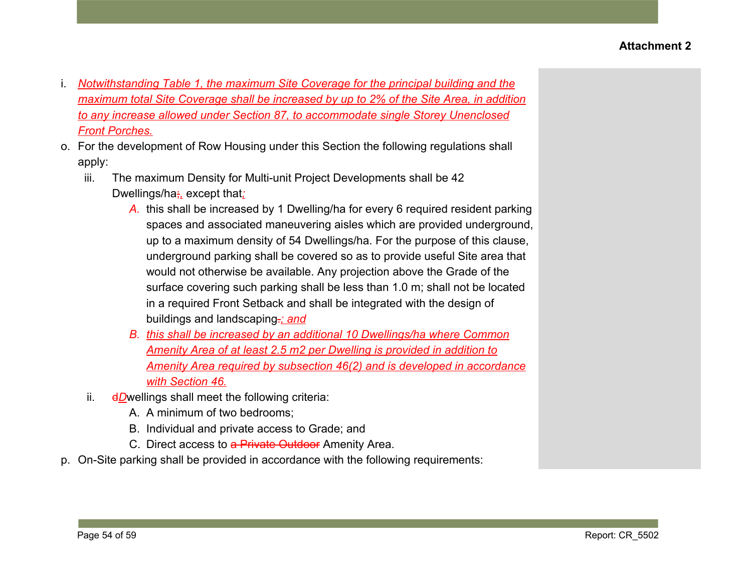**Attachment 2**

i. Notwithstanding Table 1, the maximum Site Coverage for the principal building and the maximum total Site Coverage shall be increased by up to 2% of the Site Area, in addition to any increase allowed under Section 87, to accommodate single Storey Unenclosed Front Porches.

o. For the development of Row Housing under this Section the following regulations shall apply:

   iii. The maximum Density for Multi-unit Project Developments shall be 42 Dwellings/ha;, except that;

      A. this shall be increased by 1 Dwelling/ha for every 6 required resident parking spaces and associated maneuvering aisles which are provided underground, up to a maximum density of 54 Dwellings/ha. For the purpose of this clause, underground parking shall be covered so as to provide useful Site area that would not otherwise be available. Any projection above the Grade of the surface covering such parking shall be less than 1.0 m; shall not be located in a required Front Setback and shall be integrated with the design of buildings and landscaping.; and

      B. this shall be increased by an additional 10 Dwellings/ha where Common Amenity Area of at least 2.5 m2 per Dwelling is provided in addition to Amenity Area required by subsection 46(2) and is developed in accordance with Section 46.

   ii. dDwellings shall meet the following criteria:

      A. A minimum of two bedrooms;

      B. Individual and private access to Grade; and

      C. Direct access to ~~a Private Outdoor~~ Amenity Area.

p. On-Site parking shall be provided in accordance with the following requirements: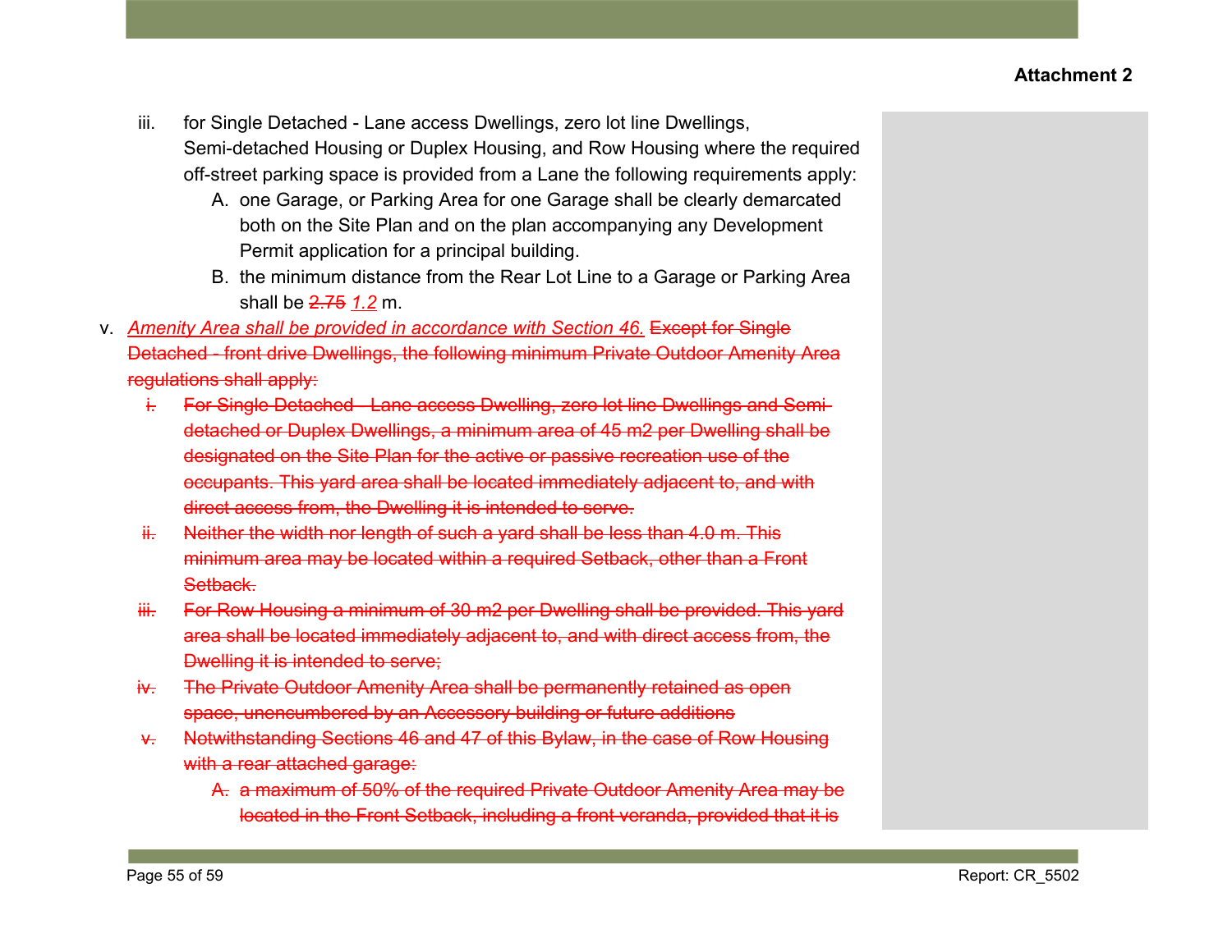**Attachment 2**

iii. for Single Detached - Lane access Dwellings, zero lot line Dwellings, Semi-detached Housing or Duplex Housing, and Row Housing where the required off-street parking space is provided from a Lane the following requirements apply:

   A. one Garage, or Parking Area for one Garage shall be clearly demarcated both on the Site Plan and on the plan accompanying any Development Permit application for a principal building.

   B. the minimum distance from the Rear Lot Line to a Garage or Parking Area shall be ~~2.75~~ *1.2* m.

v. *Amenity Area shall be provided in accordance with Section 46.* ~~Except for Single Detached - front drive Dwellings, the following minimum Private Outdoor Amenity Area regulations shall apply:~~

   ~~i. For Single Detached - Lane access Dwelling, zero lot line Dwellings and Semi-detached or Duplex Dwellings, a minimum area of 45 m2 per Dwelling shall be designated on the Site Plan for the active or passive recreation use of the occupants. This yard area shall be located immediately adjacent to, and with direct access from, the Dwelling it is intended to serve.~~

   ~~ii. Neither the width nor length of such a yard shall be less than 4.0 m. This minimum area may be located within a required Setback, other than a Front Setback.~~

   ~~iii. For Row Housing a minimum of 30 m2 per Dwelling shall be provided. This yard area shall be located immediately adjacent to, and with direct access from, the Dwelling it is intended to serve;~~

   ~~iv. The Private Outdoor Amenity Area shall be permanently retained as open space, unencumbered by an Accessory building or future additions~~

   ~~v. Notwithstanding Sections 46 and 47 of this Bylaw, in the case of Row Housing with a rear attached garage:~~

      ~~A. a maximum of 50% of the required Private Outdoor Amenity Area may be located in the Front Setback, including a front veranda, provided that it is~~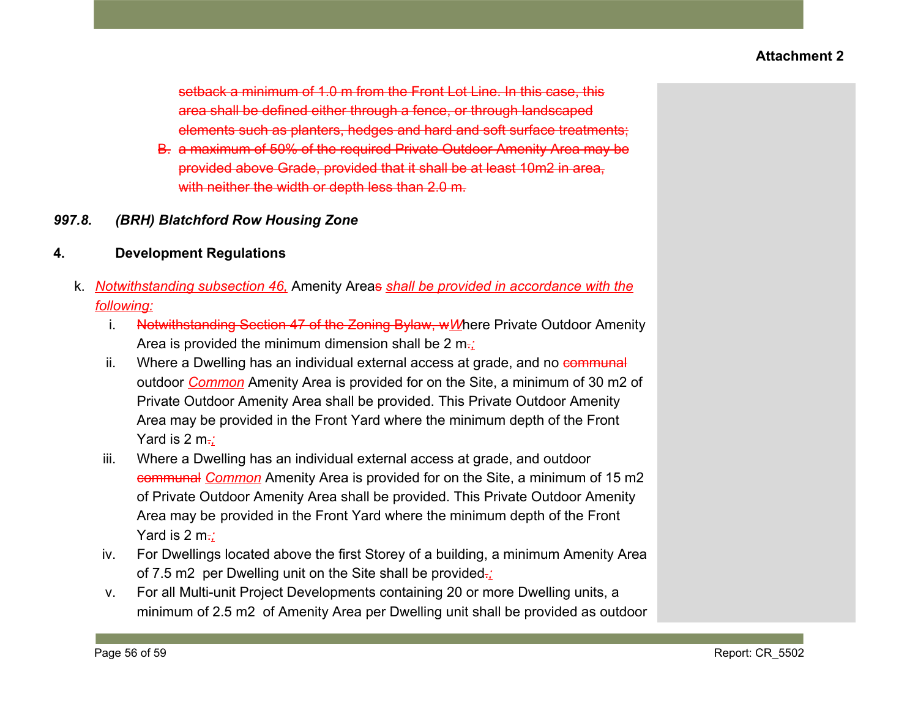~~setback a minimum of 1.0 m from the Front Lot Line. In this case, this area shall be defined either through a fence, or through landscaped elements such as planters, hedges and hard and soft surface treatments;~~

~~B. a maximum of 50% of the required Private Outdoor Amenity Area may be provided above Grade, provided that it shall be at least 10m2 in area, with neither the width or depth less than 2.0 m.~~

***997.8. (BRH) Blatchford Row Housing Zone***

**4. Development Regulations**

k. *Notwithstanding subsection 46,* Amenity Area~~s~~ *shall be provided in accordance with the following:*

i. ~~Notwithstanding Section 47 of the Zoning Bylaw, w~~*W*here Private Outdoor Amenity Area is provided the minimum dimension shall be 2 m~~.~~*;*

ii. Where a Dwelling has an individual external access at grade, and no ~~communal~~ outdoor *Common* Amenity Area is provided for on the Site, a minimum of 30 m2 of Private Outdoor Amenity Area shall be provided. This Private Outdoor Amenity Area may be provided in the Front Yard where the minimum depth of the Front Yard is 2 m~~.~~*;*

iii. Where a Dwelling has an individual external access at grade, and outdoor ~~communal~~ *Common* Amenity Area is provided for on the Site, a minimum of 15 m2 of Private Outdoor Amenity Area shall be provided. This Private Outdoor Amenity Area may be provided in the Front Yard where the minimum depth of the Front Yard is 2 m~~.~~*;*

iv. For Dwellings located above the first Storey of a building, a minimum Amenity Area of 7.5 m2 per Dwelling unit on the Site shall be provided~~.~~*;*

v. For all Multi-unit Project Developments containing 20 or more Dwelling units, a minimum of 2.5 m2 of Amenity Area per Dwelling unit shall be provided as outdoor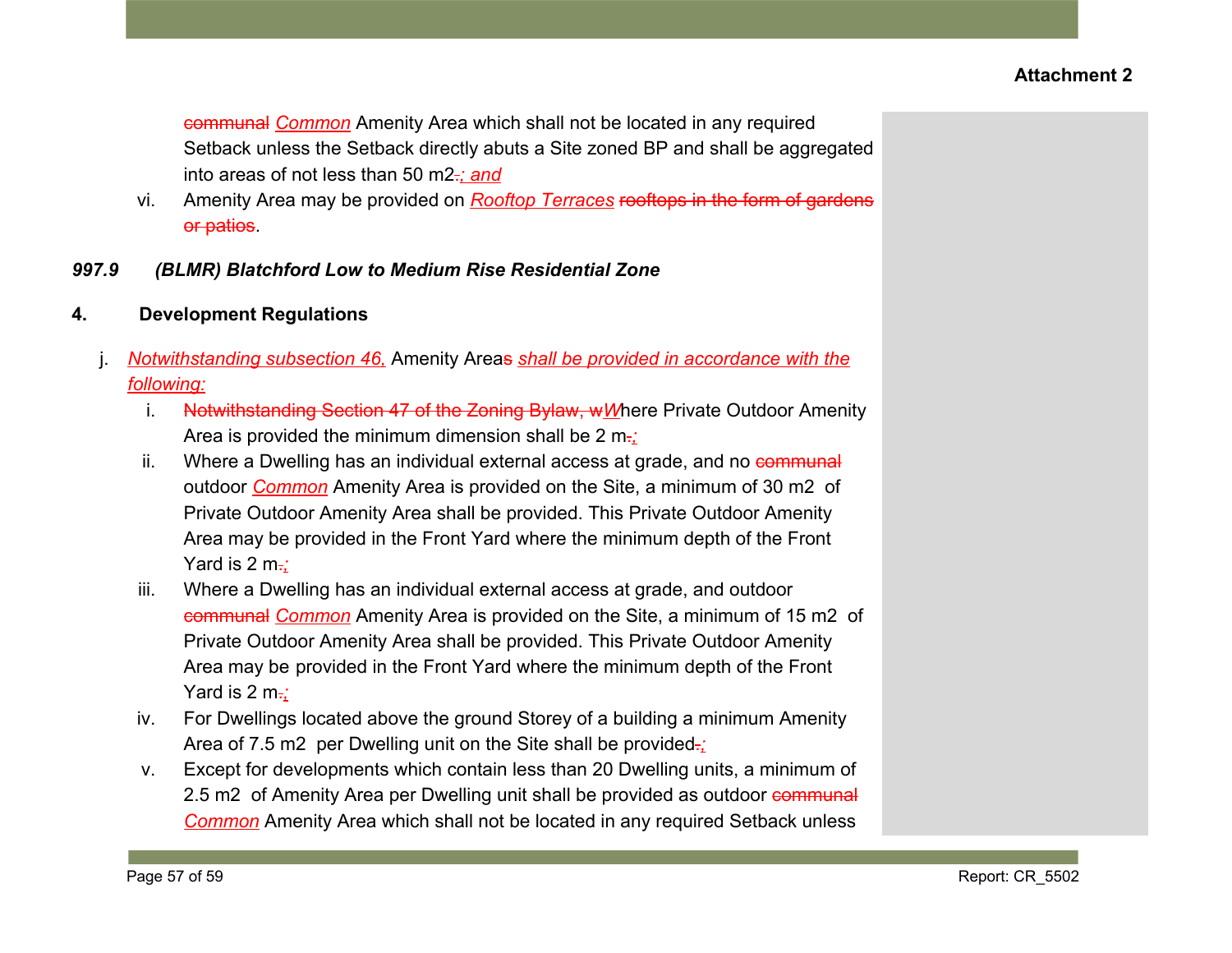~~communal~~ *Common* Amenity Area which shall not be located in any required Setback unless the Setback directly abuts a Site zoned BP and shall be aggregated into areas of not less than 50 m2~~.~~*; and*

vi. Amenity Area may be provided on *Rooftop Terraces* ~~rooftops in the form of gardens or patios~~.

***997.9 (BLMR) Blatchford Low to Medium Rise Residential Zone***

**4. Development Regulations**

j. *Notwithstanding subsection 46,* Amenity Area~~s~~ *shall be provided in accordance with the following:*

i. ~~Notwithstanding Section 47 of the Zoning Bylaw, w~~*W*here Private Outdoor Amenity Area is provided the minimum dimension shall be 2 m~~.~~*;*

ii. Where a Dwelling has an individual external access at grade, and no ~~communal~~ outdoor *Common* Amenity Area is provided on the Site, a minimum of 30 m2 of Private Outdoor Amenity Area shall be provided. This Private Outdoor Amenity Area may be provided in the Front Yard where the minimum depth of the Front Yard is 2 m~~.~~*;*

iii. Where a Dwelling has an individual external access at grade, and outdoor ~~communal~~ *Common* Amenity Area is provided on the Site, a minimum of 15 m2 of Private Outdoor Amenity Area shall be provided. This Private Outdoor Amenity Area may be provided in the Front Yard where the minimum depth of the Front Yard is 2 m~~.~~*;*

iv. For Dwellings located above the ground Storey of a building a minimum Amenity Area of 7.5 m2 per Dwelling unit on the Site shall be provided~~.~~*;*

v. Except for developments which contain less than 20 Dwelling units, a minimum of 2.5 m2 of Amenity Area per Dwelling unit shall be provided as outdoor ~~communal~~ *Common* Amenity Area which shall not be located in any required Setback unless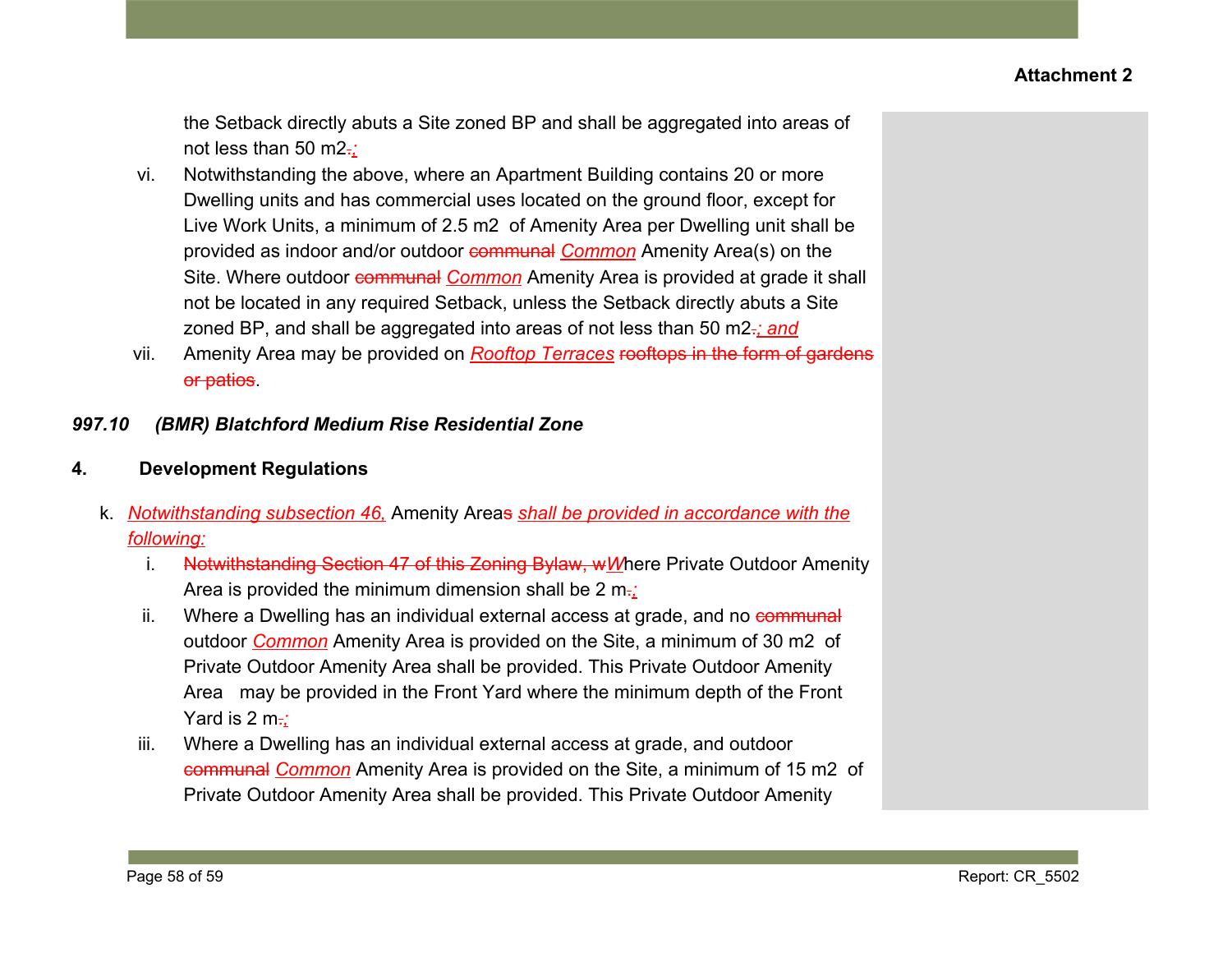the Setback directly abuts a Site zoned BP and shall be aggregated into areas of not less than 50 m2~~.~~;

vi. Notwithstanding the above, where an Apartment Building contains 20 or more Dwelling units and has commercial uses located on the ground floor, except for Live Work Units, a minimum of 2.5 m2 of Amenity Area per Dwelling unit shall be provided as indoor and/or outdoor ~~communal~~ *Common* Amenity Area(s) on the Site. Where outdoor ~~communal~~ *Common* Amenity Area is provided at grade it shall not be located in any required Setback, unless the Setback directly abuts a Site zoned BP, and shall be aggregated into areas of not less than 50 m2~~.~~*; and*

vii. Amenity Area may be provided on *Rooftop Terraces* ~~rooftops in the form of gardens or patios~~.

***997.10 (BMR) Blatchford Medium Rise Residential Zone***

**4. Development Regulations**

k. *Notwithstanding subsection 46,* Amenity Area~~s~~ *shall be provided in accordance with the following:*

i. ~~Notwithstanding Section 47 of this Zoning Bylaw, w~~*W*here Private Outdoor Amenity Area is provided the minimum dimension shall be 2 m~~.~~*;*

ii. Where a Dwelling has an individual external access at grade, and no ~~communal~~ outdoor *Common* Amenity Area is provided on the Site, a minimum of 30 m2 of Private Outdoor Amenity Area shall be provided. This Private Outdoor Amenity Area may be provided in the Front Yard where the minimum depth of the Front Yard is 2 m~~.~~*;*

iii. Where a Dwelling has an individual external access at grade, and outdoor ~~communal~~ *Common* Amenity Area is provided on the Site, a minimum of 15 m2 of Private Outdoor Amenity Area shall be provided. This Private Outdoor Amenity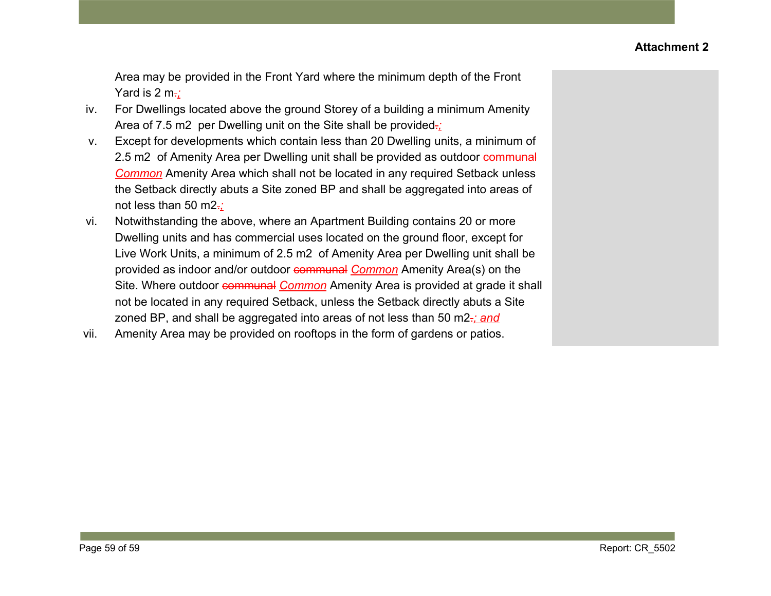Area may be provided in the Front Yard where the minimum depth of the Front Yard is 2 m~~.~~*;*

iv. For Dwellings located above the ground Storey of a building a minimum Amenity Area of 7.5 m2 per Dwelling unit on the Site shall be provided~~.~~*;*

v. Except for developments which contain less than 20 Dwelling units, a minimum of 2.5 m2 of Amenity Area per Dwelling unit shall be provided as outdoor ~~communal~~ *Common* Amenity Area which shall not be located in any required Setback unless the Setback directly abuts a Site zoned BP and shall be aggregated into areas of not less than 50 m2~~.~~*;*

vi. Notwithstanding the above, where an Apartment Building contains 20 or more Dwelling units and has commercial uses located on the ground floor, except for Live Work Units, a minimum of 2.5 m2 of Amenity Area per Dwelling unit shall be provided as indoor and/or outdoor ~~communal~~ *Common* Amenity Area(s) on the Site. Where outdoor ~~communal~~ *Common* Amenity Area is provided at grade it shall not be located in any required Setback, unless the Setback directly abuts a Site zoned BP, and shall be aggregated into areas of not less than 50 m2~~.~~*; and*

vii. Amenity Area may be provided on rooftops in the form of gardens or patios.